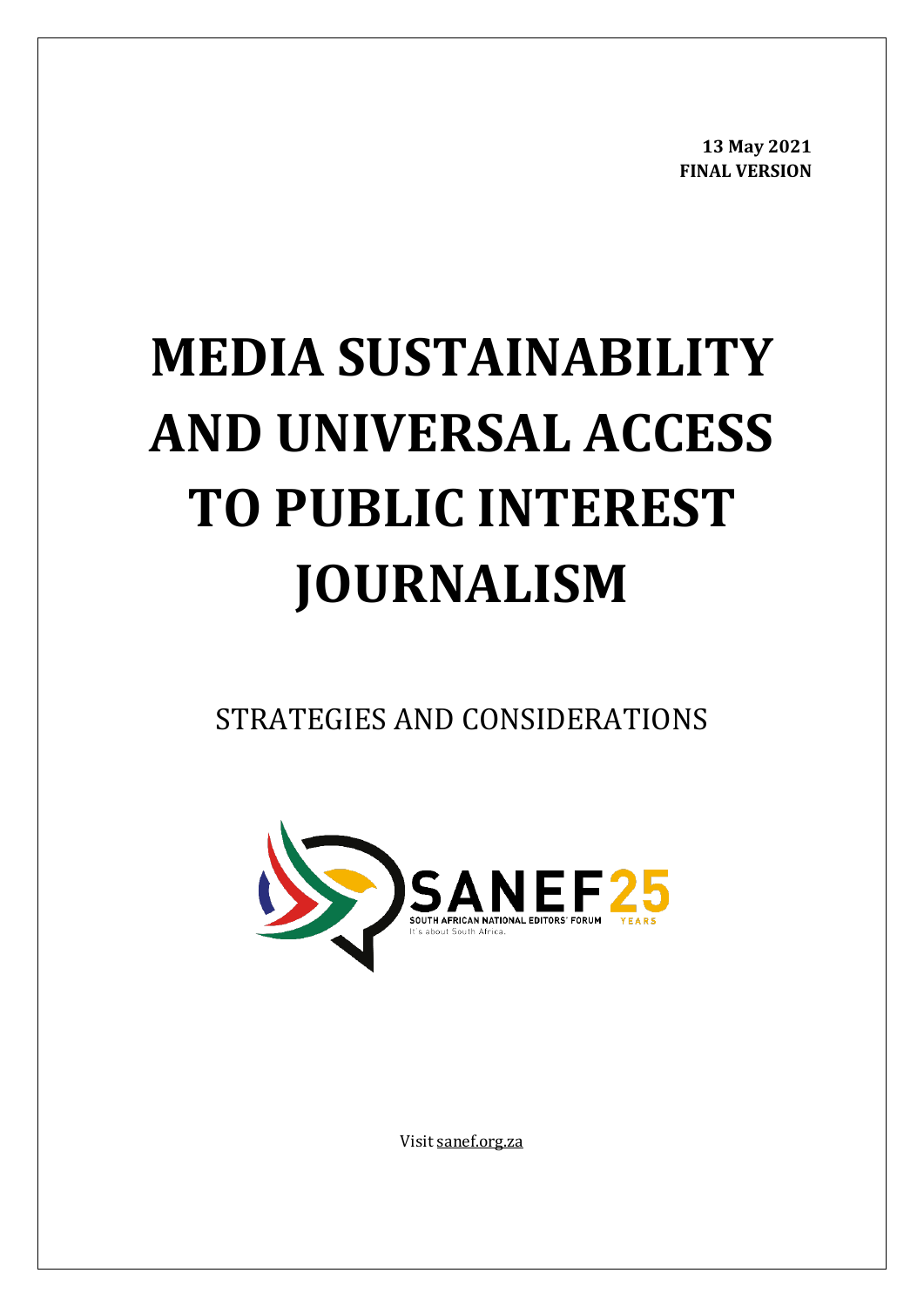**13 May 2021**
**FINAL VERSION**

# MEDIA SUSTAINABILITY AND UNIVERSAL ACCESS TO PUBLIC INTEREST JOURNALISM

STRATEGIES AND CONSIDERATIONS

SANEF 25
SOUTH AFRICAN NATIONAL EDITORS' FORUM
It's about South Africa.
YEARS

Visit sanef.org.za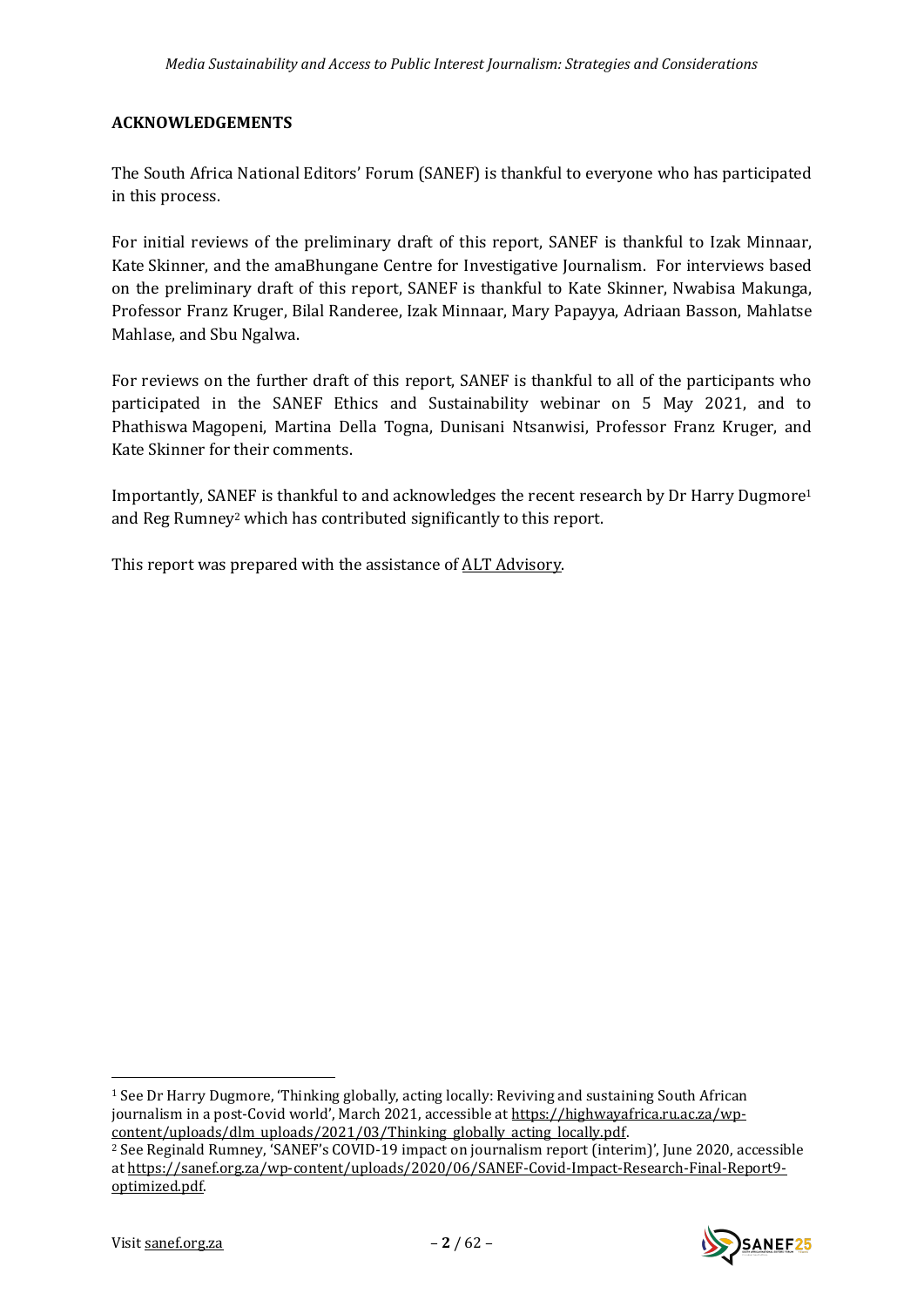## ACKNOWLEDGEMENTS

The South Africa National Editors' Forum (SANEF) is thankful to everyone who has participated in this process.

For initial reviews of the preliminary draft of this report, SANEF is thankful to Izak Minnaar, Kate Skinner, and the amaBhungane Centre for Investigative Journalism. For interviews based on the preliminary draft of this report, SANEF is thankful to Kate Skinner, Nwabisa Makunga, Professor Franz Kruger, Bilal Randeree, Izak Minnaar, Mary Papayya, Adriaan Basson, Mahlatse Mahlase, and Sbu Ngalwa.

For reviews on the further draft of this report, SANEF is thankful to all of the participants who participated in the SANEF Ethics and Sustainability webinar on 5 May 2021, and to Phathiswa Magopeni, Martina Della Togna, Dunisani Ntsanwisi, Professor Franz Kruger, and Kate Skinner for their comments.

Importantly, SANEF is thankful to and acknowledges the recent research by Dr Harry Dugmore[1] and Reg Rumney[2] which has contributed significantly to this report.

This report was prepared with the assistance of ALT Advisory.

---

[1] See Dr Harry Dugmore, 'Thinking globally, acting locally: Reviving and sustaining South African journalism in a post-Covid world', March 2021, accessible at https://highwayafrica.ru.ac.za/wp-content/uploads/dlm_uploads/2021/03/Thinking_globally_acting_locally.pdf.

[2] See Reginald Rumney, 'SANEF's COVID-19 impact on journalism report (interim)', June 2020, accessible at https://sanef.org.za/wp-content/uploads/2020/06/SANEF-Covid-Impact-Research-Final-Report9-optimized.pdf.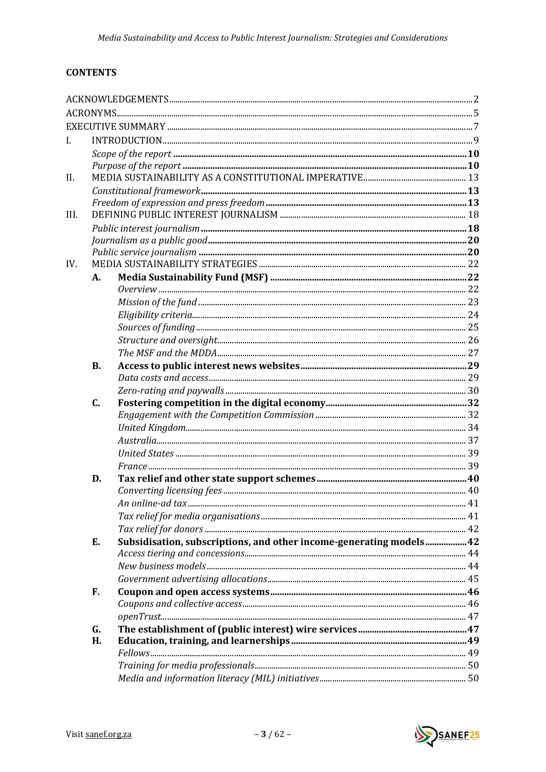## CONTENTS

ACKNOWLEDGEMENTS ..... 2
ACRONYMS ..... 5
EXECUTIVE SUMMARY ..... 7

I. INTRODUCTION ..... 9
   *Scope of the report* ..... **10**
   *Purpose of the report* ..... **10**

II. MEDIA SUSTAINABILITY AS A CONSTITUTIONAL IMPERATIVE ..... 13
   *Constitutional framework* ..... **13**
   *Freedom of expression and press freedom* ..... **13**

III. DEFINING PUBLIC INTEREST JOURNALISM ..... 18
   *Public interest journalism* ..... **18**
   *Journalism as a public good* ..... **20**
   *Public service journalism* ..... **20**

IV. MEDIA SUSTAINABILITY STRATEGIES ..... 22

   **A. Media Sustainability Fund (MSF)** ..... **22**
      *Overview* ..... 22
      *Mission of the fund* ..... 23
      *Eligibility criteria* ..... 24
      *Sources of funding* ..... 25
      *Structure and oversight* ..... 26
      *The MSF and the MDDA* ..... 27

   **B. Access to public interest news websites** ..... **29**
      *Data costs and access* ..... 29
      *Zero-rating and paywalls* ..... 30

   **C. Fostering competition in the digital economy** ..... **32**
      *Engagement with the Competition Commission* ..... 32
      *United Kingdom* ..... 34
      *Australia* ..... 37
      *United States* ..... 39
      *France* ..... 39

   **D. Tax relief and other state support schemes** ..... **40**
      *Converting licensing fees* ..... 40
      *An online-ad tax* ..... 41
      *Tax relief for media organisations* ..... 41
      *Tax relief for donors* ..... 42

   **E. Subsidisation, subscriptions, and other income-generating models** ..... **42**
      *Access tiering and concessions* ..... 44
      *New business models* ..... 44
      *Government advertising allocations* ..... 45

   **F. Coupon and open access systems** ..... **46**
      *Coupons and collective access* ..... 46
      *openTrust* ..... 47

   **G. The establishment of (public interest) wire services** ..... **47**

   **H. Education, training, and learnerships** ..... **49**
      *Fellows* ..... 49
      *Training for media professionals* ..... 50
      *Media and information literacy (MIL) initiatives* ..... 50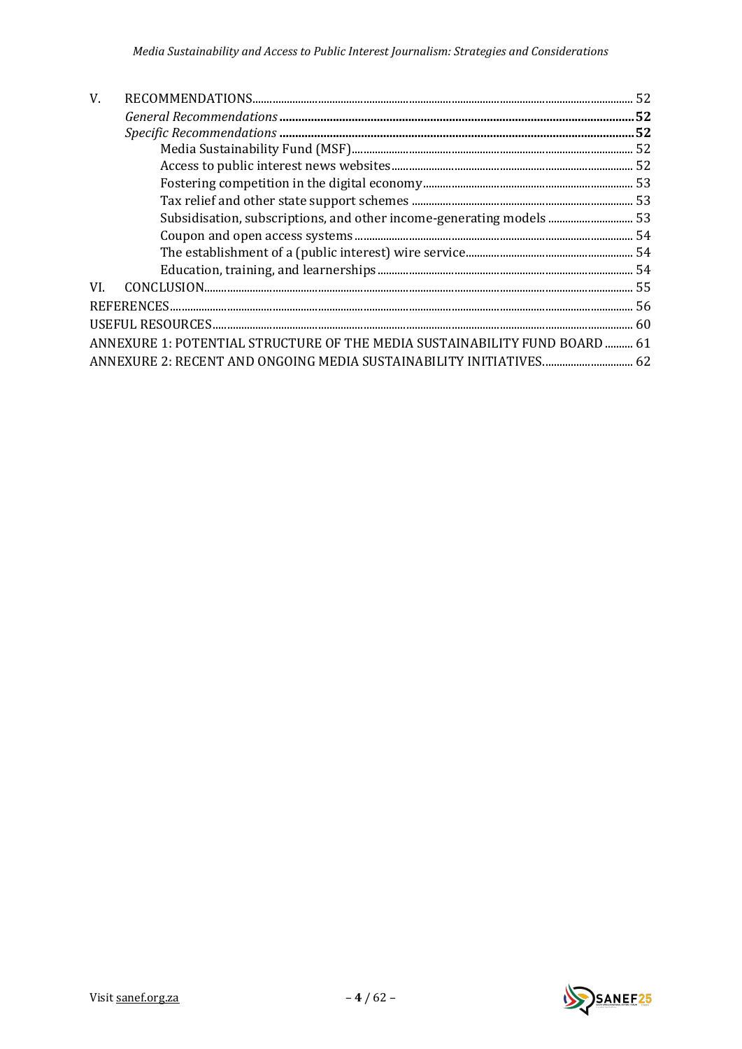V. RECOMMENDATIONS ... 52

*General Recommendations* ... **52**

*Specific Recommendations* ... **52**

- Media Sustainability Fund (MSF) ... 52
- Access to public interest news websites ... 52
- Fostering competition in the digital economy ... 53
- Tax relief and other state support schemes ... 53
- Subsidisation, subscriptions, and other income-generating models ... 53
- Coupon and open access systems ... 54
- The establishment of a (public interest) wire service ... 54
- Education, training, and learnerships ... 54

VI. CONCLUSION ... 55

REFERENCES ... 56

USEFUL RESOURCES ... 60

ANNEXURE 1: POTENTIAL STRUCTURE OF THE MEDIA SUSTAINABILITY FUND BOARD ... 61

ANNEXURE 2: RECENT AND ONGOING MEDIA SUSTAINABILITY INITIATIVES ... 62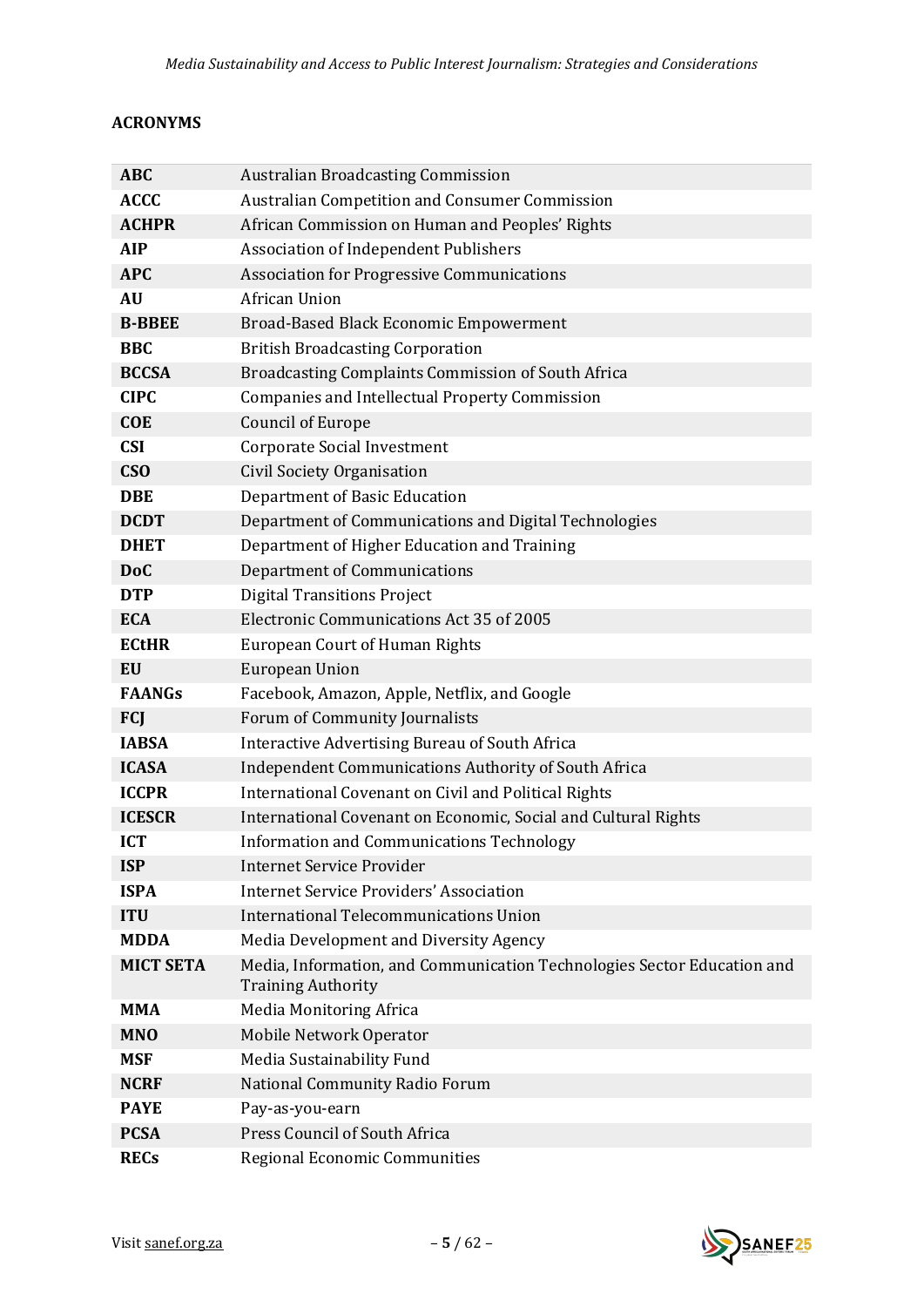**ACRONYMS**

| | |
|---|---|
| **ABC** | Australian Broadcasting Commission |
| **ACCC** | Australian Competition and Consumer Commission |
| **ACHPR** | African Commission on Human and Peoples' Rights |
| **AIP** | Association of Independent Publishers |
| **APC** | Association for Progressive Communications |
| **AU** | African Union |
| **B-BBEE** | Broad-Based Black Economic Empowerment |
| **BBC** | British Broadcasting Corporation |
| **BCCSA** | Broadcasting Complaints Commission of South Africa |
| **CIPC** | Companies and Intellectual Property Commission |
| **COE** | Council of Europe |
| **CSI** | Corporate Social Investment |
| **CSO** | Civil Society Organisation |
| **DBE** | Department of Basic Education |
| **DCDT** | Department of Communications and Digital Technologies |
| **DHET** | Department of Higher Education and Training |
| **DoC** | Department of Communications |
| **DTP** | Digital Transitions Project |
| **ECA** | Electronic Communications Act 35 of 2005 |
| **ECtHR** | European Court of Human Rights |
| **EU** | European Union |
| **FAANGs** | Facebook, Amazon, Apple, Netflix, and Google |
| **FCJ** | Forum of Community Journalists |
| **IABSA** | Interactive Advertising Bureau of South Africa |
| **ICASA** | Independent Communications Authority of South Africa |
| **ICCPR** | International Covenant on Civil and Political Rights |
| **ICESCR** | International Covenant on Economic, Social and Cultural Rights |
| **ICT** | Information and Communications Technology |
| **ISP** | Internet Service Provider |
| **ISPA** | Internet Service Providers' Association |
| **ITU** | International Telecommunications Union |
| **MDDA** | Media Development and Diversity Agency |
| **MICT SETA** | Media, Information, and Communication Technologies Sector Education and Training Authority |
| **MMA** | Media Monitoring Africa |
| **MNO** | Mobile Network Operator |
| **MSF** | Media Sustainability Fund |
| **NCRF** | National Community Radio Forum |
| **PAYE** | Pay-as-you-earn |
| **PCSA** | Press Council of South Africa |
| **RECs** | Regional Economic Communities |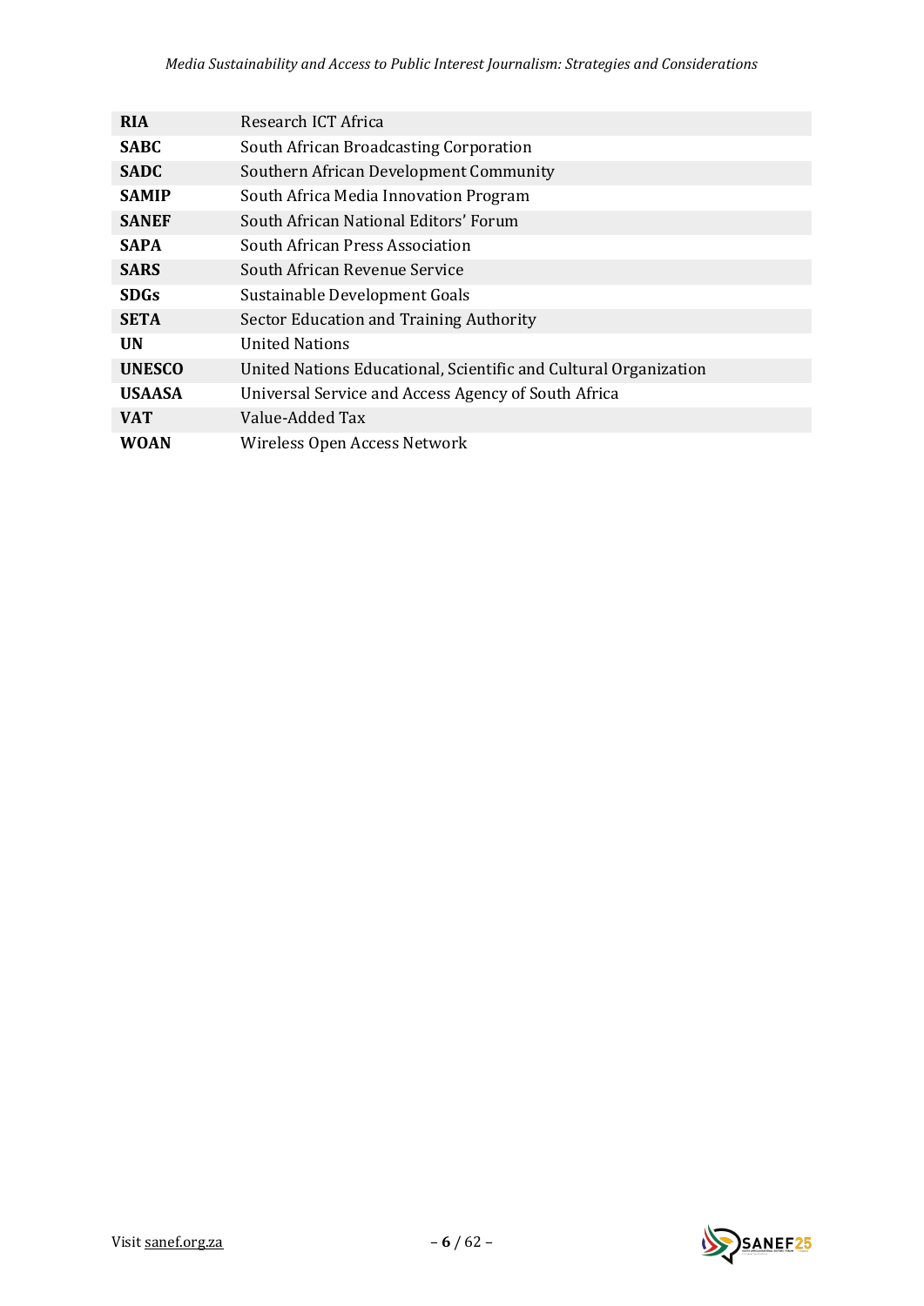| | |
|---|---|
| **RIA** | Research ICT Africa |
| **SABC** | South African Broadcasting Corporation |
| **SADC** | Southern African Development Community |
| **SAMIP** | South Africa Media Innovation Program |
| **SANEF** | South African National Editors' Forum |
| **SAPA** | South African Press Association |
| **SARS** | South African Revenue Service |
| **SDGs** | Sustainable Development Goals |
| **SETA** | Sector Education and Training Authority |
| **UN** | United Nations |
| **UNESCO** | United Nations Educational, Scientific and Cultural Organization |
| **USAASA** | Universal Service and Access Agency of South Africa |
| **VAT** | Value-Added Tax |
| **WOAN** | Wireless Open Access Network |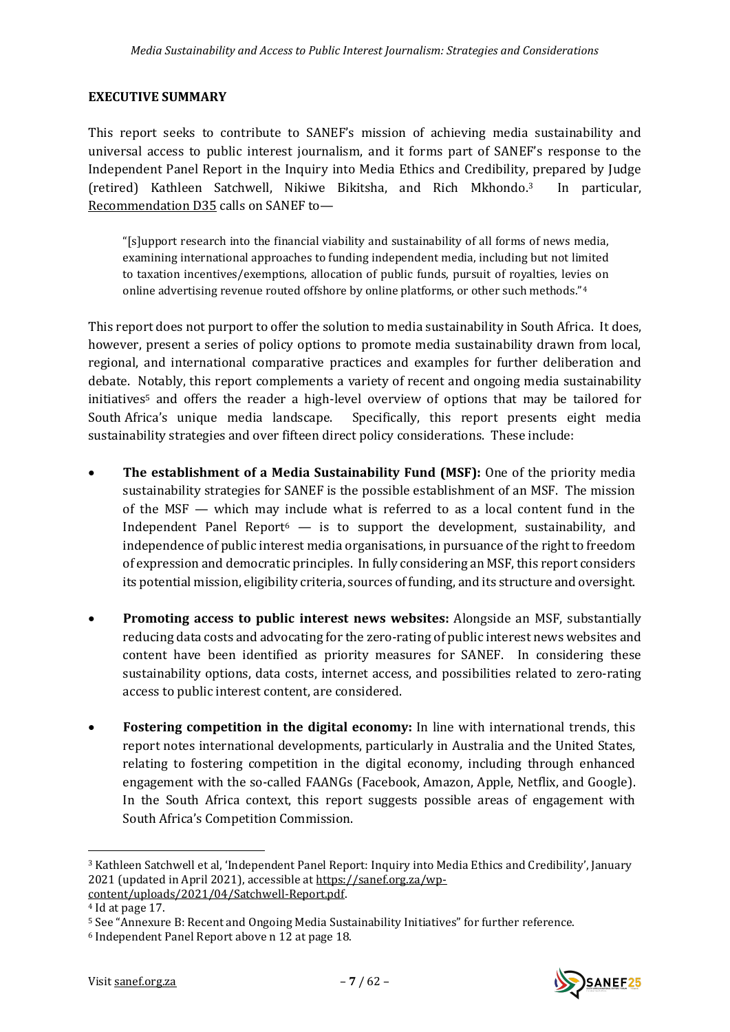## EXECUTIVE SUMMARY

This report seeks to contribute to SANEF's mission of achieving media sustainability and universal access to public interest journalism, and it forms part of SANEF's response to the Independent Panel Report in the Inquiry into Media Ethics and Credibility, prepared by Judge (retired) Kathleen Satchwell, Nikiwe Bikitsha, and Rich Mkhondo.[3] In particular, Recommendation D35 calls on SANEF to—

> "[s]upport research into the financial viability and sustainability of all forms of news media, examining international approaches to funding independent media, including but not limited to taxation incentives/exemptions, allocation of public funds, pursuit of royalties, levies on online advertising revenue routed offshore by online platforms, or other such methods."[4]

This report does not purport to offer the solution to media sustainability in South Africa. It does, however, present a series of policy options to promote media sustainability drawn from local, regional, and international comparative practices and examples for further deliberation and debate. Notably, this report complements a variety of recent and ongoing media sustainability initiatives[5] and offers the reader a high-level overview of options that may be tailored for South Africa's unique media landscape. Specifically, this report presents eight media sustainability strategies and over fifteen direct policy considerations. These include:

- **The establishment of a Media Sustainability Fund (MSF):** One of the priority media sustainability strategies for SANEF is the possible establishment of an MSF. The mission of the MSF — which may include what is referred to as a local content fund in the Independent Panel Report[6] — is to support the development, sustainability, and independence of public interest media organisations, in pursuance of the right to freedom of expression and democratic principles. In fully considering an MSF, this report considers its potential mission, eligibility criteria, sources of funding, and its structure and oversight.
- **Promoting access to public interest news websites:** Alongside an MSF, substantially reducing data costs and advocating for the zero-rating of public interest news websites and content have been identified as priority measures for SANEF. In considering these sustainability options, data costs, internet access, and possibilities related to zero-rating access to public interest content, are considered.
- **Fostering competition in the digital economy:** In line with international trends, this report notes international developments, particularly in Australia and the United States, relating to fostering competition in the digital economy, including through enhanced engagement with the so-called FAANGs (Facebook, Amazon, Apple, Netflix, and Google). In the South Africa context, this report suggests possible areas of engagement with South Africa's Competition Commission.

---

[3] Kathleen Satchwell et al, 'Independent Panel Report: Inquiry into Media Ethics and Credibility', January 2021 (updated in April 2021), accessible at https://sanef.org.za/wp-content/uploads/2021/04/Satchwell-Report.pdf.

[4] Id at page 17.

[5] See "Annexure B: Recent and Ongoing Media Sustainability Initiatives" for further reference.

[6] Independent Panel Report above n 12 at page 18.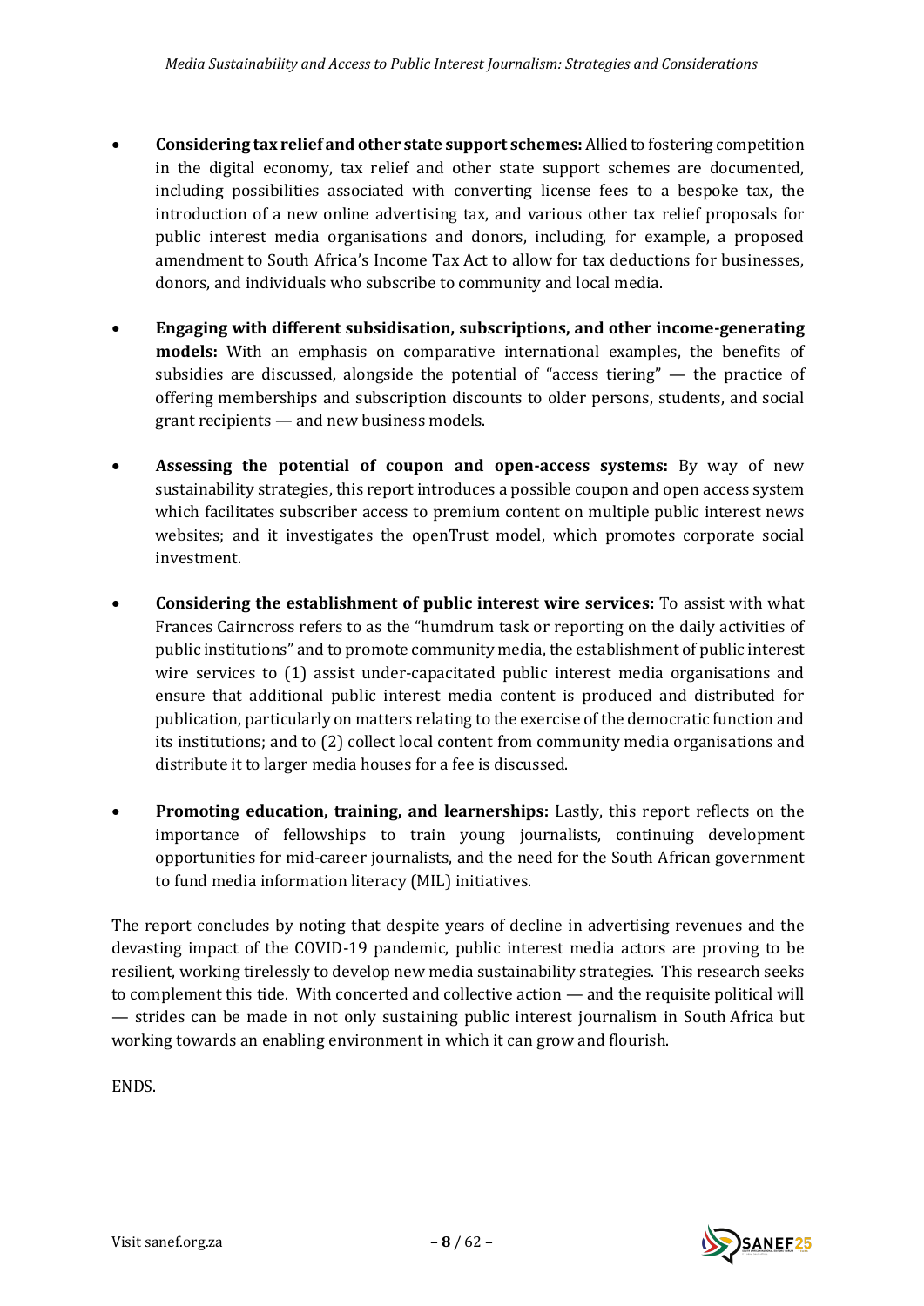- **Considering tax relief and other state support schemes:** Allied to fostering competition in the digital economy, tax relief and other state support schemes are documented, including possibilities associated with converting license fees to a bespoke tax, the introduction of a new online advertising tax, and various other tax relief proposals for public interest media organisations and donors, including, for example, a proposed amendment to South Africa's Income Tax Act to allow for tax deductions for businesses, donors, and individuals who subscribe to community and local media.

- **Engaging with different subsidisation, subscriptions, and other income-generating models:** With an emphasis on comparative international examples, the benefits of subsidies are discussed, alongside the potential of "access tiering" — the practice of offering memberships and subscription discounts to older persons, students, and social grant recipients — and new business models.

- **Assessing the potential of coupon and open-access systems:** By way of new sustainability strategies, this report introduces a possible coupon and open access system which facilitates subscriber access to premium content on multiple public interest news websites; and it investigates the openTrust model, which promotes corporate social investment.

- **Considering the establishment of public interest wire services:** To assist with what Frances Cairncross refers to as the "humdrum task or reporting on the daily activities of public institutions" and to promote community media, the establishment of public interest wire services to (1) assist under-capacitated public interest media organisations and ensure that additional public interest media content is produced and distributed for publication, particularly on matters relating to the exercise of the democratic function and its institutions; and to (2) collect local content from community media organisations and distribute it to larger media houses for a fee is discussed.

- **Promoting education, training, and learnerships:** Lastly, this report reflects on the importance of fellowships to train young journalists, continuing development opportunities for mid-career journalists, and the need for the South African government to fund media information literacy (MIL) initiatives.

The report concludes by noting that despite years of decline in advertising revenues and the devasting impact of the COVID-19 pandemic, public interest media actors are proving to be resilient, working tirelessly to develop new media sustainability strategies. This research seeks to complement this tide. With concerted and collective action — and the requisite political will — strides can be made in not only sustaining public interest journalism in South Africa but working towards an enabling environment in which it can grow and flourish.

ENDS.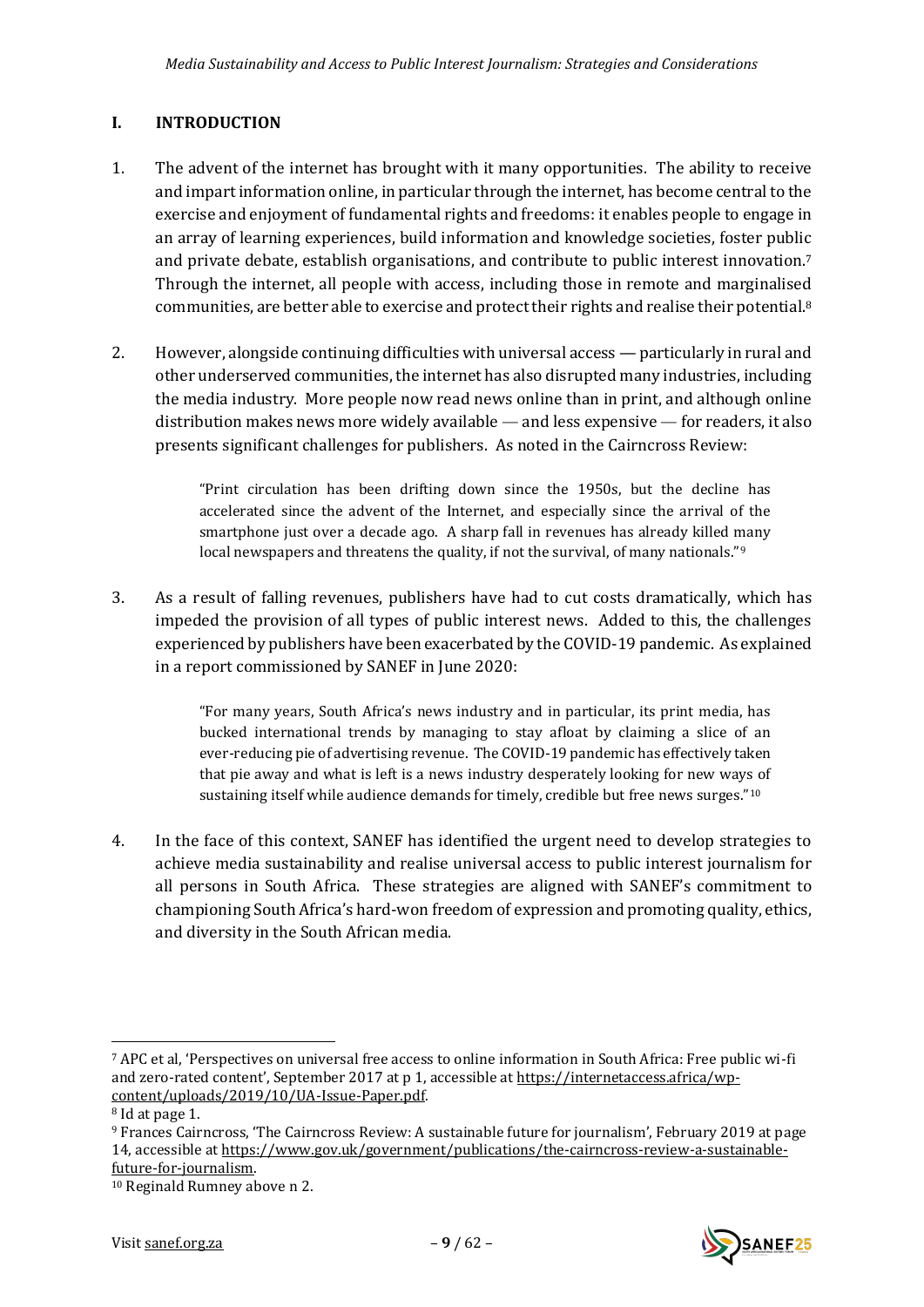# I. INTRODUCTION

1. The advent of the internet has brought with it many opportunities. The ability to receive and impart information online, in particular through the internet, has become central to the exercise and enjoyment of fundamental rights and freedoms: it enables people to engage in an array of learning experiences, build information and knowledge societies, foster public and private debate, establish organisations, and contribute to public interest innovation.[7] Through the internet, all people with access, including those in remote and marginalised communities, are better able to exercise and protect their rights and realise their potential.[8]

2. However, alongside continuing difficulties with universal access — particularly in rural and other underserved communities, the internet has also disrupted many industries, including the media industry. More people now read news online than in print, and although online distribution makes news more widely available — and less expensive — for readers, it also presents significant challenges for publishers. As noted in the Cairncross Review:

   > "Print circulation has been drifting down since the 1950s, but the decline has accelerated since the advent of the Internet, and especially since the arrival of the smartphone just over a decade ago. A sharp fall in revenues has already killed many local newspapers and threatens the quality, if not the survival, of many nationals."[9]

3. As a result of falling revenues, publishers have had to cut costs dramatically, which has impeded the provision of all types of public interest news. Added to this, the challenges experienced by publishers have been exacerbated by the COVID-19 pandemic. As explained in a report commissioned by SANEF in June 2020:

   > "For many years, South Africa's news industry and in particular, its print media, has bucked international trends by managing to stay afloat by claiming a slice of an ever-reducing pie of advertising revenue. The COVID-19 pandemic has effectively taken that pie away and what is left is a news industry desperately looking for new ways of sustaining itself while audience demands for timely, credible but free news surges."[10]

4. In the face of this context, SANEF has identified the urgent need to develop strategies to achieve media sustainability and realise universal access to public interest journalism for all persons in South Africa. These strategies are aligned with SANEF's commitment to championing South Africa's hard-won freedom of expression and promoting quality, ethics, and diversity in the South African media.

---

[7] APC et al, 'Perspectives on universal free access to online information in South Africa: Free public wi-fi and zero-rated content', September 2017 at p 1, accessible at https://internetaccess.africa/wp-content/uploads/2019/10/UA-Issue-Paper.pdf.

[8] Id at page 1.

[9] Frances Cairncross, 'The Cairncross Review: A sustainable future for journalism', February 2019 at page 14, accessible at https://www.gov.uk/government/publications/the-cairncross-review-a-sustainable-future-for-journalism.

[10] Reginald Rumney above n 2.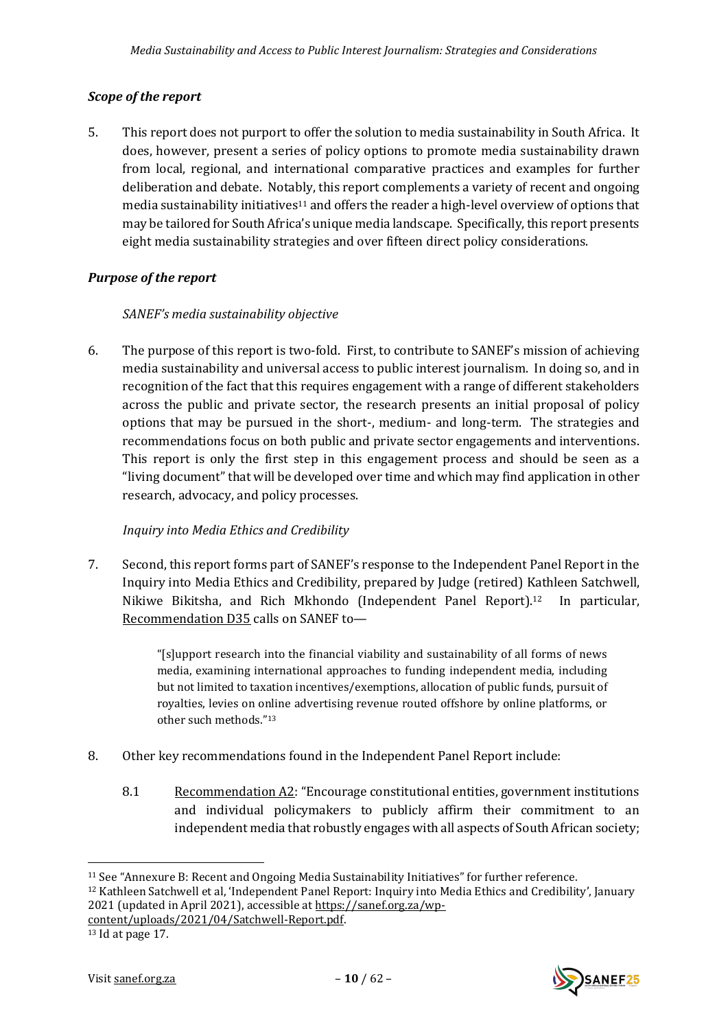### *Scope of the report*

5. This report does not purport to offer the solution to media sustainability in South Africa. It does, however, present a series of policy options to promote media sustainability drawn from local, regional, and international comparative practices and examples for further deliberation and debate. Notably, this report complements a variety of recent and ongoing media sustainability initiatives[11] and offers the reader a high-level overview of options that may be tailored for South Africa's unique media landscape. Specifically, this report presents eight media sustainability strategies and over fifteen direct policy considerations.

### *Purpose of the report*

*SANEF's media sustainability objective*

6. The purpose of this report is two-fold. First, to contribute to SANEF's mission of achieving media sustainability and universal access to public interest journalism. In doing so, and in recognition of the fact that this requires engagement with a range of different stakeholders across the public and private sector, the research presents an initial proposal of policy options that may be pursued in the short-, medium- and long-term. The strategies and recommendations focus on both public and private sector engagements and interventions. This report is only the first step in this engagement process and should be seen as a "living document" that will be developed over time and which may find application in other research, advocacy, and policy processes.

*Inquiry into Media Ethics and Credibility*

7. Second, this report forms part of SANEF's response to the Independent Panel Report in the Inquiry into Media Ethics and Credibility, prepared by Judge (retired) Kathleen Satchwell, Nikiwe Bikitsha, and Rich Mkhondo (Independent Panel Report).[12] In particular, Recommendation D35 calls on SANEF to—

> "[s]upport research into the financial viability and sustainability of all forms of news media, examining international approaches to funding independent media, including but not limited to taxation incentives/exemptions, allocation of public funds, pursuit of royalties, levies on online advertising revenue routed offshore by online platforms, or other such methods."[13]

8. Other key recommendations found in the Independent Panel Report include:

   8.1 Recommendation A2: "Encourage constitutional entities, government institutions and individual policymakers to publicly affirm their commitment to an independent media that robustly engages with all aspects of South African society;

---

[11] See "Annexure B: Recent and Ongoing Media Sustainability Initiatives" for further reference.

[12] Kathleen Satchwell et al, 'Independent Panel Report: Inquiry into Media Ethics and Credibility', January 2021 (updated in April 2021), accessible at https://sanef.org.za/wp-content/uploads/2021/04/Satchwell-Report.pdf.

[13] Id at page 17.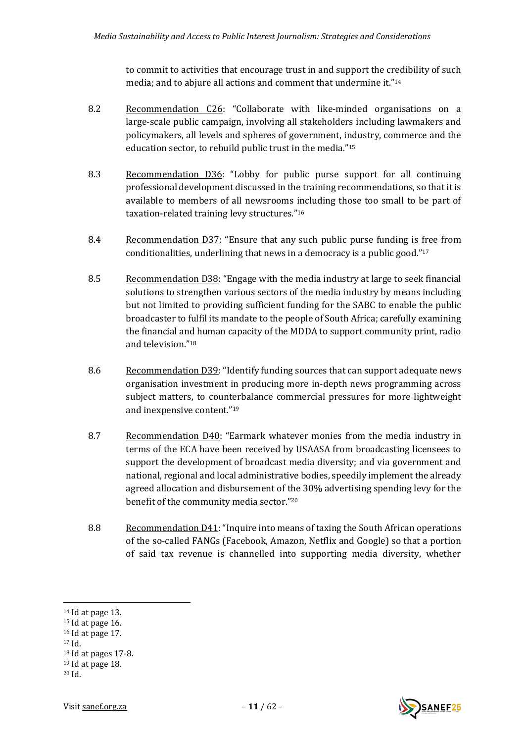to commit to activities that encourage trust in and support the credibility of such media; and to abjure all actions and comment that undermine it."[14]

8.2 Recommendation C26: "Collaborate with like-minded organisations on a large-scale public campaign, involving all stakeholders including lawmakers and policymakers, all levels and spheres of government, industry, commerce and the education sector, to rebuild public trust in the media."[15]

8.3 Recommendation D36: "Lobby for public purse support for all continuing professional development discussed in the training recommendations, so that it is available to members of all newsrooms including those too small to be part of taxation-related training levy structures."[16]

8.4 Recommendation D37: "Ensure that any such public purse funding is free from conditionalities, underlining that news in a democracy is a public good."[17]

8.5 Recommendation D38: "Engage with the media industry at large to seek financial solutions to strengthen various sectors of the media industry by means including but not limited to providing sufficient funding for the SABC to enable the public broadcaster to fulfil its mandate to the people of South Africa; carefully examining the financial and human capacity of the MDDA to support community print, radio and television."[18]

8.6 Recommendation D39: "Identify funding sources that can support adequate news organisation investment in producing more in-depth news programming across subject matters, to counterbalance commercial pressures for more lightweight and inexpensive content."[19]

8.7 Recommendation D40: "Earmark whatever monies from the media industry in terms of the ECA have been received by USAASA from broadcasting licensees to support the development of broadcast media diversity; and via government and national, regional and local administrative bodies, speedily implement the already agreed allocation and disbursement of the 30% advertising spending levy for the benefit of the community media sector."[20]

8.8 Recommendation D41: "Inquire into means of taxing the South African operations of the so-called FANGs (Facebook, Amazon, Netflix and Google) so that a portion of said tax revenue is channelled into supporting media diversity, whether

---

[14] Id at page 13.
[15] Id at page 16.
[16] Id at page 17.
[17] Id.
[18] Id at pages 17-8.
[19] Id at page 18.
[20] Id.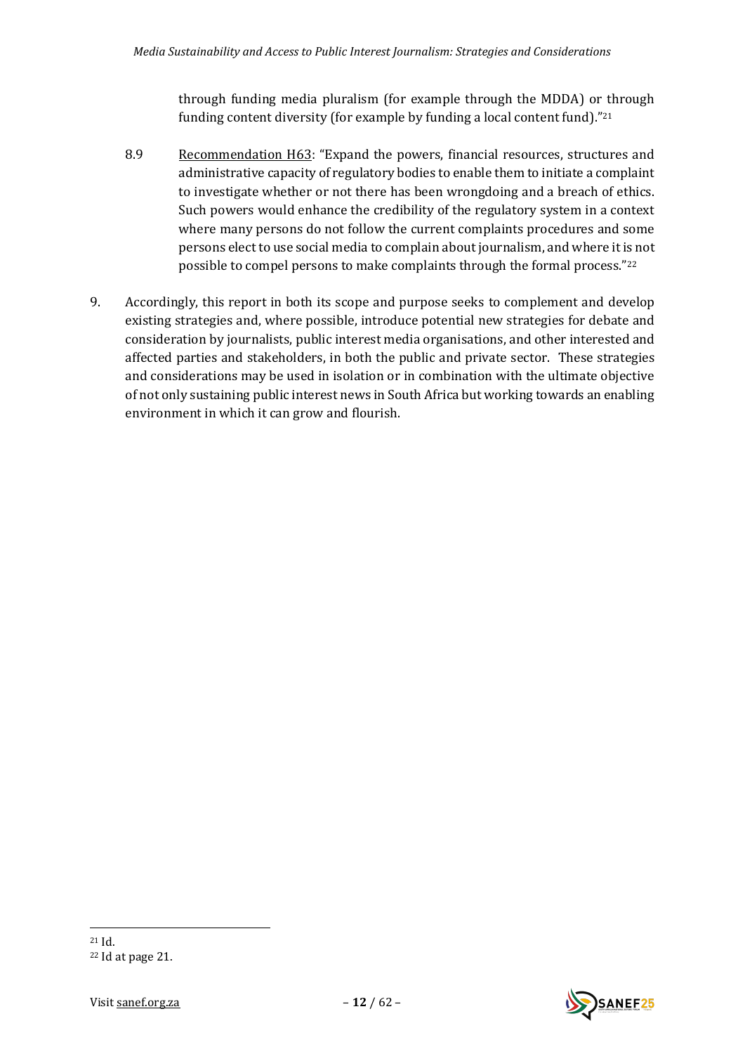through funding media pluralism (for example through the MDDA) or through funding content diversity (for example by funding a local content fund)."[21]

8.9 Recommendation H63: "Expand the powers, financial resources, structures and administrative capacity of regulatory bodies to enable them to initiate a complaint to investigate whether or not there has been wrongdoing and a breach of ethics. Such powers would enhance the credibility of the regulatory system in a context where many persons do not follow the current complaints procedures and some persons elect to use social media to complain about journalism, and where it is not possible to compel persons to make complaints through the formal process."[22]

9. Accordingly, this report in both its scope and purpose seeks to complement and develop existing strategies and, where possible, introduce potential new strategies for debate and consideration by journalists, public interest media organisations, and other interested and affected parties and stakeholders, in both the public and private sector. These strategies and considerations may be used in isolation or in combination with the ultimate objective of not only sustaining public interest news in South Africa but working towards an enabling environment in which it can grow and flourish.

---

[21] Id.

[22] Id at page 21.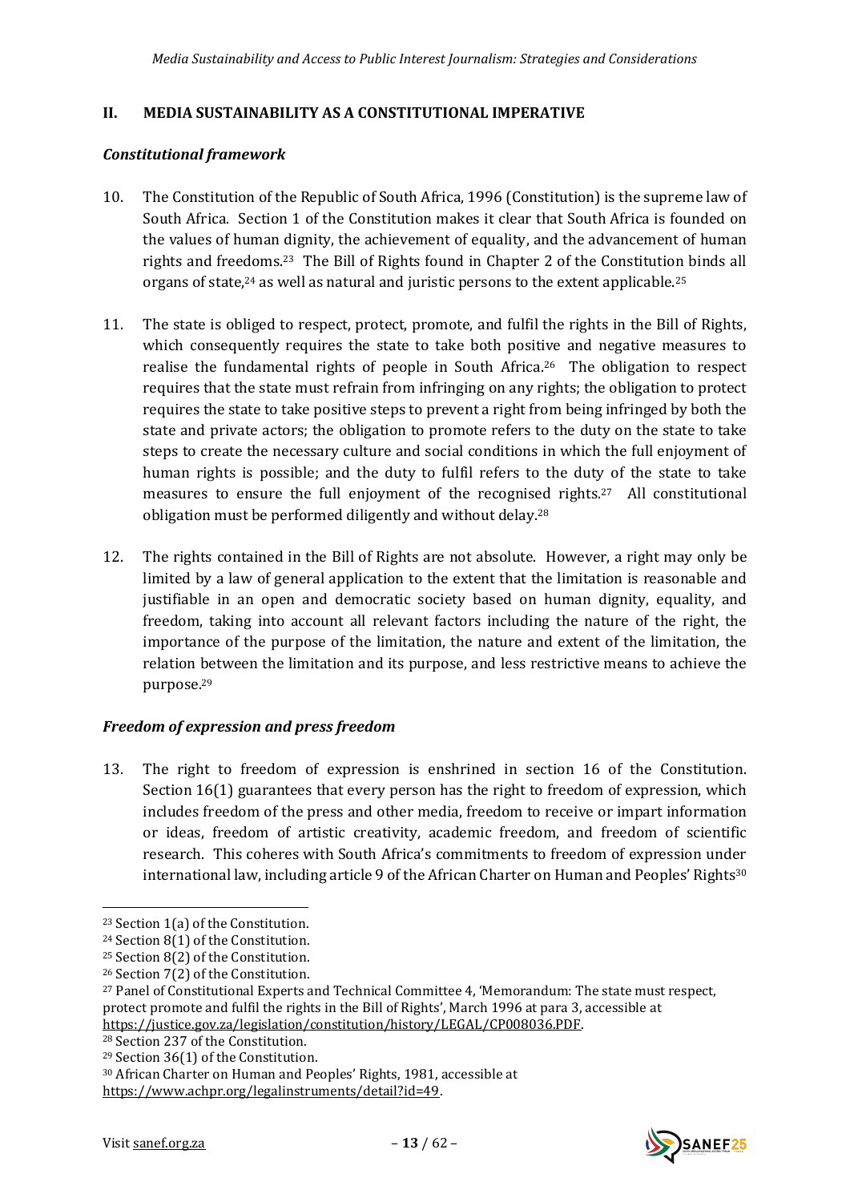## II. MEDIA SUSTAINABILITY AS A CONSTITUTIONAL IMPERATIVE

### *Constitutional framework*

10. The Constitution of the Republic of South Africa, 1996 (Constitution) is the supreme law of South Africa. Section 1 of the Constitution makes it clear that South Africa is founded on the values of human dignity, the achievement of equality, and the advancement of human rights and freedoms.[23] The Bill of Rights found in Chapter 2 of the Constitution binds all organs of state,[24] as well as natural and juristic persons to the extent applicable.[25]

11. The state is obliged to respect, protect, promote, and fulfil the rights in the Bill of Rights, which consequently requires the state to take both positive and negative measures to realise the fundamental rights of people in South Africa.[26] The obligation to respect requires that the state must refrain from infringing on any rights; the obligation to protect requires the state to take positive steps to prevent a right from being infringed by both the state and private actors; the obligation to promote refers to the duty on the state to take steps to create the necessary culture and social conditions in which the full enjoyment of human rights is possible; and the duty to fulfil refers to the duty of the state to take measures to ensure the full enjoyment of the recognised rights.[27] All constitutional obligation must be performed diligently and without delay.[28]

12. The rights contained in the Bill of Rights are not absolute. However, a right may only be limited by a law of general application to the extent that the limitation is reasonable and justifiable in an open and democratic society based on human dignity, equality, and freedom, taking into account all relevant factors including the nature of the right, the importance of the purpose of the limitation, the nature and extent of the limitation, the relation between the limitation and its purpose, and less restrictive means to achieve the purpose.[29]

### *Freedom of expression and press freedom*

13. The right to freedom of expression is enshrined in section 16 of the Constitution. Section 16(1) guarantees that every person has the right to freedom of expression, which includes freedom of the press and other media, freedom to receive or impart information or ideas, freedom of artistic creativity, academic freedom, and freedom of scientific research. This coheres with South Africa's commitments to freedom of expression under international law, including article 9 of the African Charter on Human and Peoples' Rights[30]

---

[23] Section 1(a) of the Constitution.
[24] Section 8(1) of the Constitution.
[25] Section 8(2) of the Constitution.
[26] Section 7(2) of the Constitution.
[27] Panel of Constitutional Experts and Technical Committee 4, 'Memorandum: The state must respect, protect promote and fulfil the rights in the Bill of Rights', March 1996 at para 3, accessible at https://justice.gov.za/legislation/constitution/history/LEGAL/CP008036.PDF.
[28] Section 237 of the Constitution.
[29] Section 36(1) of the Constitution.
[30] African Charter on Human and Peoples' Rights, 1981, accessible at https://www.achpr.org/legalinstruments/detail?id=49.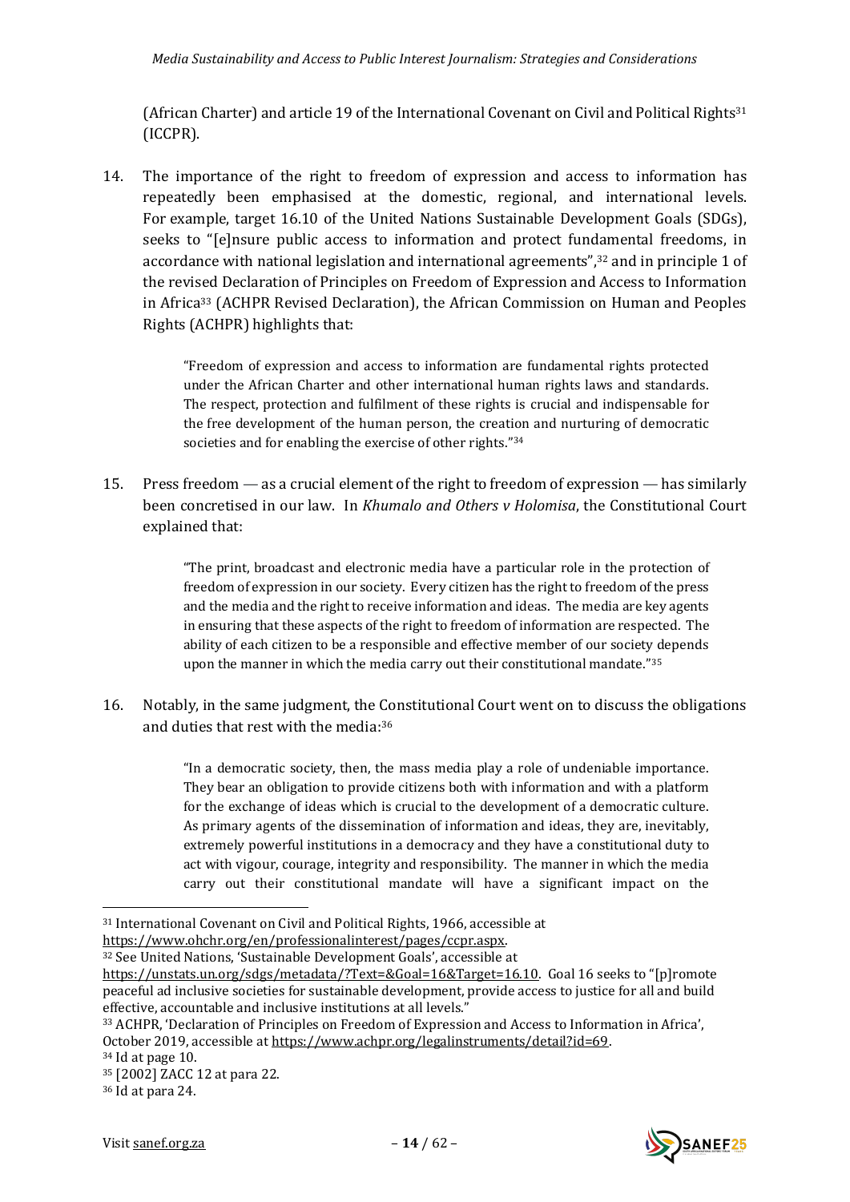(African Charter) and article 19 of the International Covenant on Civil and Political Rights[31] (ICCPR).

14. The importance of the right to freedom of expression and access to information has repeatedly been emphasised at the domestic, regional, and international levels. For example, target 16.10 of the United Nations Sustainable Development Goals (SDGs), seeks to "[e]nsure public access to information and protect fundamental freedoms, in accordance with national legislation and international agreements",[32] and in principle 1 of the revised Declaration of Principles on Freedom of Expression and Access to Information in Africa[33] (ACHPR Revised Declaration), the African Commission on Human and Peoples Rights (ACHPR) highlights that:

> "Freedom of expression and access to information are fundamental rights protected under the African Charter and other international human rights laws and standards. The respect, protection and fulfilment of these rights is crucial and indispensable for the free development of the human person, the creation and nurturing of democratic societies and for enabling the exercise of other rights."[34]

15. Press freedom — as a crucial element of the right to freedom of expression — has similarly been concretised in our law. In *Khumalo and Others v Holomisa*, the Constitutional Court explained that:

> "The print, broadcast and electronic media have a particular role in the protection of freedom of expression in our society. Every citizen has the right to freedom of the press and the media and the right to receive information and ideas. The media are key agents in ensuring that these aspects of the right to freedom of information are respected. The ability of each citizen to be a responsible and effective member of our society depends upon the manner in which the media carry out their constitutional mandate."[35]

16. Notably, in the same judgment, the Constitutional Court went on to discuss the obligations and duties that rest with the media:[36]

> "In a democratic society, then, the mass media play a role of undeniable importance. They bear an obligation to provide citizens both with information and with a platform for the exchange of ideas which is crucial to the development of a democratic culture. As primary agents of the dissemination of information and ideas, they are, inevitably, extremely powerful institutions in a democracy and they have a constitutional duty to act with vigour, courage, integrity and responsibility. The manner in which the media carry out their constitutional mandate will have a significant impact on the

---

[31] International Covenant on Civil and Political Rights, 1966, accessible at https://www.ohchr.org/en/professionalinterest/pages/ccpr.aspx.

[32] See United Nations, 'Sustainable Development Goals', accessible at https://unstats.un.org/sdgs/metadata/?Text=&Goal=16&Target=16.10. Goal 16 seeks to "[p]romote peaceful ad inclusive societies for sustainable development, provide access to justice for all and build effective, accountable and inclusive institutions at all levels."

[33] ACHPR, 'Declaration of Principles on Freedom of Expression and Access to Information in Africa', October 2019, accessible at https://www.achpr.org/legalinstruments/detail?id=69.

[34] Id at page 10.

[35] [2002] ZACC 12 at para 22.

[36] Id at para 24.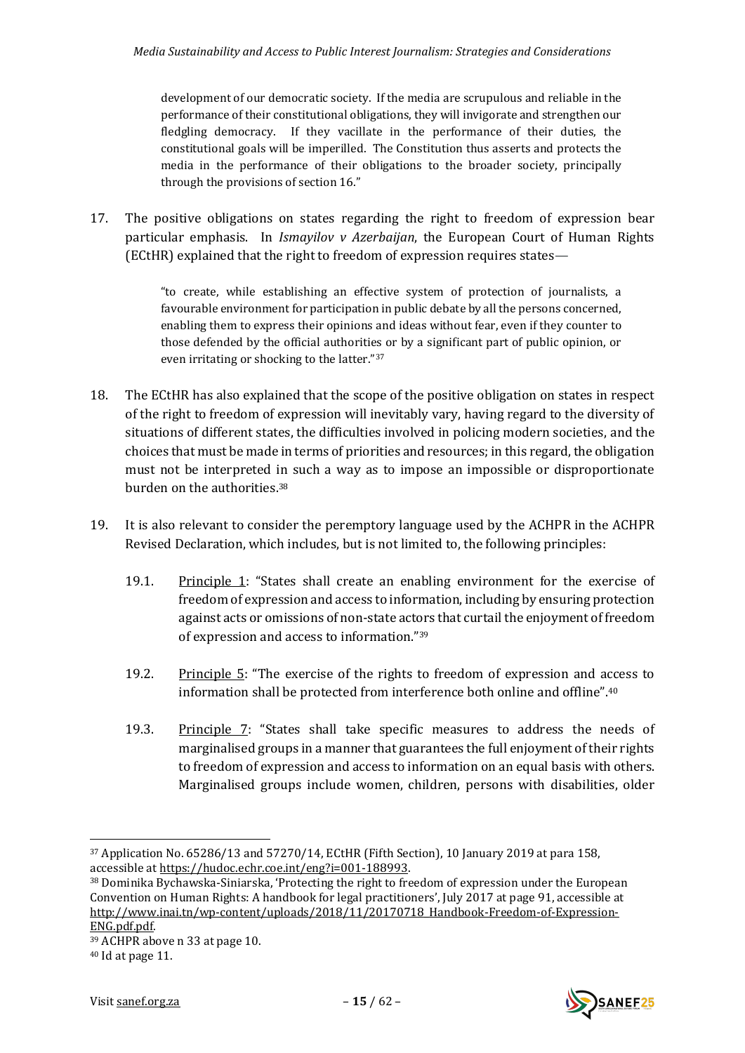> development of our democratic society. If the media are scrupulous and reliable in the performance of their constitutional obligations, they will invigorate and strengthen our fledgling democracy. If they vacillate in the performance of their duties, the constitutional goals will be imperilled. The Constitution thus asserts and protects the media in the performance of their obligations to the broader society, principally through the provisions of section 16."

17. The positive obligations on states regarding the right to freedom of expression bear particular emphasis. In *Ismayilov v Azerbaijan*, the European Court of Human Rights (ECtHR) explained that the right to freedom of expression requires states—

> "to create, while establishing an effective system of protection of journalists, a favourable environment for participation in public debate by all the persons concerned, enabling them to express their opinions and ideas without fear, even if they counter to those defended by the official authorities or by a significant part of public opinion, or even irritating or shocking to the latter."[37]

18. The ECtHR has also explained that the scope of the positive obligation on states in respect of the right to freedom of expression will inevitably vary, having regard to the diversity of situations of different states, the difficulties involved in policing modern societies, and the choices that must be made in terms of priorities and resources; in this regard, the obligation must not be interpreted in such a way as to impose an impossible or disproportionate burden on the authorities.[38]

19. It is also relevant to consider the peremptory language used by the ACHPR in the ACHPR Revised Declaration, which includes, but is not limited to, the following principles:

    19.1. Principle 1: "States shall create an enabling environment for the exercise of freedom of expression and access to information, including by ensuring protection against acts or omissions of non-state actors that curtail the enjoyment of freedom of expression and access to information."[39]

    19.2. Principle 5: "The exercise of the rights to freedom of expression and access to information shall be protected from interference both online and offline".[40]

    19.3. Principle 7: "States shall take specific measures to address the needs of marginalised groups in a manner that guarantees the full enjoyment of their rights to freedom of expression and access to information on an equal basis with others. Marginalised groups include women, children, persons with disabilities, older

---

[37] Application No. 65286/13 and 57270/14, ECtHR (Fifth Section), 10 January 2019 at para 158, accessible at https://hudoc.echr.coe.int/eng?i=001-188993.

[38] Dominika Bychawska-Siniarska, 'Protecting the right to freedom of expression under the European Convention on Human Rights: A handbook for legal practitioners', July 2017 at page 91, accessible at http://www.inai.tn/wp-content/uploads/2018/11/20170718_Handbook-Freedom-of-Expression-ENG.pdf.pdf.

[39] ACHPR above n 33 at page 10.

[40] Id at page 11.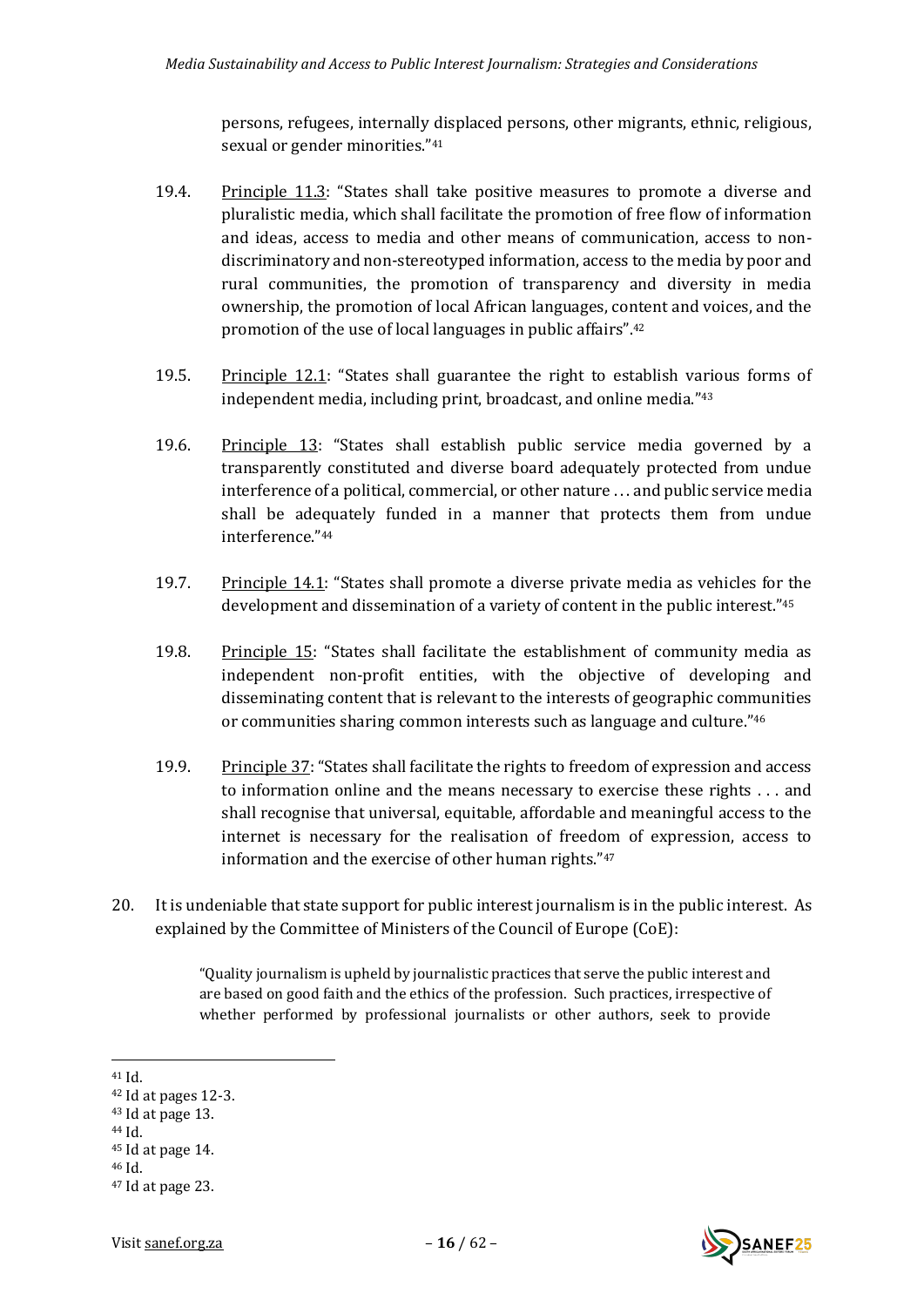persons, refugees, internally displaced persons, other migrants, ethnic, religious, sexual or gender minorities."[41]

19.4. Principle 11.3: "States shall take positive measures to promote a diverse and pluralistic media, which shall facilitate the promotion of free flow of information and ideas, access to media and other means of communication, access to non-discriminatory and non-stereotyped information, access to the media by poor and rural communities, the promotion of transparency and diversity in media ownership, the promotion of local African languages, content and voices, and the promotion of the use of local languages in public affairs".[42]

19.5. Principle 12.1: "States shall guarantee the right to establish various forms of independent media, including print, broadcast, and online media."[43]

19.6. Principle 13: "States shall establish public service media governed by a transparently constituted and diverse board adequately protected from undue interference of a political, commercial, or other nature … and public service media shall be adequately funded in a manner that protects them from undue interference."[44]

19.7. Principle 14.1: "States shall promote a diverse private media as vehicles for the development and dissemination of a variety of content in the public interest."[45]

19.8. Principle 15: "States shall facilitate the establishment of community media as independent non-profit entities, with the objective of developing and disseminating content that is relevant to the interests of geographic communities or communities sharing common interests such as language and culture."[46]

19.9. Principle 37: "States shall facilitate the rights to freedom of expression and access to information online and the means necessary to exercise these rights . . . and shall recognise that universal, equitable, affordable and meaningful access to the internet is necessary for the realisation of freedom of expression, access to information and the exercise of other human rights."[47]

20. It is undeniable that state support for public interest journalism is in the public interest. As explained by the Committee of Ministers of the Council of Europe (CoE):

> "Quality journalism is upheld by journalistic practices that serve the public interest and are based on good faith and the ethics of the profession. Such practices, irrespective of whether performed by professional journalists or other authors, seek to provide

---

[41] Id.
[42] Id at pages 12-3.
[43] Id at page 13.
[44] Id.
[45] Id at page 14.
[46] Id.
[47] Id at page 23.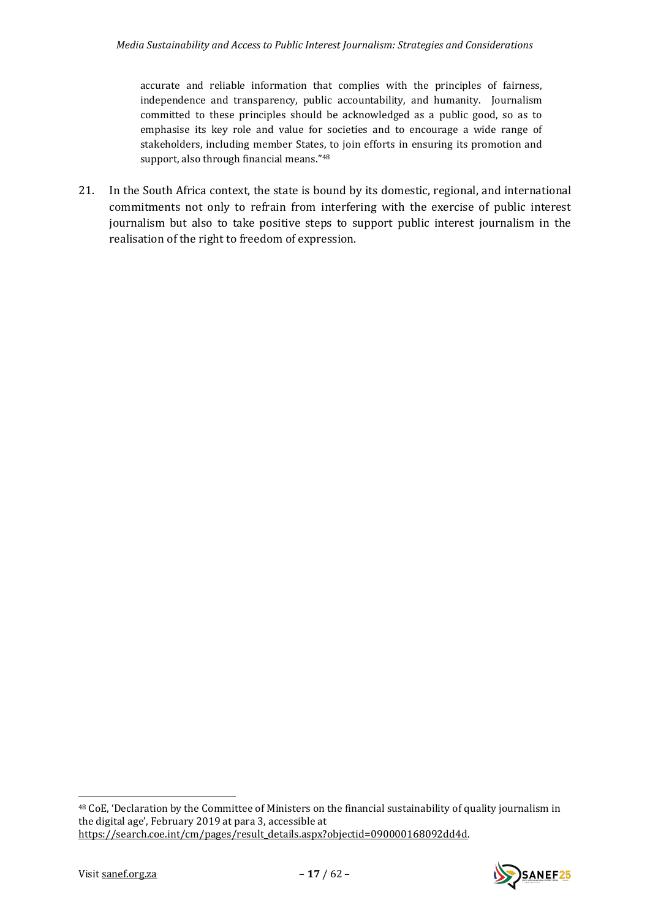> accurate and reliable information that complies with the principles of fairness, independence and transparency, public accountability, and humanity. Journalism committed to these principles should be acknowledged as a public good, so as to emphasise its key role and value for societies and to encourage a wide range of stakeholders, including member States, to join efforts in ensuring its promotion and support, also through financial means."[48]

21. In the South Africa context, the state is bound by its domestic, regional, and international commitments not only to refrain from interfering with the exercise of public interest journalism but also to take positive steps to support public interest journalism in the realisation of the right to freedom of expression.

---

[48] CoE, 'Declaration by the Committee of Ministers on the financial sustainability of quality journalism in the digital age', February 2019 at para 3, accessible at https://search.coe.int/cm/pages/result_details.aspx?objectid=090000168092dd4d.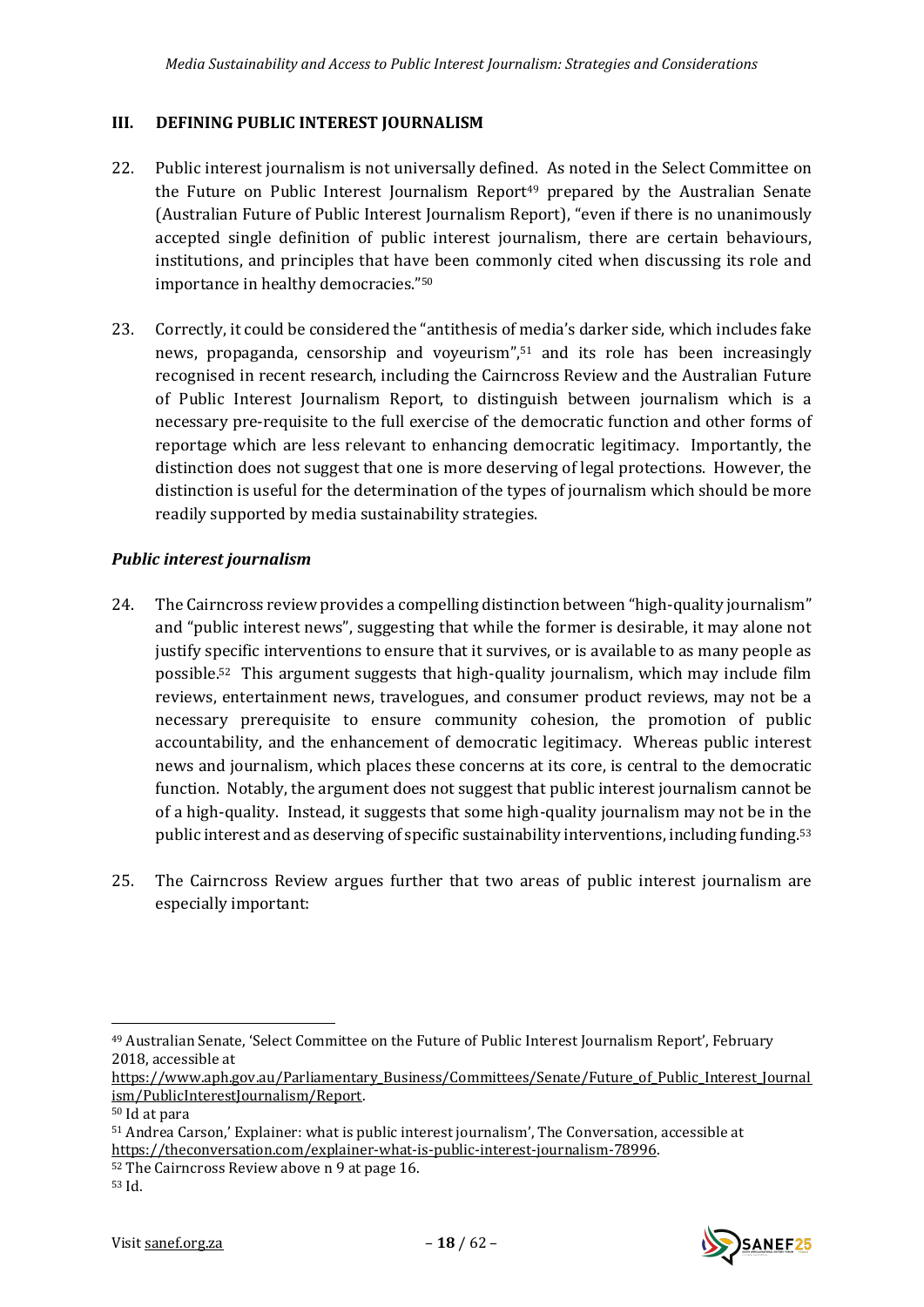## III. DEFINING PUBLIC INTEREST JOURNALISM

22. Public interest journalism is not universally defined. As noted in the Select Committee on the Future on Public Interest Journalism Report[49] prepared by the Australian Senate (Australian Future of Public Interest Journalism Report), "even if there is no unanimously accepted single definition of public interest journalism, there are certain behaviours, institutions, and principles that have been commonly cited when discussing its role and importance in healthy democracies."[50]

23. Correctly, it could be considered the "antithesis of media's darker side, which includes fake news, propaganda, censorship and voyeurism",[51] and its role has been increasingly recognised in recent research, including the Cairncross Review and the Australian Future of Public Interest Journalism Report, to distinguish between journalism which is a necessary pre-requisite to the full exercise of the democratic function and other forms of reportage which are less relevant to enhancing democratic legitimacy. Importantly, the distinction does not suggest that one is more deserving of legal protections. However, the distinction is useful for the determination of the types of journalism which should be more readily supported by media sustainability strategies.

### *Public interest journalism*

24. The Cairncross review provides a compelling distinction between "high-quality journalism" and "public interest news", suggesting that while the former is desirable, it may alone not justify specific interventions to ensure that it survives, or is available to as many people as possible.[52] This argument suggests that high-quality journalism, which may include film reviews, entertainment news, travelogues, and consumer product reviews, may not be a necessary prerequisite to ensure community cohesion, the promotion of public accountability, and the enhancement of democratic legitimacy. Whereas public interest news and journalism, which places these concerns at its core, is central to the democratic function. Notably, the argument does not suggest that public interest journalism cannot be of a high-quality. Instead, it suggests that some high-quality journalism may not be in the public interest and as deserving of specific sustainability interventions, including funding.[53]

25. The Cairncross Review argues further that two areas of public interest journalism are especially important:

---

[49] Australian Senate, 'Select Committee on the Future of Public Interest Journalism Report', February 2018, accessible at https://www.aph.gov.au/Parliamentary_Business/Committees/Senate/Future_of_Public_Interest_Journalism/PublicInterestJournalism/Report.

[50] Id at para

[51] Andrea Carson,' Explainer: what is public interest journalism', The Conversation, accessible at https://theconversation.com/explainer-what-is-public-interest-journalism-78996.

[52] The Cairncross Review above n 9 at page 16.

[53] Id.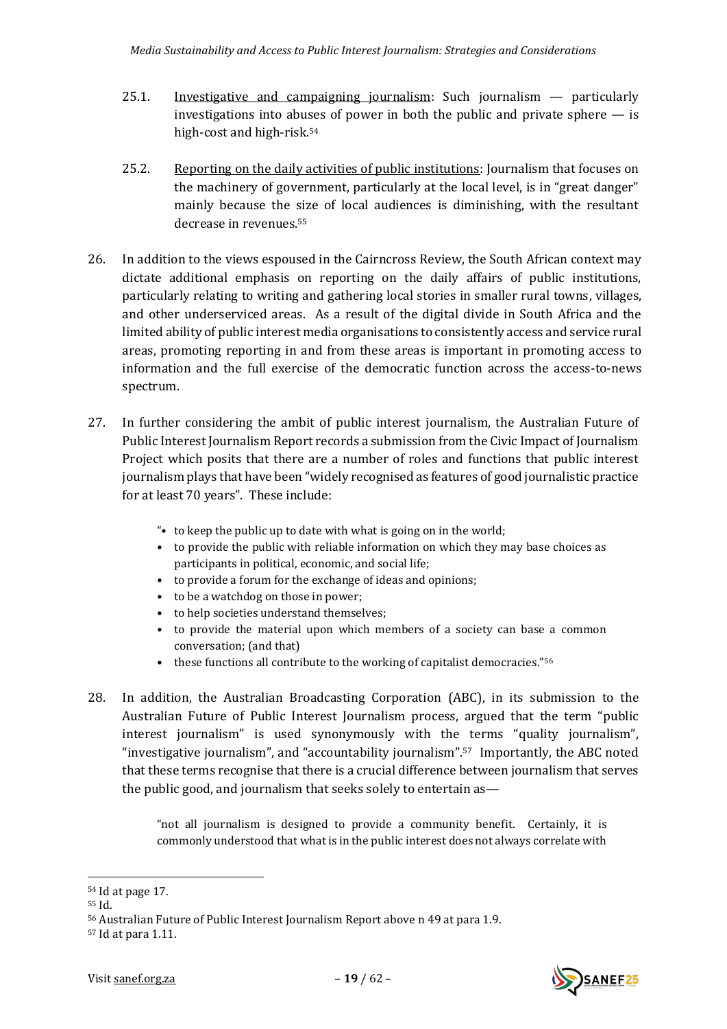25.1. Investigative and campaigning journalism: Such journalism — particularly investigations into abuses of power in both the public and private sphere — is high-cost and high-risk.[54]

25.2. Reporting on the daily activities of public institutions: Journalism that focuses on the machinery of government, particularly at the local level, is in "great danger" mainly because the size of local audiences is diminishing, with the resultant decrease in revenues.[55]

26. In addition to the views espoused in the Cairncross Review, the South African context may dictate additional emphasis on reporting on the daily affairs of public institutions, particularly relating to writing and gathering local stories in smaller rural towns, villages, and other underserviced areas. As a result of the digital divide in South Africa and the limited ability of public interest media organisations to consistently access and service rural areas, promoting reporting in and from these areas is important in promoting access to information and the full exercise of the democratic function across the access-to-news spectrum.

27. In further considering the ambit of public interest journalism, the Australian Future of Public Interest Journalism Report records a submission from the Civic Impact of Journalism Project which posits that there are a number of roles and functions that public interest journalism plays that have been "widely recognised as features of good journalistic practice for at least 70 years". These include:

> "• to keep the public up to date with what is going on in the world;
> - to provide the public with reliable information on which they may base choices as participants in political, economic, and social life;
> - to provide a forum for the exchange of ideas and opinions;
> - to be a watchdog on those in power;
> - to help societies understand themselves;
> - to provide the material upon which members of a society can base a common conversation; (and that)
> - these functions all contribute to the working of capitalist democracies."[56]

28. In addition, the Australian Broadcasting Corporation (ABC), in its submission to the Australian Future of Public Interest Journalism process, argued that the term "public interest journalism" is used synonymously with the terms "quality journalism", "investigative journalism", and "accountability journalism".[57] Importantly, the ABC noted that these terms recognise that there is a crucial difference between journalism that serves the public good, and journalism that seeks solely to entertain as—

> "not all journalism is designed to provide a community benefit. Certainly, it is commonly understood that what is in the public interest does not always correlate with

---

[54] Id at page 17.

[55] Id.

[56] Australian Future of Public Interest Journalism Report above n 49 at para 1.9.

[57] Id at para 1.11.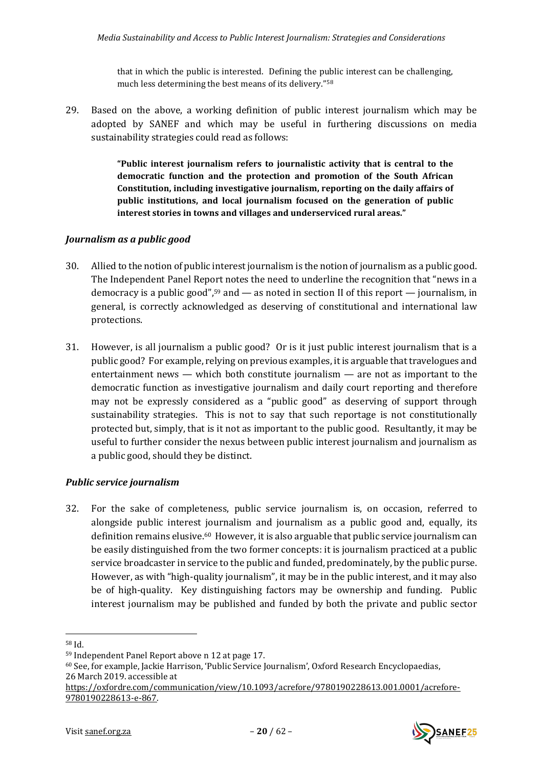that in which the public is interested. Defining the public interest can be challenging, much less determining the best means of its delivery."[58]

29. Based on the above, a working definition of public interest journalism which may be adopted by SANEF and which may be useful in furthering discussions on media sustainability strategies could read as follows:

> **"Public interest journalism refers to journalistic activity that is central to the democratic function and the protection and promotion of the South African Constitution, including investigative journalism, reporting on the daily affairs of public institutions, and local journalism focused on the generation of public interest stories in towns and villages and underserviced rural areas."**

### *Journalism as a public good*

30. Allied to the notion of public interest journalism is the notion of journalism as a public good. The Independent Panel Report notes the need to underline the recognition that "news in a democracy is a public good",[59] and — as noted in section II of this report — journalism, in general, is correctly acknowledged as deserving of constitutional and international law protections.

31. However, is all journalism a public good? Or is it just public interest journalism that is a public good? For example, relying on previous examples, it is arguable that travelogues and entertainment news — which both constitute journalism — are not as important to the democratic function as investigative journalism and daily court reporting and therefore may not be expressly considered as a "public good" as deserving of support through sustainability strategies. This is not to say that such reportage is not constitutionally protected but, simply, that is it not as important to the public good. Resultantly, it may be useful to further consider the nexus between public interest journalism and journalism as a public good, should they be distinct.

### *Public service journalism*

32. For the sake of completeness, public service journalism is, on occasion, referred to alongside public interest journalism and journalism as a public good and, equally, its definition remains elusive.[60] However, it is also arguable that public service journalism can be easily distinguished from the two former concepts: it is journalism practiced at a public service broadcaster in service to the public and funded, predominately, by the public purse. However, as with "high-quality journalism", it may be in the public interest, and it may also be of high-quality. Key distinguishing factors may be ownership and funding. Public interest journalism may be published and funded by both the private and public sector

---

[58] Id.

[59] Independent Panel Report above n 12 at page 17.

[60] See, for example, Jackie Harrison, 'Public Service Journalism', Oxford Research Encyclopaedias, 26 March 2019. accessible at https://oxfordre.com/communication/view/10.1093/acrefore/9780190228613.001.0001/acrefore-9780190228613-e-867.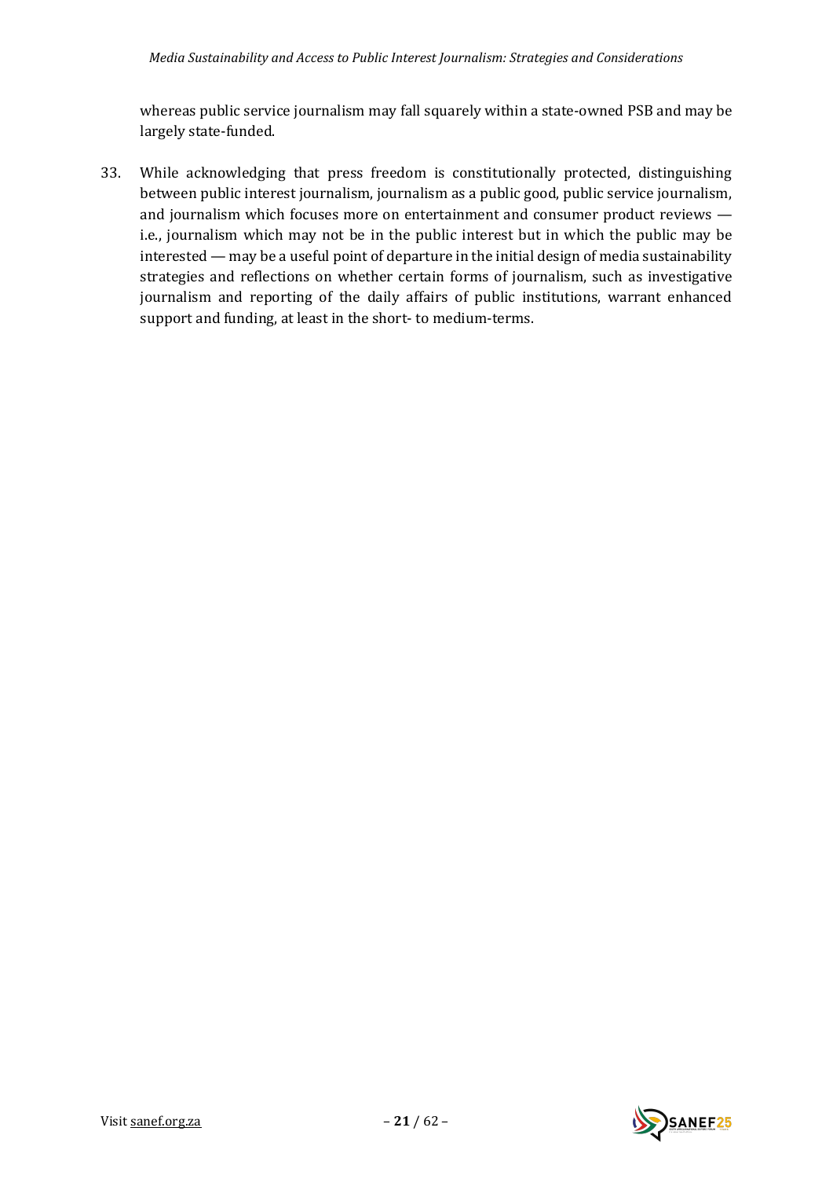whereas public service journalism may fall squarely within a state-owned PSB and may be largely state-funded.

33. While acknowledging that press freedom is constitutionally protected, distinguishing between public interest journalism, journalism as a public good, public service journalism, and journalism which focuses more on entertainment and consumer product reviews — i.e., journalism which may not be in the public interest but in which the public may be interested — may be a useful point of departure in the initial design of media sustainability strategies and reflections on whether certain forms of journalism, such as investigative journalism and reporting of the daily affairs of public institutions, warrant enhanced support and funding, at least in the short- to medium-terms.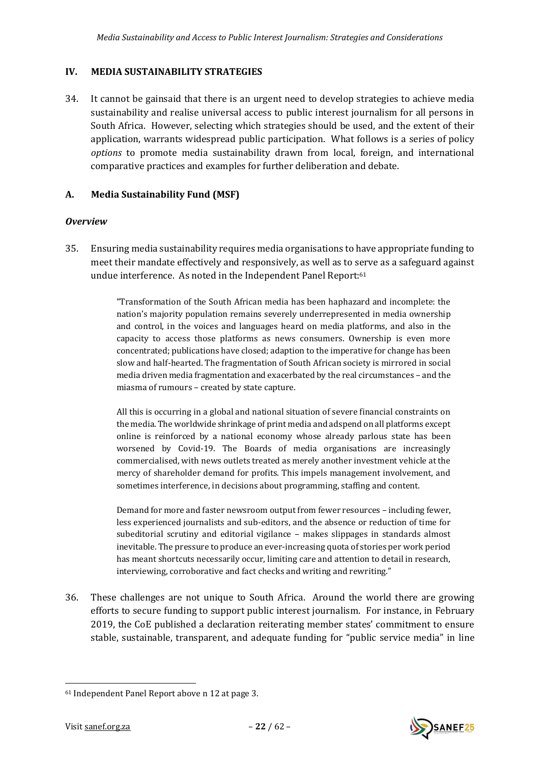## IV. MEDIA SUSTAINABILITY STRATEGIES

34. It cannot be gainsaid that there is an urgent need to develop strategies to achieve media sustainability and realise universal access to public interest journalism for all persons in South Africa. However, selecting which strategies should be used, and the extent of their application, warrants widespread public participation. What follows is a series of policy *options* to promote media sustainability drawn from local, foreign, and international comparative practices and examples for further deliberation and debate.

### A. Media Sustainability Fund (MSF)

#### *Overview*

35. Ensuring media sustainability requires media organisations to have appropriate funding to meet their mandate effectively and responsively, as well as to serve as a safeguard against undue interference. As noted in the Independent Panel Report:[61]

> "Transformation of the South African media has been haphazard and incomplete: the nation's majority population remains severely underrepresented in media ownership and control, in the voices and languages heard on media platforms, and also in the capacity to access those platforms as news consumers. Ownership is even more concentrated; publications have closed; adaption to the imperative for change has been slow and half-hearted. The fragmentation of South African society is mirrored in social media driven media fragmentation and exacerbated by the real circumstances – and the miasma of rumours – created by state capture.
>
> All this is occurring in a global and national situation of severe financial constraints on the media. The worldwide shrinkage of print media and adspend on all platforms except online is reinforced by a national economy whose already parlous state has been worsened by Covid-19. The Boards of media organisations are increasingly commercialised, with news outlets treated as merely another investment vehicle at the mercy of shareholder demand for profits. This impels management involvement, and sometimes interference, in decisions about programming, staffing and content.
>
> Demand for more and faster newsroom output from fewer resources – including fewer, less experienced journalists and sub-editors, and the absence or reduction of time for subeditorial scrutiny and editorial vigilance – makes slippages in standards almost inevitable. The pressure to produce an ever-increasing quota of stories per work period has meant shortcuts necessarily occur, limiting care and attention to detail in research, interviewing, corroborative and fact checks and writing and rewriting."

36. These challenges are not unique to South Africa. Around the world there are growing efforts to secure funding to support public interest journalism. For instance, in February 2019, the CoE published a declaration reiterating member states' commitment to ensure stable, sustainable, transparent, and adequate funding for "public service media" in line

---

[61] Independent Panel Report above n 12 at page 3.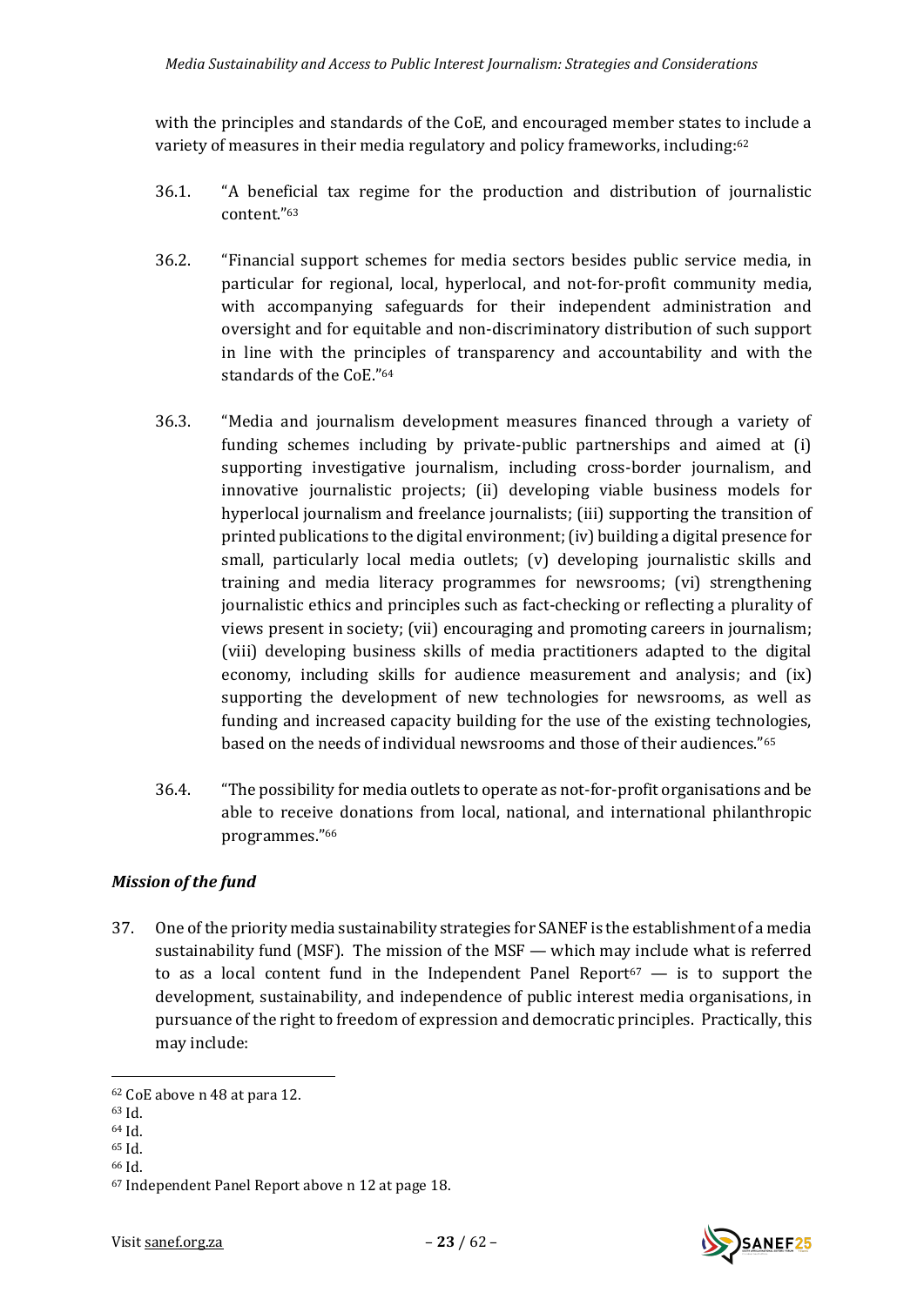with the principles and standards of the CoE, and encouraged member states to include a variety of measures in their media regulatory and policy frameworks, including:[62]

36.1. "A beneficial tax regime for the production and distribution of journalistic content."[63]

36.2. "Financial support schemes for media sectors besides public service media, in particular for regional, local, hyperlocal, and not-for-profit community media, with accompanying safeguards for their independent administration and oversight and for equitable and non-discriminatory distribution of such support in line with the principles of transparency and accountability and with the standards of the CoE."[64]

36.3. "Media and journalism development measures financed through a variety of funding schemes including by private-public partnerships and aimed at (i) supporting investigative journalism, including cross-border journalism, and innovative journalistic projects; (ii) developing viable business models for hyperlocal journalism and freelance journalists; (iii) supporting the transition of printed publications to the digital environment; (iv) building a digital presence for small, particularly local media outlets; (v) developing journalistic skills and training and media literacy programmes for newsrooms; (vi) strengthening journalistic ethics and principles such as fact-checking or reflecting a plurality of views present in society; (vii) encouraging and promoting careers in journalism; (viii) developing business skills of media practitioners adapted to the digital economy, including skills for audience measurement and analysis; and (ix) supporting the development of new technologies for newsrooms, as well as funding and increased capacity building for the use of the existing technologies, based on the needs of individual newsrooms and those of their audiences."[65]

36.4. "The possibility for media outlets to operate as not-for-profit organisations and be able to receive donations from local, national, and international philanthropic programmes."[66]

### *Mission of the fund*

37. One of the priority media sustainability strategies for SANEF is the establishment of a media sustainability fund (MSF). The mission of the MSF — which may include what is referred to as a local content fund in the Independent Panel Report[67] — is to support the development, sustainability, and independence of public interest media organisations, in pursuance of the right to freedom of expression and democratic principles. Practically, this may include:

---

[62] CoE above n 48 at para 12.
[63] Id.
[64] Id.
[65] Id.
[66] Id.
[67] Independent Panel Report above n 12 at page 18.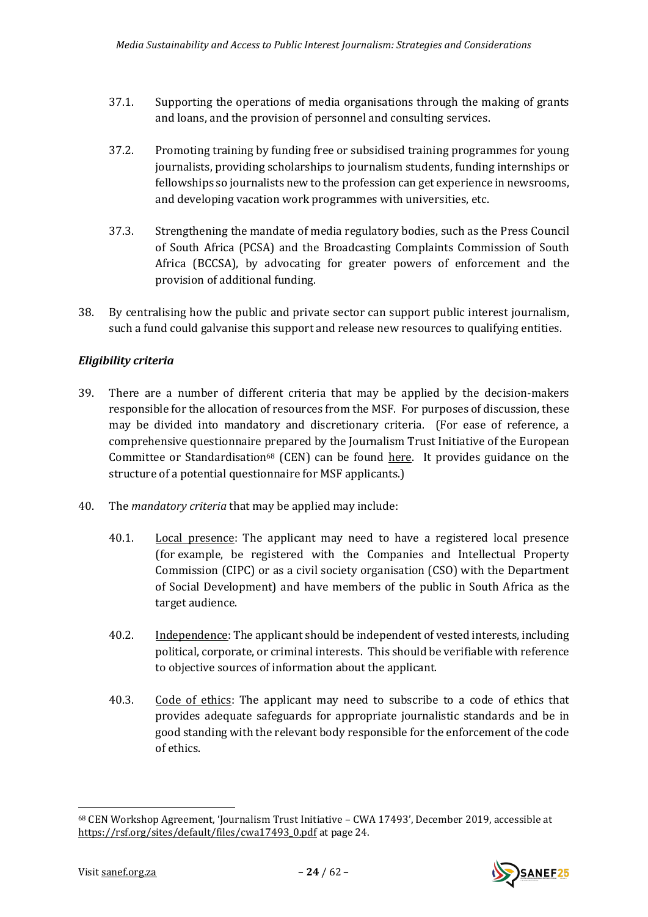37.1. Supporting the operations of media organisations through the making of grants and loans, and the provision of personnel and consulting services.

37.2. Promoting training by funding free or subsidised training programmes for young journalists, providing scholarships to journalism students, funding internships or fellowships so journalists new to the profession can get experience in newsrooms, and developing vacation work programmes with universities, etc.

37.3. Strengthening the mandate of media regulatory bodies, such as the Press Council of South Africa (PCSA) and the Broadcasting Complaints Commission of South Africa (BCCSA), by advocating for greater powers of enforcement and the provision of additional funding.

38. By centralising how the public and private sector can support public interest journalism, such a fund could galvanise this support and release new resources to qualifying entities.

***Eligibility criteria***

39. There are a number of different criteria that may be applied by the decision-makers responsible for the allocation of resources from the MSF. For purposes of discussion, these may be divided into mandatory and discretionary criteria. (For ease of reference, a comprehensive questionnaire prepared by the Journalism Trust Initiative of the European Committee or Standardisation[68] (CEN) can be found here. It provides guidance on the structure of a potential questionnaire for MSF applicants.)

40. The *mandatory criteria* that may be applied may include:

40.1. Local presence: The applicant may need to have a registered local presence (for example, be registered with the Companies and Intellectual Property Commission (CIPC) or as a civil society organisation (CSO) with the Department of Social Development) and have members of the public in South Africa as the target audience.

40.2. Independence: The applicant should be independent of vested interests, including political, corporate, or criminal interests. This should be verifiable with reference to objective sources of information about the applicant.

40.3. Code of ethics: The applicant may need to subscribe to a code of ethics that provides adequate safeguards for appropriate journalistic standards and be in good standing with the relevant body responsible for the enforcement of the code of ethics.

---

[68] CEN Workshop Agreement, 'Journalism Trust Initiative – CWA 17493', December 2019, accessible at https://rsf.org/sites/default/files/cwa17493_0.pdf at page 24.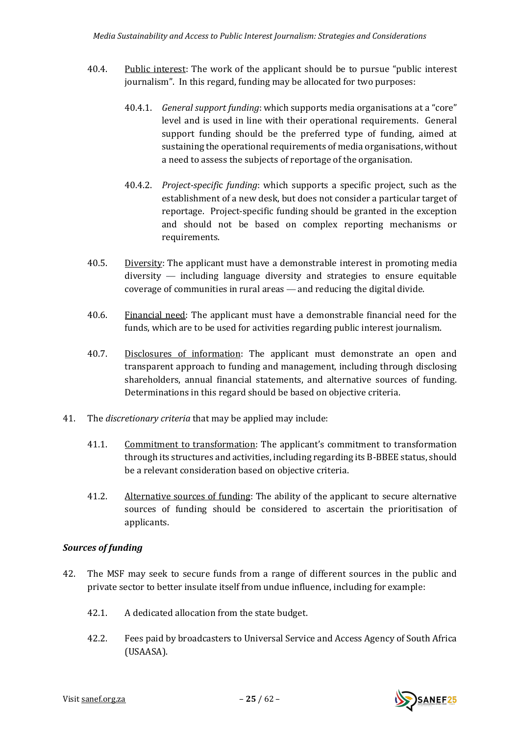40.4. <u>Public interest</u>: The work of the applicant should be to pursue "public interest journalism". In this regard, funding may be allocated for two purposes:

40.4.1. *General support funding*: which supports media organisations at a "core" level and is used in line with their operational requirements. General support funding should be the preferred type of funding, aimed at sustaining the operational requirements of media organisations, without a need to assess the subjects of reportage of the organisation.

40.4.2. *Project-specific funding*: which supports a specific project, such as the establishment of a new desk, but does not consider a particular target of reportage. Project-specific funding should be granted in the exception and should not be based on complex reporting mechanisms or requirements.

40.5. <u>Diversity</u>: The applicant must have a demonstrable interest in promoting media diversity — including language diversity and strategies to ensure equitable coverage of communities in rural areas — and reducing the digital divide.

40.6. <u>Financial need</u>: The applicant must have a demonstrable financial need for the funds, which are to be used for activities regarding public interest journalism.

40.7. <u>Disclosures of information</u>: The applicant must demonstrate an open and transparent approach to funding and management, including through disclosing shareholders, annual financial statements, and alternative sources of funding. Determinations in this regard should be based on objective criteria.

41. The *discretionary criteria* that may be applied may include:

41.1. <u>Commitment to transformation</u>: The applicant's commitment to transformation through its structures and activities, including regarding its B-BBEE status, should be a relevant consideration based on objective criteria.

41.2. <u>Alternative sources of funding</u>: The ability of the applicant to secure alternative sources of funding should be considered to ascertain the prioritisation of applicants.

***Sources of funding***

42. The MSF may seek to secure funds from a range of different sources in the public and private sector to better insulate itself from undue influence, including for example:

42.1. A dedicated allocation from the state budget.

42.2. Fees paid by broadcasters to Universal Service and Access Agency of South Africa (USAASA).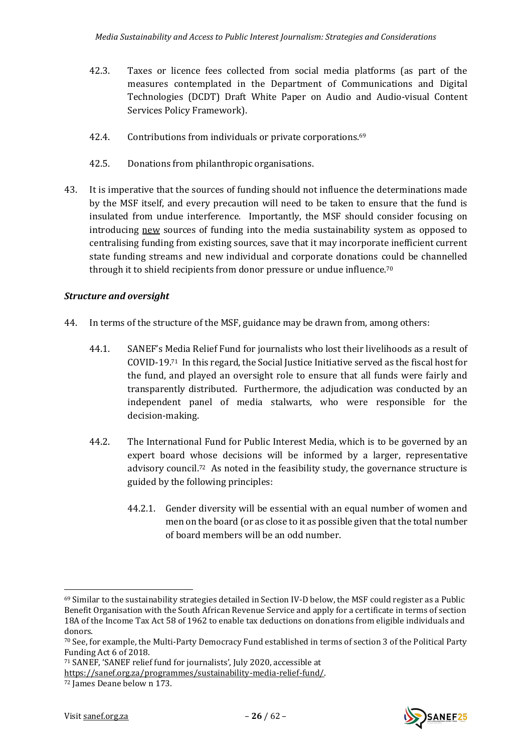42.3. Taxes or licence fees collected from social media platforms (as part of the measures contemplated in the Department of Communications and Digital Technologies (DCDT) Draft White Paper on Audio and Audio-visual Content Services Policy Framework).

42.4. Contributions from individuals or private corporations.[69]

42.5. Donations from philanthropic organisations.

43. It is imperative that the sources of funding should not influence the determinations made by the MSF itself, and every precaution will need to be taken to ensure that the fund is insulated from undue interference. Importantly, the MSF should consider focusing on introducing new sources of funding into the media sustainability system as opposed to centralising funding from existing sources, save that it may incorporate inefficient current state funding streams and new individual and corporate donations could be channelled through it to shield recipients from donor pressure or undue influence.[70]

### *Structure and oversight*

44. In terms of the structure of the MSF, guidance may be drawn from, among others:

44.1. SANEF's Media Relief Fund for journalists who lost their livelihoods as a result of COVID-19.[71] In this regard, the Social Justice Initiative served as the fiscal host for the fund, and played an oversight role to ensure that all funds were fairly and transparently distributed. Furthermore, the adjudication was conducted by an independent panel of media stalwarts, who were responsible for the decision-making.

44.2. The International Fund for Public Interest Media, which is to be governed by an expert board whose decisions will be informed by a larger, representative advisory council.[72] As noted in the feasibility study, the governance structure is guided by the following principles:

44.2.1. Gender diversity will be essential with an equal number of women and men on the board (or as close to it as possible given that the total number of board members will be an odd number.

---

[69] Similar to the sustainability strategies detailed in Section IV-D below, the MSF could register as a Public Benefit Organisation with the South African Revenue Service and apply for a certificate in terms of section 18A of the Income Tax Act 58 of 1962 to enable tax deductions on donations from eligible individuals and donors.

[70] See, for example, the Multi-Party Democracy Fund established in terms of section 3 of the Political Party Funding Act 6 of 2018.

[71] SANEF, 'SANEF relief fund for journalists', July 2020, accessible at https://sanef.org.za/programmes/sustainability-media-relief-fund/.

[72] James Deane below n 173.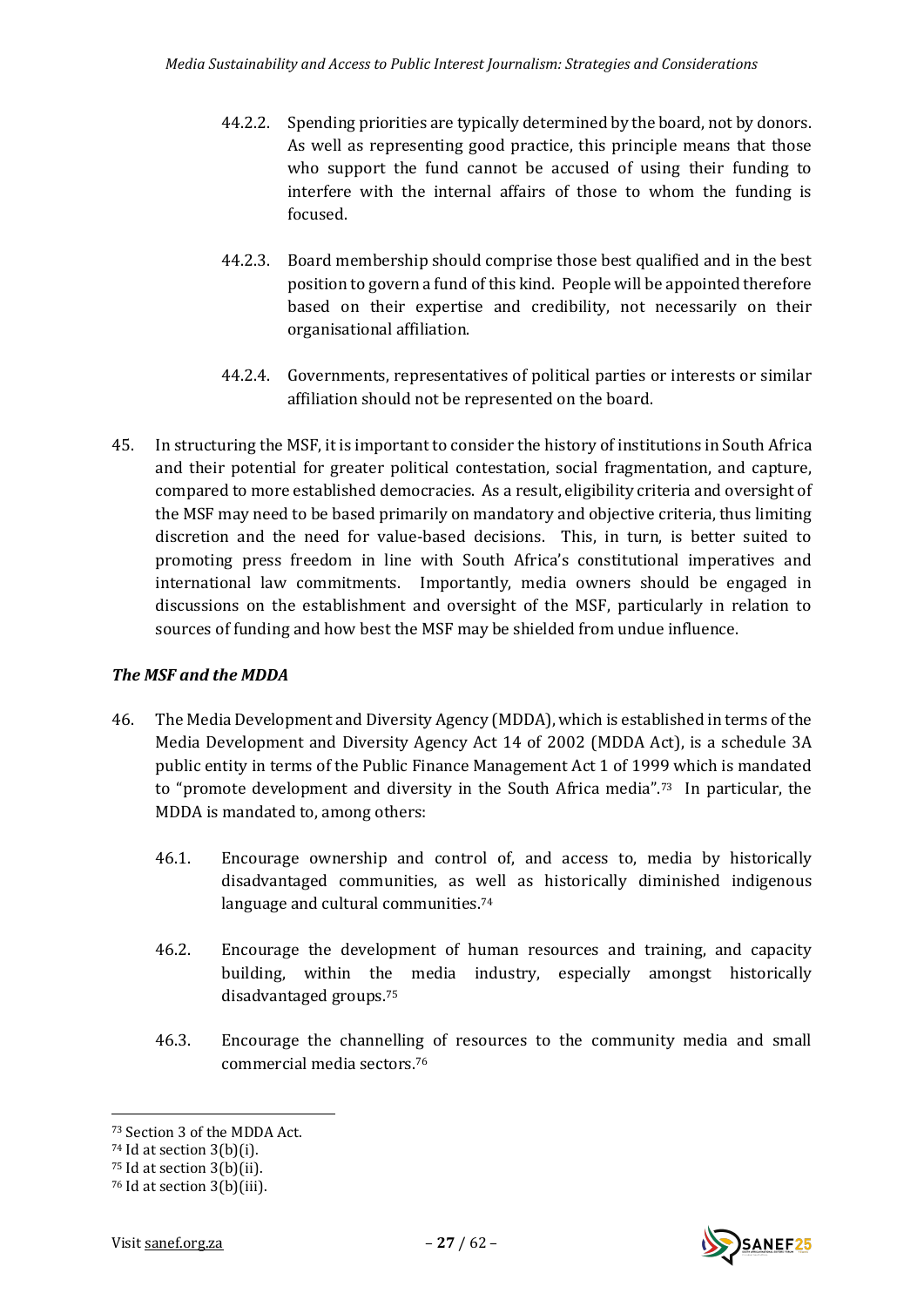44.2.2. Spending priorities are typically determined by the board, not by donors. As well as representing good practice, this principle means that those who support the fund cannot be accused of using their funding to interfere with the internal affairs of those to whom the funding is focused.

44.2.3. Board membership should comprise those best qualified and in the best position to govern a fund of this kind. People will be appointed therefore based on their expertise and credibility, not necessarily on their organisational affiliation.

44.2.4. Governments, representatives of political parties or interests or similar affiliation should not be represented on the board.

45. In structuring the MSF, it is important to consider the history of institutions in South Africa and their potential for greater political contestation, social fragmentation, and capture, compared to more established democracies. As a result, eligibility criteria and oversight of the MSF may need to be based primarily on mandatory and objective criteria, thus limiting discretion and the need for value-based decisions. This, in turn, is better suited to promoting press freedom in line with South Africa's constitutional imperatives and international law commitments. Importantly, media owners should be engaged in discussions on the establishment and oversight of the MSF, particularly in relation to sources of funding and how best the MSF may be shielded from undue influence.

### *The MSF and the MDDA*

46. The Media Development and Diversity Agency (MDDA), which is established in terms of the Media Development and Diversity Agency Act 14 of 2002 (MDDA Act), is a schedule 3A public entity in terms of the Public Finance Management Act 1 of 1999 which is mandated to "promote development and diversity in the South Africa media".[73] In particular, the MDDA is mandated to, among others:

46.1. Encourage ownership and control of, and access to, media by historically disadvantaged communities, as well as historically diminished indigenous language and cultural communities.[74]

46.2. Encourage the development of human resources and training, and capacity building, within the media industry, especially amongst historically disadvantaged groups.[75]

46.3. Encourage the channelling of resources to the community media and small commercial media sectors.[76]

---

[73] Section 3 of the MDDA Act.
[74] Id at section 3(b)(i).
[75] Id at section 3(b)(ii).
[76] Id at section 3(b)(iii).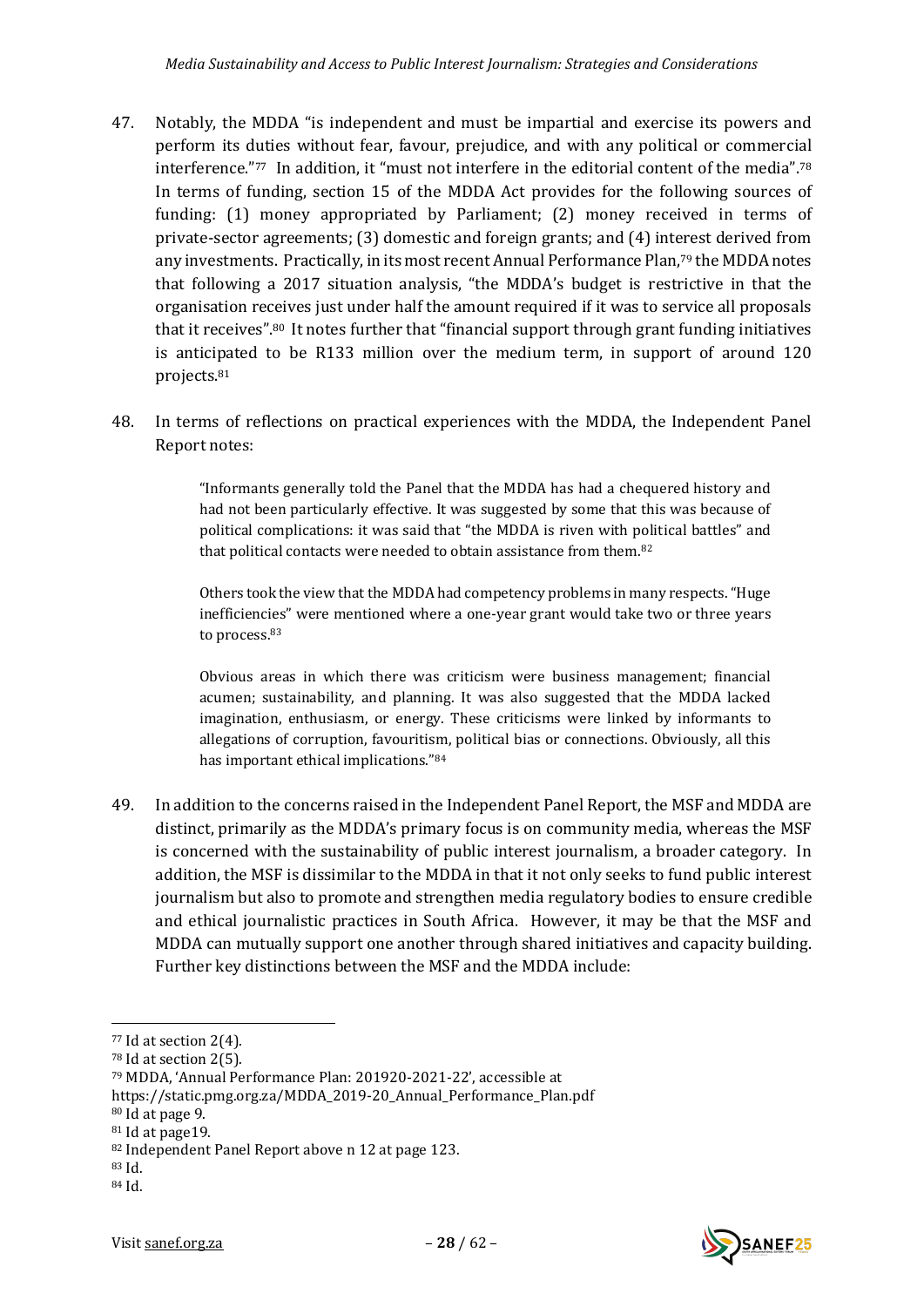47. Notably, the MDDA "is independent and must be impartial and exercise its powers and perform its duties without fear, favour, prejudice, and with any political or commercial interference."[77] In addition, it "must not interfere in the editorial content of the media".[78] In terms of funding, section 15 of the MDDA Act provides for the following sources of funding: (1) money appropriated by Parliament; (2) money received in terms of private-sector agreements; (3) domestic and foreign grants; and (4) interest derived from any investments. Practically, in its most recent Annual Performance Plan,[79] the MDDA notes that following a 2017 situation analysis, "the MDDA's budget is restrictive in that the organisation receives just under half the amount required if it was to service all proposals that it receives".[80] It notes further that "financial support through grant funding initiatives is anticipated to be R133 million over the medium term, in support of around 120 projects.[81]

48. In terms of reflections on practical experiences with the MDDA, the Independent Panel Report notes:

> "Informants generally told the Panel that the MDDA has had a chequered history and had not been particularly effective. It was suggested by some that this was because of political complications: it was said that "the MDDA is riven with political battles" and that political contacts were needed to obtain assistance from them.[82]
>
> Others took the view that the MDDA had competency problems in many respects. "Huge inefficiencies" were mentioned where a one-year grant would take two or three years to process.[83]
>
> Obvious areas in which there was criticism were business management; financial acumen; sustainability, and planning. It was also suggested that the MDDA lacked imagination, enthusiasm, or energy. These criticisms were linked by informants to allegations of corruption, favouritism, political bias or connections. Obviously, all this has important ethical implications."[84]

49. In addition to the concerns raised in the Independent Panel Report, the MSF and MDDA are distinct, primarily as the MDDA's primary focus is on community media, whereas the MSF is concerned with the sustainability of public interest journalism, a broader category. In addition, the MSF is dissimilar to the MDDA in that it not only seeks to fund public interest journalism but also to promote and strengthen media regulatory bodies to ensure credible and ethical journalistic practices in South Africa. However, it may be that the MSF and MDDA can mutually support one another through shared initiatives and capacity building. Further key distinctions between the MSF and the MDDA include:

---

[77] Id at section 2(4).
[78] Id at section 2(5).
[79] MDDA, 'Annual Performance Plan: 201920-2021-22', accessible at https://static.pmg.org.za/MDDA_2019-20_Annual_Performance_Plan.pdf
[80] Id at page 9.
[81] Id at page19.
[82] Independent Panel Report above n 12 at page 123.
[83] Id.
[84] Id.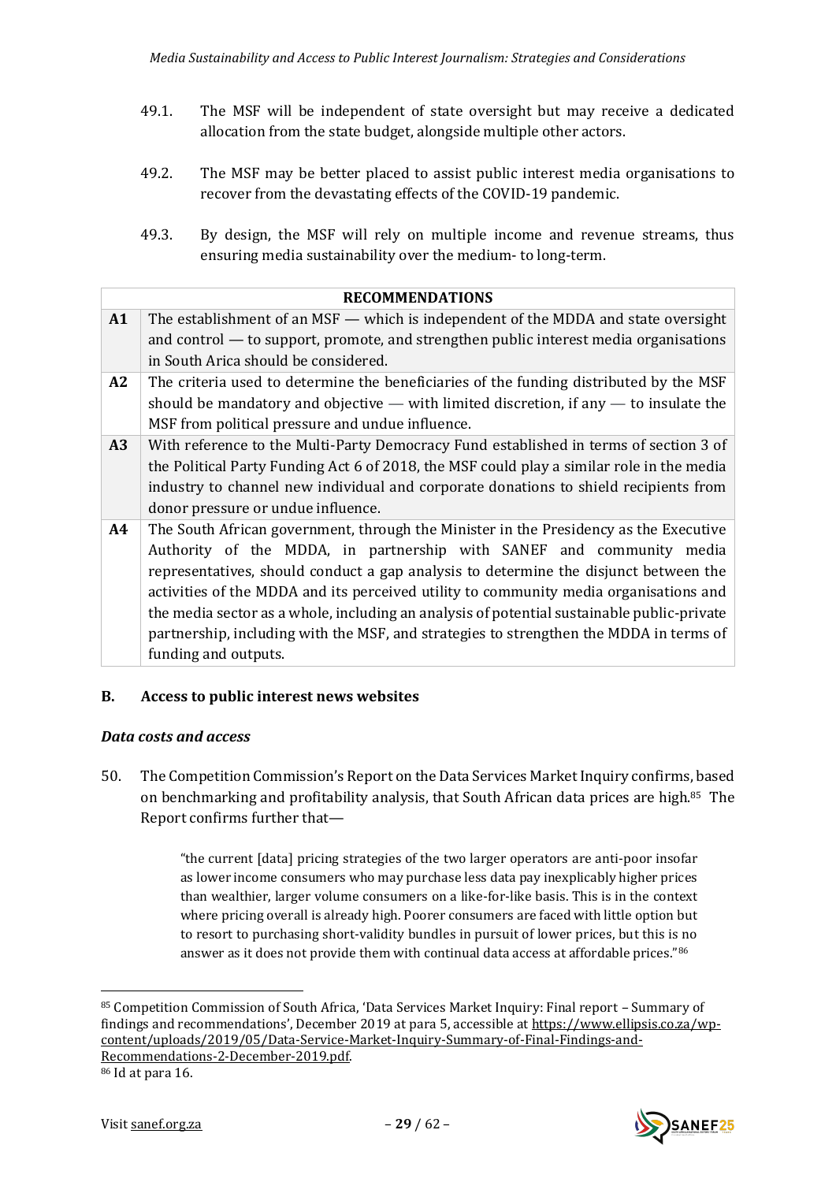49.1. The MSF will be independent of state oversight but may receive a dedicated allocation from the state budget, alongside multiple other actors.

49.2. The MSF may be better placed to assist public interest media organisations to recover from the devastating effects of the COVID-19 pandemic.

49.3. By design, the MSF will rely on multiple income and revenue streams, thus ensuring media sustainability over the medium- to long-term.

| RECOMMENDATIONS | |
|---|---|
| **A1** | The establishment of an MSF — which is independent of the MDDA and state oversight and control — to support, promote, and strengthen public interest media organisations in South Arica should be considered. |
| **A2** | The criteria used to determine the beneficiaries of the funding distributed by the MSF should be mandatory and objective — with limited discretion, if any — to insulate the MSF from political pressure and undue influence. |
| **A3** | With reference to the Multi-Party Democracy Fund established in terms of section 3 of the Political Party Funding Act 6 of 2018, the MSF could play a similar role in the media industry to channel new individual and corporate donations to shield recipients from donor pressure or undue influence. |
| **A4** | The South African government, through the Minister in the Presidency as the Executive Authority of the MDDA, in partnership with SANEF and community media representatives, should conduct a gap analysis to determine the disjunct between the activities of the MDDA and its perceived utility to community media organisations and the media sector as a whole, including an analysis of potential sustainable public-private partnership, including with the MSF, and strategies to strengthen the MDDA in terms of funding and outputs. |

## B. Access to public interest news websites

### *Data costs and access*

50. The Competition Commission's Report on the Data Services Market Inquiry confirms, based on benchmarking and profitability analysis, that South African data prices are high.[85] The Report confirms further that—

> "the current [data] pricing strategies of the two larger operators are anti-poor insofar as lower income consumers who may purchase less data pay inexplicably higher prices than wealthier, larger volume consumers on a like-for-like basis. This is in the context where pricing overall is already high. Poorer consumers are faced with little option but to resort to purchasing short-validity bundles in pursuit of lower prices, but this is no answer as it does not provide them with continual data access at affordable prices."[86]

---

[85] Competition Commission of South Africa, 'Data Services Market Inquiry: Final report – Summary of findings and recommendations', December 2019 at para 5, accessible at https://www.ellipsis.co.za/wp-content/uploads/2019/05/Data-Service-Market-Inquiry-Summary-of-Final-Findings-and-Recommendations-2-December-2019.pdf.

[86] Id at para 16.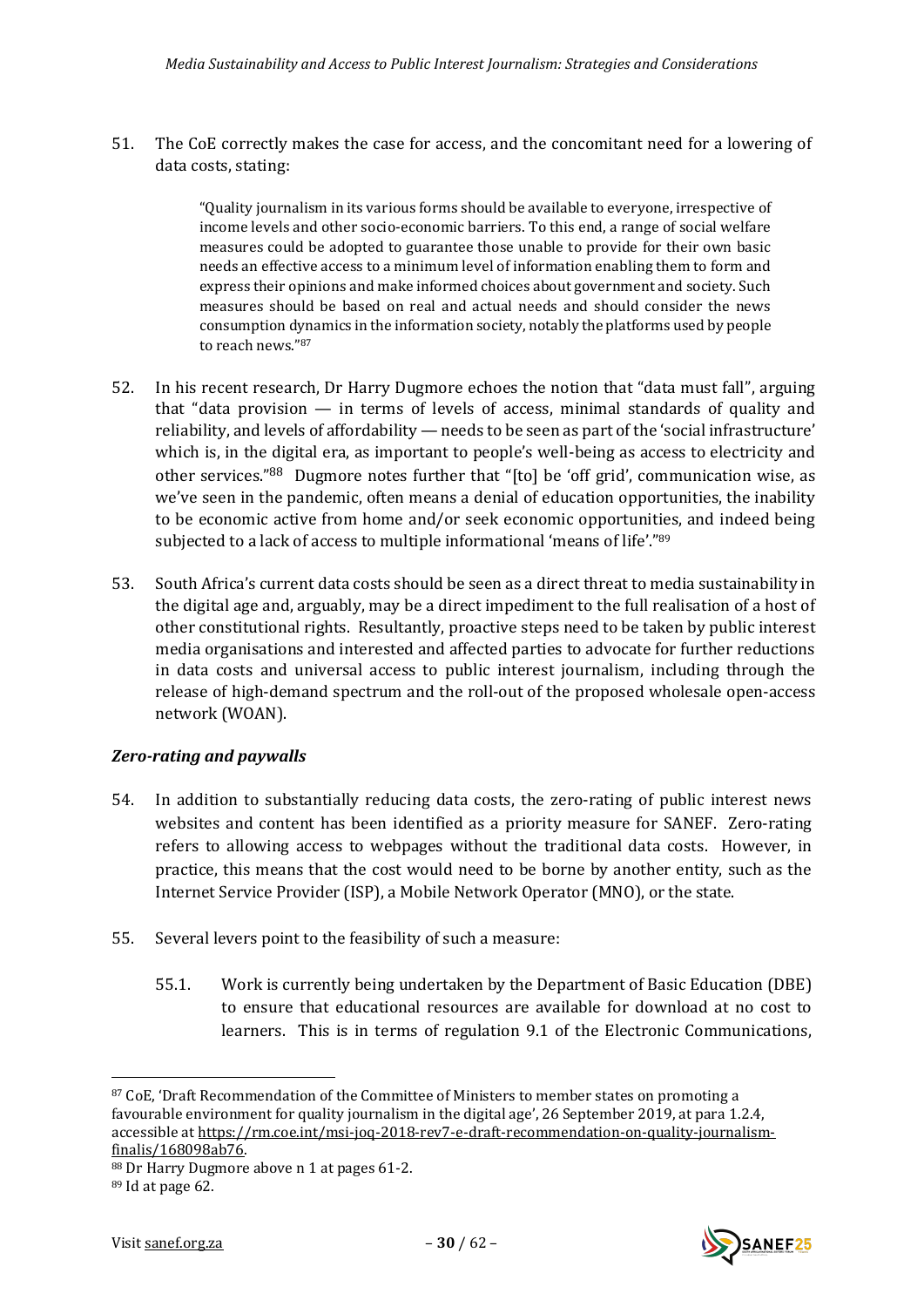51. The CoE correctly makes the case for access, and the concomitant need for a lowering of data costs, stating:

> "Quality journalism in its various forms should be available to everyone, irrespective of income levels and other socio-economic barriers. To this end, a range of social welfare measures could be adopted to guarantee those unable to provide for their own basic needs an effective access to a minimum level of information enabling them to form and express their opinions and make informed choices about government and society. Such measures should be based on real and actual needs and should consider the news consumption dynamics in the information society, notably the platforms used by people to reach news."[87]

52. In his recent research, Dr Harry Dugmore echoes the notion that "data must fall", arguing that "data provision — in terms of levels of access, minimal standards of quality and reliability, and levels of affordability — needs to be seen as part of the 'social infrastructure' which is, in the digital era, as important to people's well-being as access to electricity and other services."[88] Dugmore notes further that "[to] be 'off grid', communication wise, as we've seen in the pandemic, often means a denial of education opportunities, the inability to be economic active from home and/or seek economic opportunities, and indeed being subjected to a lack of access to multiple informational 'means of life'."[89]

53. South Africa's current data costs should be seen as a direct threat to media sustainability in the digital age and, arguably, may be a direct impediment to the full realisation of a host of other constitutional rights. Resultantly, proactive steps need to be taken by public interest media organisations and interested and affected parties to advocate for further reductions in data costs and universal access to public interest journalism, including through the release of high-demand spectrum and the roll-out of the proposed wholesale open-access network (WOAN).

### *Zero-rating and paywalls*

54. In addition to substantially reducing data costs, the zero-rating of public interest news websites and content has been identified as a priority measure for SANEF. Zero-rating refers to allowing access to webpages without the traditional data costs. However, in practice, this means that the cost would need to be borne by another entity, such as the Internet Service Provider (ISP), a Mobile Network Operator (MNO), or the state.

55. Several levers point to the feasibility of such a measure:

    55.1. Work is currently being undertaken by the Department of Basic Education (DBE) to ensure that educational resources are available for download at no cost to learners. This is in terms of regulation 9.1 of the Electronic Communications,

---

[87] CoE, 'Draft Recommendation of the Committee of Ministers to member states on promoting a favourable environment for quality journalism in the digital age', 26 September 2019, at para 1.2.4, accessible at https://rm.coe.int/msi-joq-2018-rev7-e-draft-recommendation-on-quality-journalism-finalis/168098ab76.

[88] Dr Harry Dugmore above n 1 at pages 61-2.

[89] Id at page 62.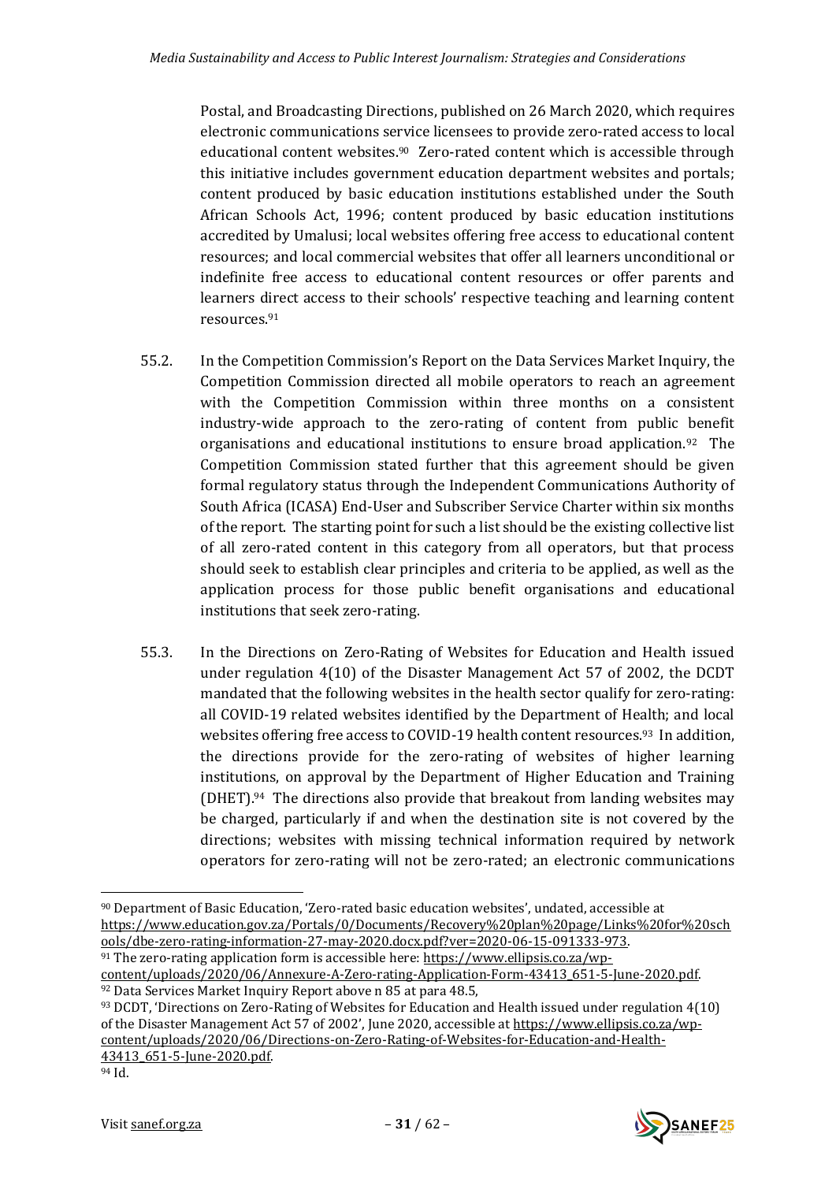Postal, and Broadcasting Directions, published on 26 March 2020, which requires electronic communications service licensees to provide zero-rated access to local educational content websites.[90] Zero-rated content which is accessible through this initiative includes government education department websites and portals; content produced by basic education institutions established under the South African Schools Act, 1996; content produced by basic education institutions accredited by Umalusi; local websites offering free access to educational content resources; and local commercial websites that offer all learners unconditional or indefinite free access to educational content resources or offer parents and learners direct access to their schools' respective teaching and learning content resources.[91]

55.2. In the Competition Commission's Report on the Data Services Market Inquiry, the Competition Commission directed all mobile operators to reach an agreement with the Competition Commission within three months on a consistent industry-wide approach to the zero-rating of content from public benefit organisations and educational institutions to ensure broad application.[92] The Competition Commission stated further that this agreement should be given formal regulatory status through the Independent Communications Authority of South Africa (ICASA) End-User and Subscriber Service Charter within six months of the report. The starting point for such a list should be the existing collective list of all zero-rated content in this category from all operators, but that process should seek to establish clear principles and criteria to be applied, as well as the application process for those public benefit organisations and educational institutions that seek zero-rating.

55.3. In the Directions on Zero-Rating of Websites for Education and Health issued under regulation 4(10) of the Disaster Management Act 57 of 2002, the DCDT mandated that the following websites in the health sector qualify for zero-rating: all COVID-19 related websites identified by the Department of Health; and local websites offering free access to COVID-19 health content resources.[93] In addition, the directions provide for the zero-rating of websites of higher learning institutions, on approval by the Department of Higher Education and Training (DHET).[94] The directions also provide that breakout from landing websites may be charged, particularly if and when the destination site is not covered by the directions; websites with missing technical information required by network operators for zero-rating will not be zero-rated; an electronic communications

---

[90] Department of Basic Education, 'Zero-rated basic education websites', undated, accessible at https://www.education.gov.za/Portals/0/Documents/Recovery%20plan%20page/Links%20for%20schools/dbe-zero-rating-information-27-may-2020.docx.pdf?ver=2020-06-15-091333-973.

[91] The zero-rating application form is accessible here: https://www.ellipsis.co.za/wp-content/uploads/2020/06/Annexure-A-Zero-rating-Application-Form-43413_651-5-June-2020.pdf.

[92] Data Services Market Inquiry Report above n 85 at para 48.5,

[93] DCDT, 'Directions on Zero-Rating of Websites for Education and Health issued under regulation 4(10) of the Disaster Management Act 57 of 2002', June 2020, accessible at https://www.ellipsis.co.za/wp-content/uploads/2020/06/Directions-on-Zero-Rating-of-Websites-for-Education-and-Health-43413_651-5-June-2020.pdf.

[94] Id.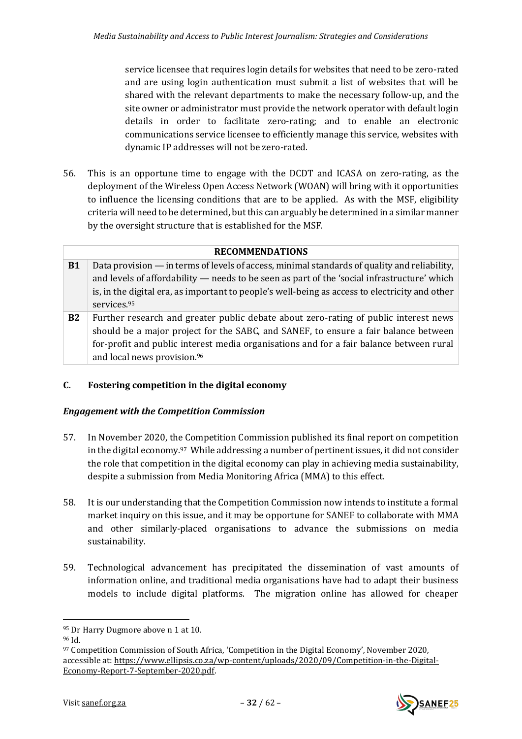service licensee that requires login details for websites that need to be zero-rated and are using login authentication must submit a list of websites that will be shared with the relevant departments to make the necessary follow-up, and the site owner or administrator must provide the network operator with default login details in order to facilitate zero-rating; and to enable an electronic communications service licensee to efficiently manage this service, websites with dynamic IP addresses will not be zero-rated.

56. This is an opportune time to engage with the DCDT and ICASA on zero-rating, as the deployment of the Wireless Open Access Network (WOAN) will bring with it opportunities to influence the licensing conditions that are to be applied. As with the MSF, eligibility criteria will need to be determined, but this can arguably be determined in a similar manner by the oversight structure that is established for the MSF.

| RECOMMENDATIONS | |
|---|---|
| **B1** | Data provision — in terms of levels of access, minimal standards of quality and reliability, and levels of affordability — needs to be seen as part of the 'social infrastructure' which is, in the digital era, as important to people's well-being as access to electricity and other services.[95] |
| **B2** | Further research and greater public debate about zero-rating of public interest news should be a major project for the SABC, and SANEF, to ensure a fair balance between for-profit and public interest media organisations and for a fair balance between rural and local news provision.[96] |

## C. Fostering competition in the digital economy

### *Engagement with the Competition Commission*

57. In November 2020, the Competition Commission published its final report on competition in the digital economy.[97] While addressing a number of pertinent issues, it did not consider the role that competition in the digital economy can play in achieving media sustainability, despite a submission from Media Monitoring Africa (MMA) to this effect.

58. It is our understanding that the Competition Commission now intends to institute a formal market inquiry on this issue, and it may be opportune for SANEF to collaborate with MMA and other similarly-placed organisations to advance the submissions on media sustainability.

59. Technological advancement has precipitated the dissemination of vast amounts of information online, and traditional media organisations have had to adapt their business models to include digital platforms. The migration online has allowed for cheaper

---

[95] Dr Harry Dugmore above n 1 at 10.

[96] Id.

[97] Competition Commission of South Africa, 'Competition in the Digital Economy', November 2020, accessible at: https://www.ellipsis.co.za/wp-content/uploads/2020/09/Competition-in-the-Digital-Economy-Report-7-September-2020.pdf.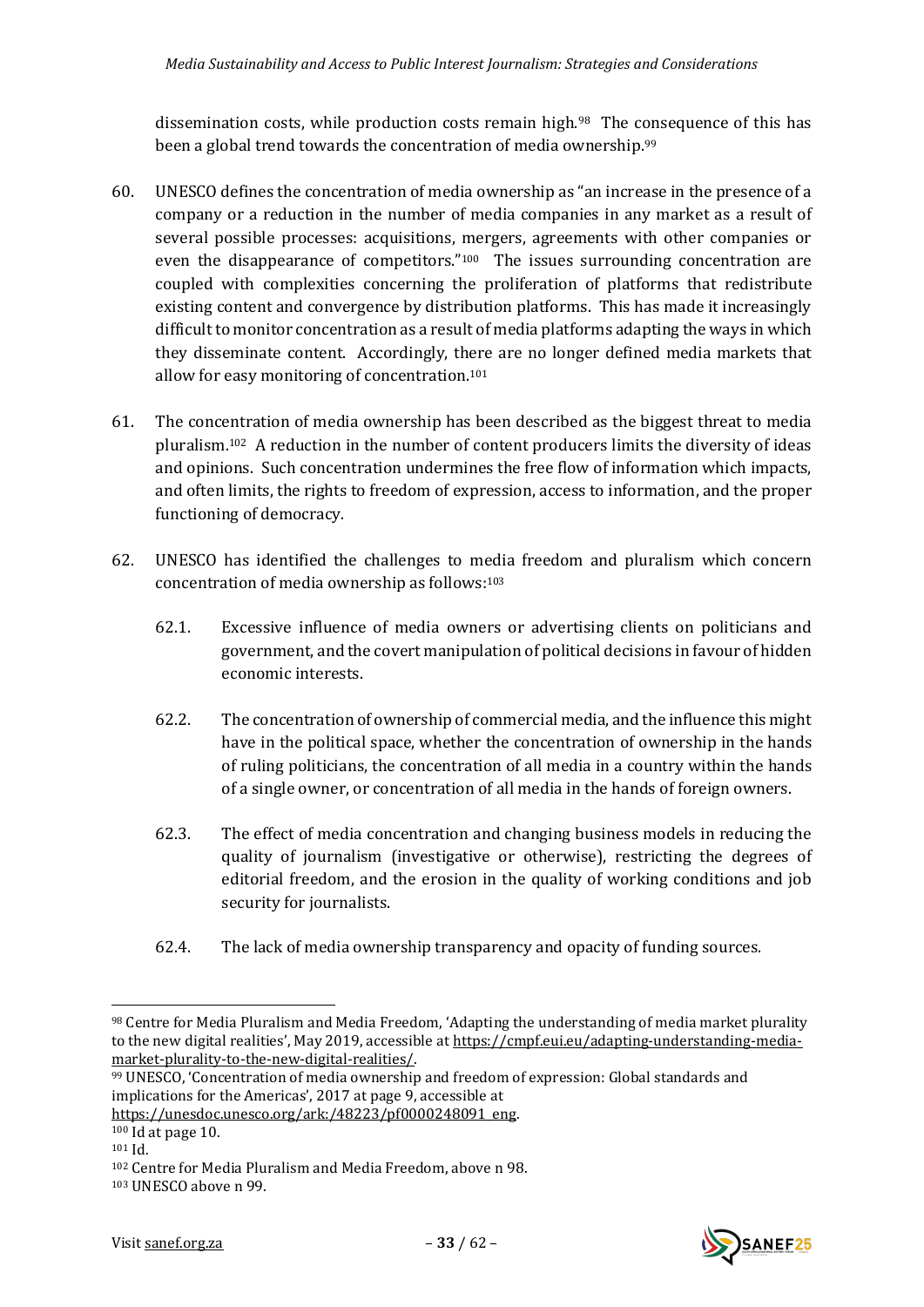dissemination costs, while production costs remain high.[98] The consequence of this has been a global trend towards the concentration of media ownership.[99]

60. UNESCO defines the concentration of media ownership as "an increase in the presence of a company or a reduction in the number of media companies in any market as a result of several possible processes: acquisitions, mergers, agreements with other companies or even the disappearance of competitors."[100] The issues surrounding concentration are coupled with complexities concerning the proliferation of platforms that redistribute existing content and convergence by distribution platforms. This has made it increasingly difficult to monitor concentration as a result of media platforms adapting the ways in which they disseminate content. Accordingly, there are no longer defined media markets that allow for easy monitoring of concentration.[101]

61. The concentration of media ownership has been described as the biggest threat to media pluralism.[102] A reduction in the number of content producers limits the diversity of ideas and opinions. Such concentration undermines the free flow of information which impacts, and often limits, the rights to freedom of expression, access to information, and the proper functioning of democracy.

62. UNESCO has identified the challenges to media freedom and pluralism which concern concentration of media ownership as follows:[103]

    62.1. Excessive influence of media owners or advertising clients on politicians and government, and the covert manipulation of political decisions in favour of hidden economic interests.

    62.2. The concentration of ownership of commercial media, and the influence this might have in the political space, whether the concentration of ownership in the hands of ruling politicians, the concentration of all media in a country within the hands of a single owner, or concentration of all media in the hands of foreign owners.

    62.3. The effect of media concentration and changing business models in reducing the quality of journalism (investigative or otherwise), restricting the degrees of editorial freedom, and the erosion in the quality of working conditions and job security for journalists.

    62.4. The lack of media ownership transparency and opacity of funding sources.

---

[98] Centre for Media Pluralism and Media Freedom, 'Adapting the understanding of media market plurality to the new digital realities', May 2019, accessible at https://cmpf.eui.eu/adapting-understanding-media-market-plurality-to-the-new-digital-realities/.

[99] UNESCO, 'Concentration of media ownership and freedom of expression: Global standards and implications for the Americas', 2017 at page 9, accessible at https://unesdoc.unesco.org/ark:/48223/pf0000248091_eng.

[100] Id at page 10.

[101] Id.

[102] Centre for Media Pluralism and Media Freedom, above n 98.

[103] UNESCO above n 99.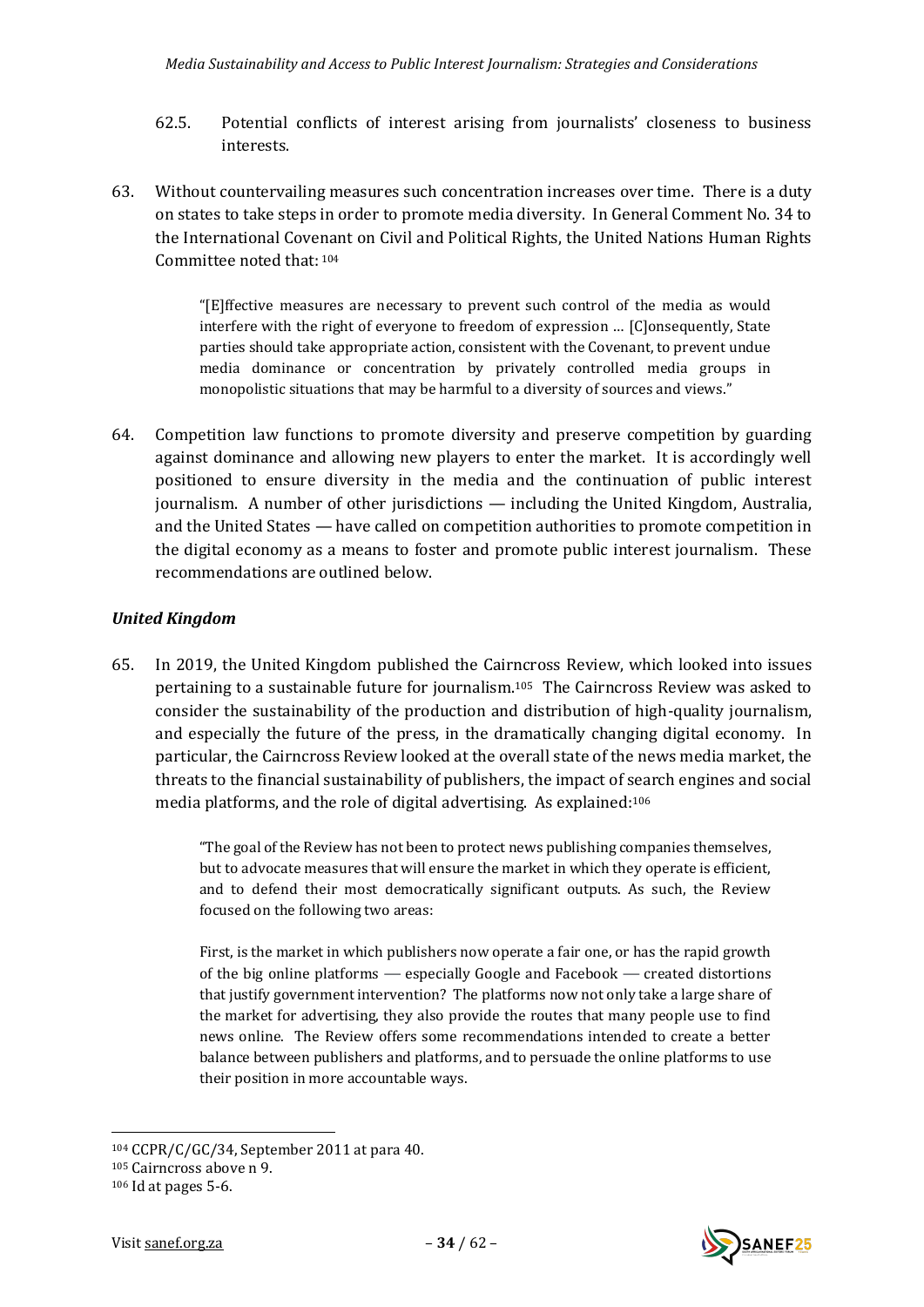62.5. Potential conflicts of interest arising from journalists' closeness to business interests.

63. Without countervailing measures such concentration increases over time. There is a duty on states to take steps in order to promote media diversity. In General Comment No. 34 to the International Covenant on Civil and Political Rights, the United Nations Human Rights Committee noted that: [104]

> "[E]ffective measures are necessary to prevent such control of the media as would interfere with the right of everyone to freedom of expression … [C]onsequently, State parties should take appropriate action, consistent with the Covenant, to prevent undue media dominance or concentration by privately controlled media groups in monopolistic situations that may be harmful to a diversity of sources and views."

64. Competition law functions to promote diversity and preserve competition by guarding against dominance and allowing new players to enter the market. It is accordingly well positioned to ensure diversity in the media and the continuation of public interest journalism. A number of other jurisdictions — including the United Kingdom, Australia, and the United States — have called on competition authorities to promote competition in the digital economy as a means to foster and promote public interest journalism. These recommendations are outlined below.

### *United Kingdom*

65. In 2019, the United Kingdom published the Cairncross Review, which looked into issues pertaining to a sustainable future for journalism.[105] The Cairncross Review was asked to consider the sustainability of the production and distribution of high-quality journalism, and especially the future of the press, in the dramatically changing digital economy. In particular, the Cairncross Review looked at the overall state of the news media market, the threats to the financial sustainability of publishers, the impact of search engines and social media platforms, and the role of digital advertising. As explained:[106]

> "The goal of the Review has not been to protect news publishing companies themselves, but to advocate measures that will ensure the market in which they operate is efficient, and to defend their most democratically significant outputs. As such, the Review focused on the following two areas:
>
> First, is the market in which publishers now operate a fair one, or has the rapid growth of the big online platforms — especially Google and Facebook — created distortions that justify government intervention? The platforms now not only take a large share of the market for advertising, they also provide the routes that many people use to find news online. The Review offers some recommendations intended to create a better balance between publishers and platforms, and to persuade the online platforms to use their position in more accountable ways.

---

[104] CCPR/C/GC/34, September 2011 at para 40.

[105] Cairncross above n 9.

[106] Id at pages 5-6.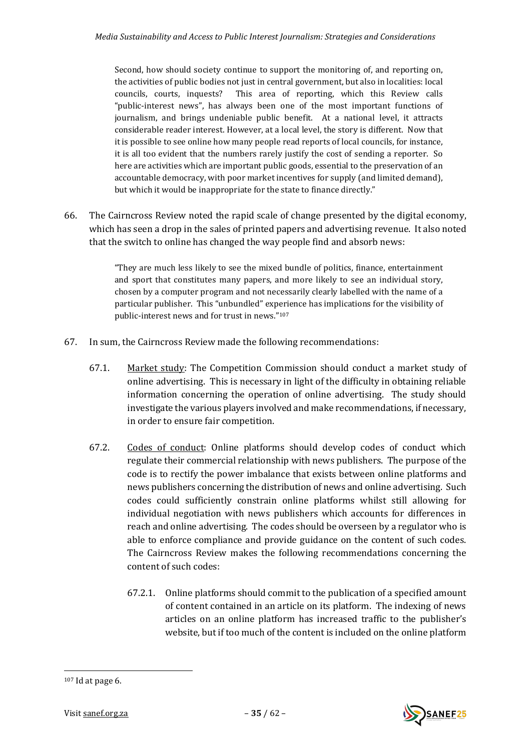> Second, how should society continue to support the monitoring of, and reporting on, the activities of public bodies not just in central government, but also in localities: local councils, courts, inquests? This area of reporting, which this Review calls "public-interest news", has always been one of the most important functions of journalism, and brings undeniable public benefit. At a national level, it attracts considerable reader interest. However, at a local level, the story is different. Now that it is possible to see online how many people read reports of local councils, for instance, it is all too evident that the numbers rarely justify the cost of sending a reporter. So here are activities which are important public goods, essential to the preservation of an accountable democracy, with poor market incentives for supply (and limited demand), but which it would be inappropriate for the state to finance directly."

66. The Cairncross Review noted the rapid scale of change presented by the digital economy, which has seen a drop in the sales of printed papers and advertising revenue. It also noted that the switch to online has changed the way people find and absorb news:

> "They are much less likely to see the mixed bundle of politics, finance, entertainment and sport that constitutes many papers, and more likely to see an individual story, chosen by a computer program and not necessarily clearly labelled with the name of a particular publisher. This "unbundled" experience has implications for the visibility of public-interest news and for trust in news."[107]

67. In sum, the Cairncross Review made the following recommendations:

    67.1. Market study: The Competition Commission should conduct a market study of online advertising. This is necessary in light of the difficulty in obtaining reliable information concerning the operation of online advertising. The study should investigate the various players involved and make recommendations, if necessary, in order to ensure fair competition.

    67.2. Codes of conduct: Online platforms should develop codes of conduct which regulate their commercial relationship with news publishers. The purpose of the code is to rectify the power imbalance that exists between online platforms and news publishers concerning the distribution of news and online advertising. Such codes could sufficiently constrain online platforms whilst still allowing for individual negotiation with news publishers which accounts for differences in reach and online advertising. The codes should be overseen by a regulator who is able to enforce compliance and provide guidance on the content of such codes. The Cairncross Review makes the following recommendations concerning the content of such codes:

        67.2.1. Online platforms should commit to the publication of a specified amount of content contained in an article on its platform. The indexing of news articles on an online platform has increased traffic to the publisher's website, but if too much of the content is included on the online platform

---

[107] Id at page 6.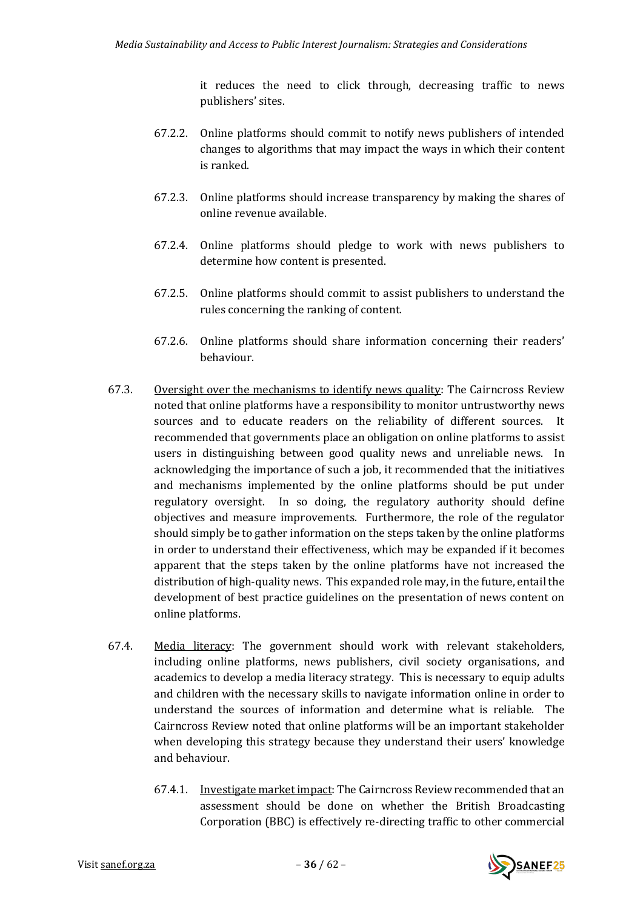it reduces the need to click through, decreasing traffic to news publishers' sites.

67.2.2. Online platforms should commit to notify news publishers of intended changes to algorithms that may impact the ways in which their content is ranked.

67.2.3. Online platforms should increase transparency by making the shares of online revenue available.

67.2.4. Online platforms should pledge to work with news publishers to determine how content is presented.

67.2.5. Online platforms should commit to assist publishers to understand the rules concerning the ranking of content.

67.2.6. Online platforms should share information concerning their readers' behaviour.

67.3. <u>Oversight over the mechanisms to identify news quality</u>: The Cairncross Review noted that online platforms have a responsibility to monitor untrustworthy news sources and to educate readers on the reliability of different sources. It recommended that governments place an obligation on online platforms to assist users in distinguishing between good quality news and unreliable news. In acknowledging the importance of such a job, it recommended that the initiatives and mechanisms implemented by the online platforms should be put under regulatory oversight. In so doing, the regulatory authority should define objectives and measure improvements. Furthermore, the role of the regulator should simply be to gather information on the steps taken by the online platforms in order to understand their effectiveness, which may be expanded if it becomes apparent that the steps taken by the online platforms have not increased the distribution of high-quality news. This expanded role may, in the future, entail the development of best practice guidelines on the presentation of news content on online platforms.

67.4. <u>Media literacy</u>: The government should work with relevant stakeholders, including online platforms, news publishers, civil society organisations, and academics to develop a media literacy strategy. This is necessary to equip adults and children with the necessary skills to navigate information online in order to understand the sources of information and determine what is reliable. The Cairncross Review noted that online platforms will be an important stakeholder when developing this strategy because they understand their users' knowledge and behaviour.

67.4.1. <u>Investigate market impact</u>: The Cairncross Review recommended that an assessment should be done on whether the British Broadcasting Corporation (BBC) is effectively re-directing traffic to other commercial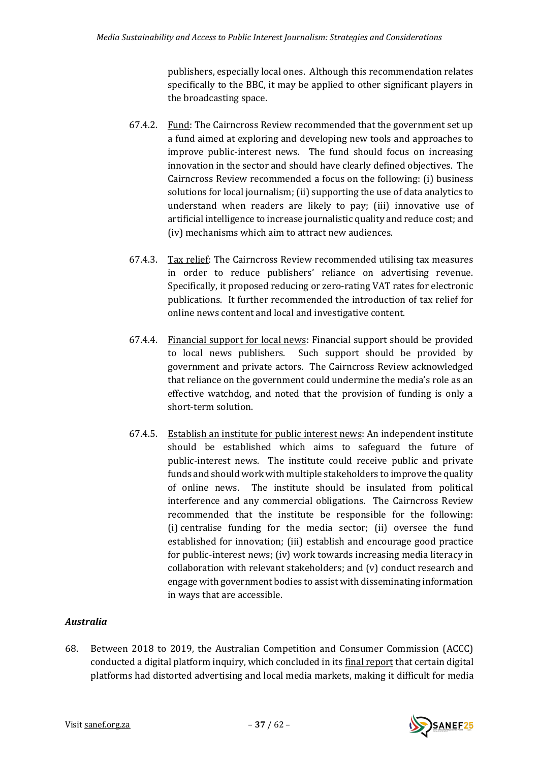publishers, especially local ones. Although this recommendation relates specifically to the BBC, it may be applied to other significant players in the broadcasting space.

67.4.2. Fund: The Cairncross Review recommended that the government set up a fund aimed at exploring and developing new tools and approaches to improve public-interest news. The fund should focus on increasing innovation in the sector and should have clearly defined objectives. The Cairncross Review recommended a focus on the following: (i) business solutions for local journalism; (ii) supporting the use of data analytics to understand when readers are likely to pay; (iii) innovative use of artificial intelligence to increase journalistic quality and reduce cost; and (iv) mechanisms which aim to attract new audiences.

67.4.3. Tax relief: The Cairncross Review recommended utilising tax measures in order to reduce publishers' reliance on advertising revenue. Specifically, it proposed reducing or zero-rating VAT rates for electronic publications. It further recommended the introduction of tax relief for online news content and local and investigative content.

67.4.4. Financial support for local news: Financial support should be provided to local news publishers. Such support should be provided by government and private actors. The Cairncross Review acknowledged that reliance on the government could undermine the media's role as an effective watchdog, and noted that the provision of funding is only a short-term solution.

67.4.5. Establish an institute for public interest news: An independent institute should be established which aims to safeguard the future of public-interest news. The institute could receive public and private funds and should work with multiple stakeholders to improve the quality of online news. The institute should be insulated from political interference and any commercial obligations. The Cairncross Review recommended that the institute be responsible for the following: (i) centralise funding for the media sector; (ii) oversee the fund established for innovation; (iii) establish and encourage good practice for public-interest news; (iv) work towards increasing media literacy in collaboration with relevant stakeholders; and (v) conduct research and engage with government bodies to assist with disseminating information in ways that are accessible.

### *Australia*

68. Between 2018 to 2019, the Australian Competition and Consumer Commission (ACCC) conducted a digital platform inquiry, which concluded in its final report that certain digital platforms had distorted advertising and local media markets, making it difficult for media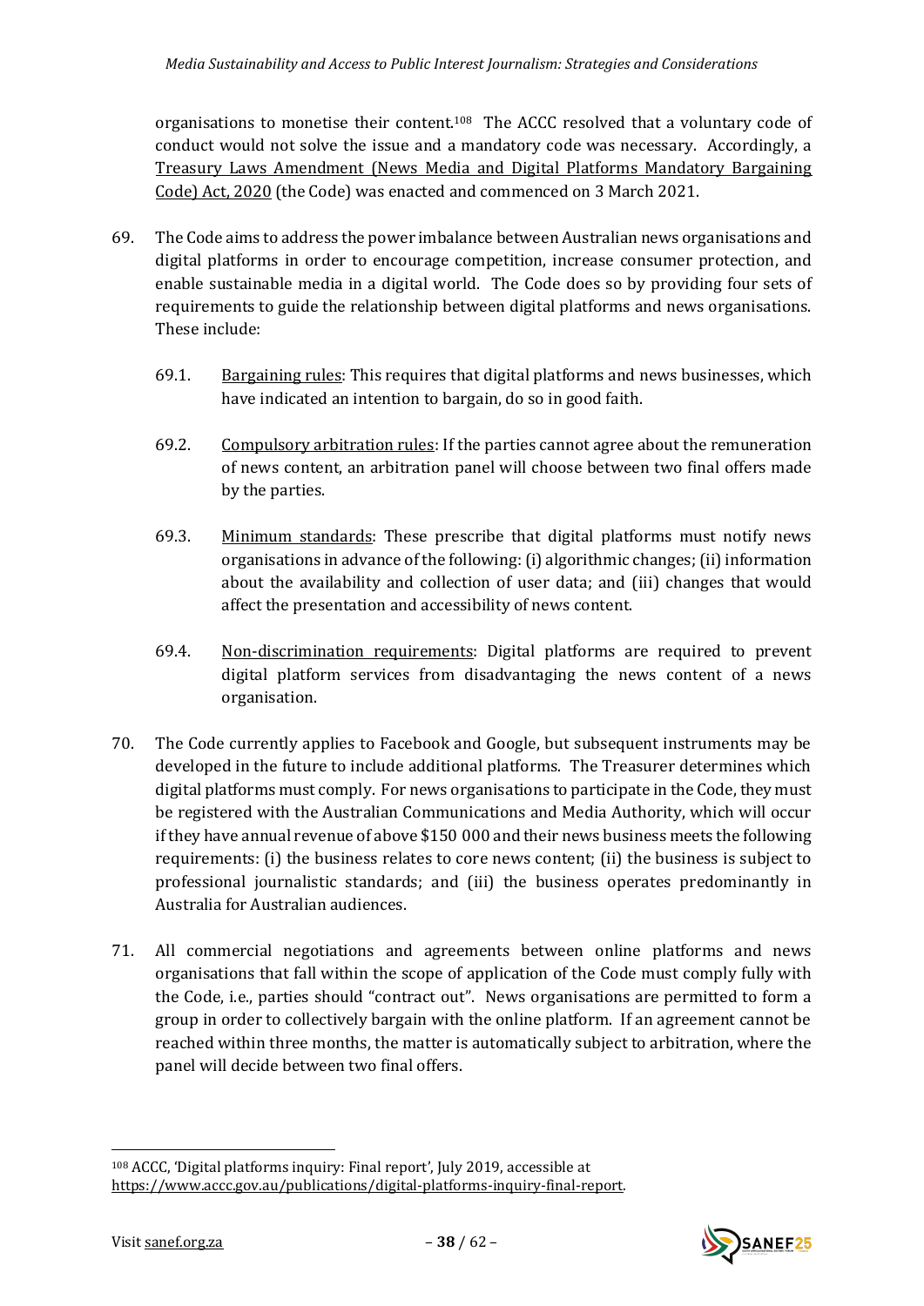organisations to monetise their content.[108] The ACCC resolved that a voluntary code of conduct would not solve the issue and a mandatory code was necessary. Accordingly, a Treasury Laws Amendment (News Media and Digital Platforms Mandatory Bargaining Code) Act, 2020 (the Code) was enacted and commenced on 3 March 2021.

69. The Code aims to address the power imbalance between Australian news organisations and digital platforms in order to encourage competition, increase consumer protection, and enable sustainable media in a digital world. The Code does so by providing four sets of requirements to guide the relationship between digital platforms and news organisations. These include:

    69.1. Bargaining rules: This requires that digital platforms and news businesses, which have indicated an intention to bargain, do so in good faith.

    69.2. Compulsory arbitration rules: If the parties cannot agree about the remuneration of news content, an arbitration panel will choose between two final offers made by the parties.

    69.3. Minimum standards: These prescribe that digital platforms must notify news organisations in advance of the following: (i) algorithmic changes; (ii) information about the availability and collection of user data; and (iii) changes that would affect the presentation and accessibility of news content.

    69.4. Non-discrimination requirements: Digital platforms are required to prevent digital platform services from disadvantaging the news content of a news organisation.

70. The Code currently applies to Facebook and Google, but subsequent instruments may be developed in the future to include additional platforms. The Treasurer determines which digital platforms must comply. For news organisations to participate in the Code, they must be registered with the Australian Communications and Media Authority, which will occur if they have annual revenue of above $150 000 and their news business meets the following requirements: (i) the business relates to core news content; (ii) the business is subject to professional journalistic standards; and (iii) the business operates predominantly in Australia for Australian audiences.

71. All commercial negotiations and agreements between online platforms and news organisations that fall within the scope of application of the Code must comply fully with the Code, i.e., parties should "contract out". News organisations are permitted to form a group in order to collectively bargain with the online platform. If an agreement cannot be reached within three months, the matter is automatically subject to arbitration, where the panel will decide between two final offers.

---

[108] ACCC, 'Digital platforms inquiry: Final report', July 2019, accessible at https://www.accc.gov.au/publications/digital-platforms-inquiry-final-report.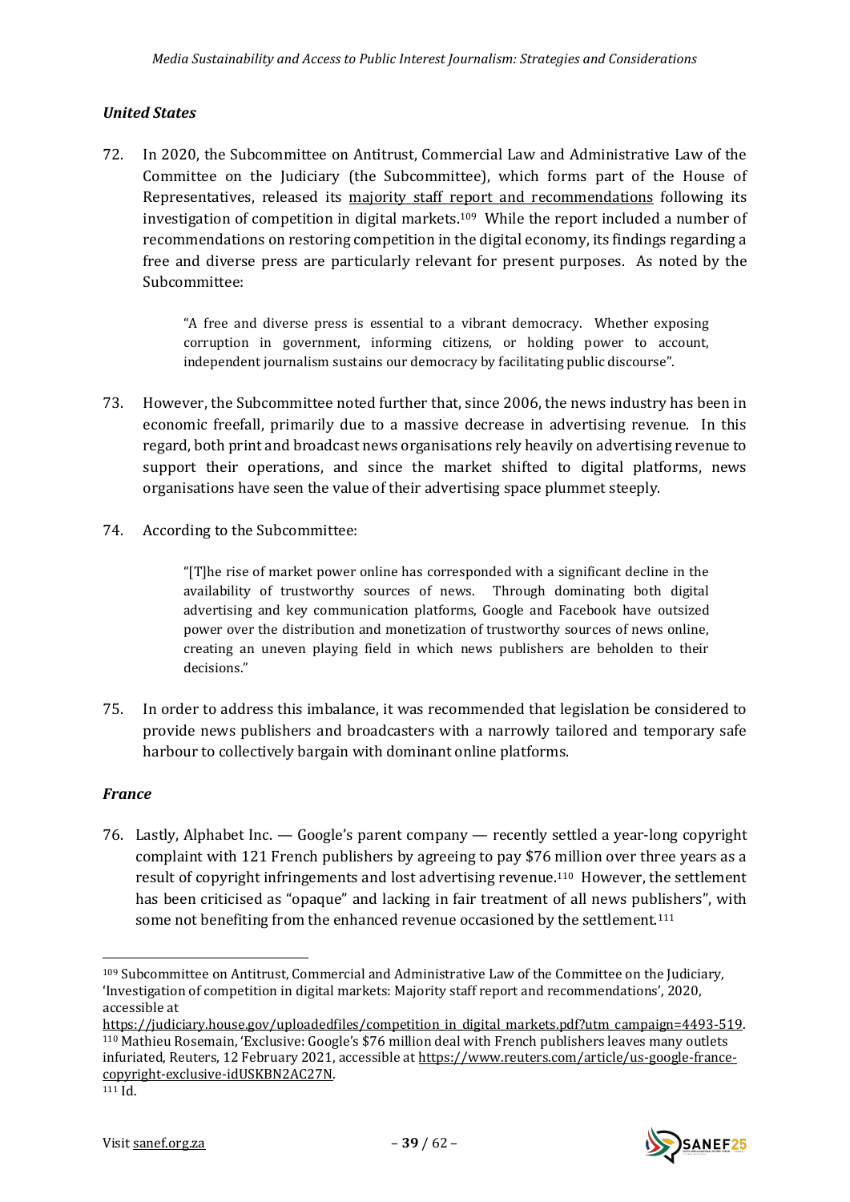### *United States*

72. In 2020, the Subcommittee on Antitrust, Commercial Law and Administrative Law of the Committee on the Judiciary (the Subcommittee), which forms part of the House of Representatives, released its majority staff report and recommendations following its investigation of competition in digital markets.[109] While the report included a number of recommendations on restoring competition in the digital economy, its findings regarding a free and diverse press are particularly relevant for present purposes. As noted by the Subcommittee:

> "A free and diverse press is essential to a vibrant democracy. Whether exposing corruption in government, informing citizens, or holding power to account, independent journalism sustains our democracy by facilitating public discourse".

73. However, the Subcommittee noted further that, since 2006, the news industry has been in economic freefall, primarily due to a massive decrease in advertising revenue. In this regard, both print and broadcast news organisations rely heavily on advertising revenue to support their operations, and since the market shifted to digital platforms, news organisations have seen the value of their advertising space plummet steeply.

74. According to the Subcommittee:

> "[T]he rise of market power online has corresponded with a significant decline in the availability of trustworthy sources of news. Through dominating both digital advertising and key communication platforms, Google and Facebook have outsized power over the distribution and monetization of trustworthy sources of news online, creating an uneven playing field in which news publishers are beholden to their decisions."

75. In order to address this imbalance, it was recommended that legislation be considered to provide news publishers and broadcasters with a narrowly tailored and temporary safe harbour to collectively bargain with dominant online platforms.

### *France*

76. Lastly, Alphabet Inc. — Google's parent company — recently settled a year-long copyright complaint with 121 French publishers by agreeing to pay $76 million over three years as a result of copyright infringements and lost advertising revenue.[110] However, the settlement has been criticised as "opaque" and lacking in fair treatment of all news publishers", with some not benefiting from the enhanced revenue occasioned by the settlement.[111]

---

[109] Subcommittee on Antitrust, Commercial and Administrative Law of the Committee on the Judiciary, 'Investigation of competition in digital markets: Majority staff report and recommendations', 2020, accessible at https://judiciary.house.gov/uploadedfiles/competition_in_digital_markets.pdf?utm_campaign=4493-519.

[110] Mathieu Rosemain, 'Exclusive: Google's $76 million deal with French publishers leaves many outlets infuriated, Reuters, 12 February 2021, accessible at https://www.reuters.com/article/us-google-france-copyright-exclusive-idUSKBN2AC27N.

[111] Id.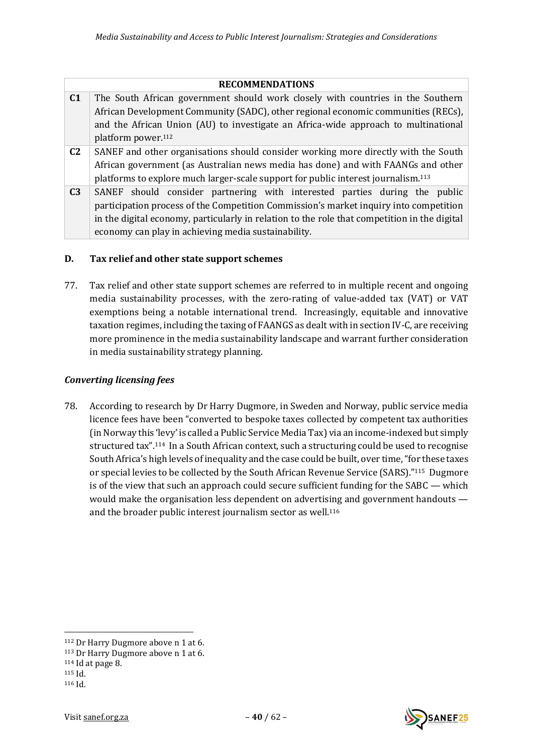| RECOMMENDATIONS | |
|---|---|
| **C1** | The South African government should work closely with countries in the Southern African Development Community (SADC), other regional economic communities (RECs), and the African Union (AU) to investigate an Africa-wide approach to multinational platform power.[112] |
| **C2** | SANEF and other organisations should consider working more directly with the South African government (as Australian news media has done) and with FAANGs and other platforms to explore much larger-scale support for public interest journalism.[113] |
| **C3** | SANEF should consider partnering with interested parties during the public participation process of the Competition Commission's market inquiry into competition in the digital economy, particularly in relation to the role that competition in the digital economy can play in achieving media sustainability. |

## D. Tax relief and other state support schemes

77. Tax relief and other state support schemes are referred to in multiple recent and ongoing media sustainability processes, with the zero-rating of value-added tax (VAT) or VAT exemptions being a notable international trend. Increasingly, equitable and innovative taxation regimes, including the taxing of FAANGS as dealt with in section IV-C, are receiving more prominence in the media sustainability landscape and warrant further consideration in media sustainability strategy planning.

### *Converting licensing fees*

78. According to research by Dr Harry Dugmore, in Sweden and Norway, public service media licence fees have been "converted to bespoke taxes collected by competent tax authorities (in Norway this 'levy' is called a Public Service Media Tax) via an income-indexed but simply structured tax".[114] In a South African context, such a structuring could be used to recognise South Africa's high levels of inequality and the case could be built, over time, "for these taxes or special levies to be collected by the South African Revenue Service (SARS)."[115] Dugmore is of the view that such an approach could secure sufficient funding for the SABC — which would make the organisation less dependent on advertising and government handouts — and the broader public interest journalism sector as well.[116]

---

[112] Dr Harry Dugmore above n 1 at 6.
[113] Dr Harry Dugmore above n 1 at 6.
[114] Id at page 8.
[115] Id.
[116] Id.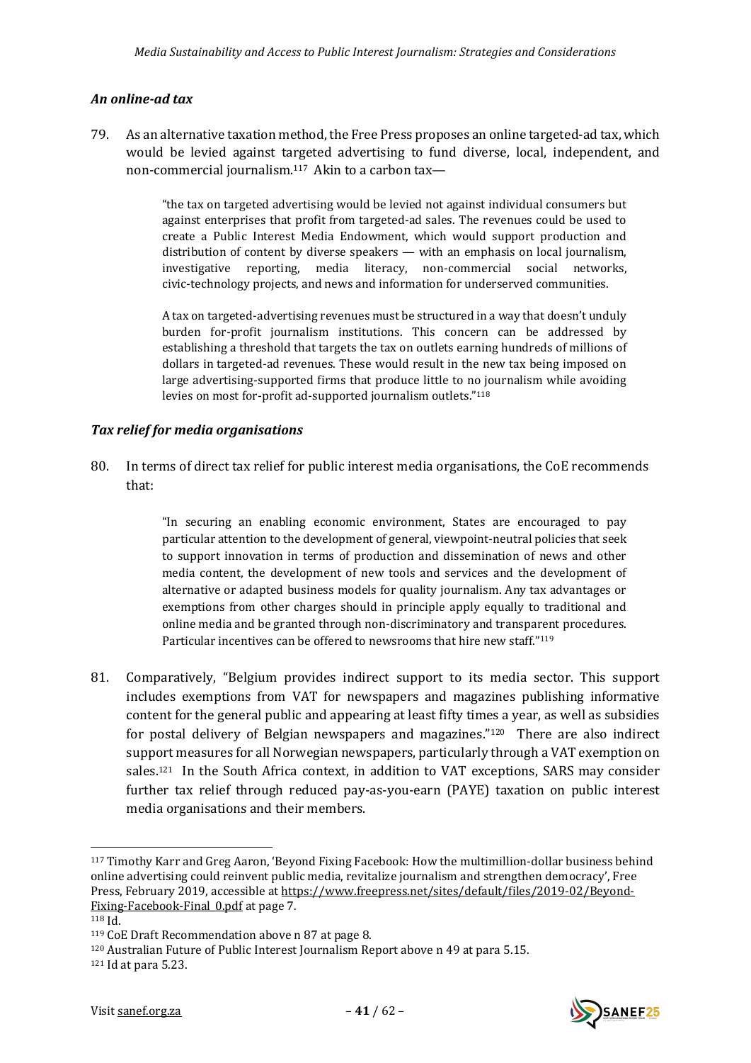### *An online-ad tax*

79. As an alternative taxation method, the Free Press proposes an online targeted-ad tax, which would be levied against targeted advertising to fund diverse, local, independent, and non-commercial journalism.[117] Akin to a carbon tax—

> "the tax on targeted advertising would be levied not against individual consumers but against enterprises that profit from targeted-ad sales. The revenues could be used to create a Public Interest Media Endowment, which would support production and distribution of content by diverse speakers — with an emphasis on local journalism, investigative reporting, media literacy, non-commercial social networks, civic-technology projects, and news and information for underserved communities.
>
> A tax on targeted-advertising revenues must be structured in a way that doesn't unduly burden for-profit journalism institutions. This concern can be addressed by establishing a threshold that targets the tax on outlets earning hundreds of millions of dollars in targeted-ad revenues. These would result in the new tax being imposed on large advertising-supported firms that produce little to no journalism while avoiding levies on most for-profit ad-supported journalism outlets."[118]

### *Tax relief for media organisations*

80. In terms of direct tax relief for public interest media organisations, the CoE recommends that:

> "In securing an enabling economic environment, States are encouraged to pay particular attention to the development of general, viewpoint-neutral policies that seek to support innovation in terms of production and dissemination of news and other media content, the development of new tools and services and the development of alternative or adapted business models for quality journalism. Any tax advantages or exemptions from other charges should in principle apply equally to traditional and online media and be granted through non-discriminatory and transparent procedures. Particular incentives can be offered to newsrooms that hire new staff."[119]

81. Comparatively, "Belgium provides indirect support to its media sector. This support includes exemptions from VAT for newspapers and magazines publishing informative content for the general public and appearing at least fifty times a year, as well as subsidies for postal delivery of Belgian newspapers and magazines."[120] There are also indirect support measures for all Norwegian newspapers, particularly through a VAT exemption on sales.[121] In the South Africa context, in addition to VAT exceptions, SARS may consider further tax relief through reduced pay-as-you-earn (PAYE) taxation on public interest media organisations and their members.

---

[117] Timothy Karr and Greg Aaron, 'Beyond Fixing Facebook: How the multimillion-dollar business behind online advertising could reinvent public media, revitalize journalism and strengthen democracy', Free Press, February 2019, accessible at https://www.freepress.net/sites/default/files/2019-02/Beyond-Fixing-Facebook-Final_0.pdf at page 7.

[118] Id.

[119] CoE Draft Recommendation above n 87 at page 8.

[120] Australian Future of Public Interest Journalism Report above n 49 at para 5.15.

[121] Id at para 5.23.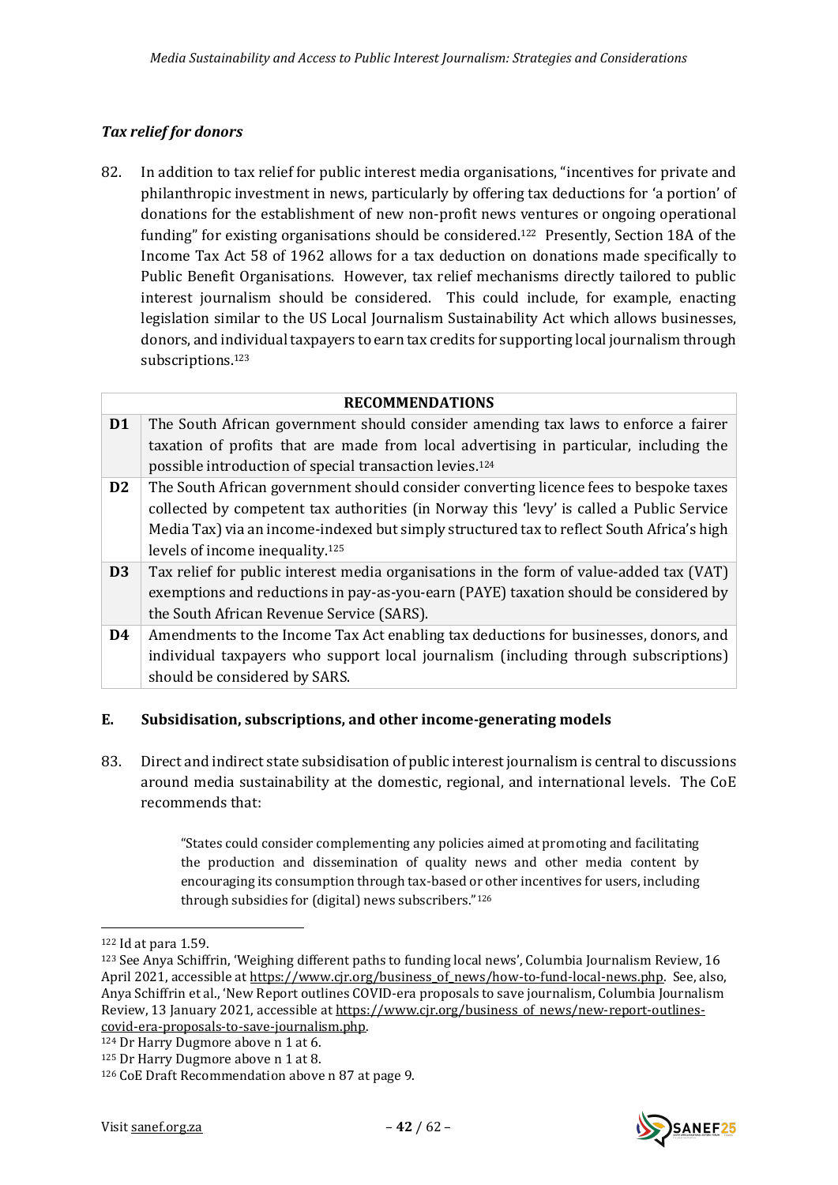### *Tax relief for donors*

82. In addition to tax relief for public interest media organisations, "incentives for private and philanthropic investment in news, particularly by offering tax deductions for 'a portion' of donations for the establishment of new non-profit news ventures or ongoing operational funding" for existing organisations should be considered.[122] Presently, Section 18A of the Income Tax Act 58 of 1962 allows for a tax deduction on donations made specifically to Public Benefit Organisations. However, tax relief mechanisms directly tailored to public interest journalism should be considered. This could include, for example, enacting legislation similar to the US Local Journalism Sustainability Act which allows businesses, donors, and individual taxpayers to earn tax credits for supporting local journalism through subscriptions.[123]

| RECOMMENDATIONS | |
|---|---|
| **D1** | The South African government should consider amending tax laws to enforce a fairer taxation of profits that are made from local advertising in particular, including the possible introduction of special transaction levies.[124] |
| **D2** | The South African government should consider converting licence fees to bespoke taxes collected by competent tax authorities (in Norway this 'levy' is called a Public Service Media Tax) via an income-indexed but simply structured tax to reflect South Africa's high levels of income inequality.[125] |
| **D3** | Tax relief for public interest media organisations in the form of value-added tax (VAT) exemptions and reductions in pay-as-you-earn (PAYE) taxation should be considered by the South African Revenue Service (SARS). |
| **D4** | Amendments to the Income Tax Act enabling tax deductions for businesses, donors, and individual taxpayers who support local journalism (including through subscriptions) should be considered by SARS. |

## E. Subsidisation, subscriptions, and other income-generating models

83. Direct and indirect state subsidisation of public interest journalism is central to discussions around media sustainability at the domestic, regional, and international levels. The CoE recommends that:

> "States could consider complementing any policies aimed at promoting and facilitating the production and dissemination of quality news and other media content by encouraging its consumption through tax-based or other incentives for users, including through subsidies for (digital) news subscribers."[126]

---

[122] Id at para 1.59.

[123] See Anya Schiffrin, 'Weighing different paths to funding local news', Columbia Journalism Review, 16 April 2021, accessible at https://www.cjr.org/business_of_news/how-to-fund-local-news.php. See, also, Anya Schiffrin et al., 'New Report outlines COVID-era proposals to save journalism, Columbia Journalism Review, 13 January 2021, accessible at https://www.cjr.org/business_of_news/new-report-outlines-covid-era-proposals-to-save-journalism.php.

[124] Dr Harry Dugmore above n 1 at 6.

[125] Dr Harry Dugmore above n 1 at 8.

[126] CoE Draft Recommendation above n 87 at page 9.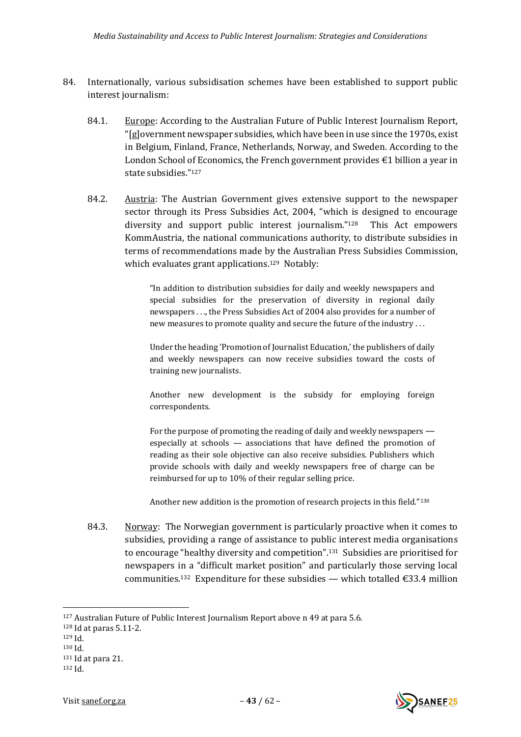84. Internationally, various subsidisation schemes have been established to support public interest journalism:

    84.1. Europe: According to the Australian Future of Public Interest Journalism Report, "[g]overnment newspaper subsidies, which have been in use since the 1970s, exist in Belgium, Finland, France, Netherlands, Norway, and Sweden. According to the London School of Economics, the French government provides €1 billion a year in state subsidies."[127]

    84.2. Austria: The Austrian Government gives extensive support to the newspaper sector through its Press Subsidies Act, 2004, "which is designed to encourage diversity and support public interest journalism."[128] This Act empowers KommAustria, the national communications authority, to distribute subsidies in terms of recommendations made by the Australian Press Subsidies Commission, which evaluates grant applications.[129] Notably:

    > "In addition to distribution subsidies for daily and weekly newspapers and special subsidies for the preservation of diversity in regional daily newspapers . . ., the Press Subsidies Act of 2004 also provides for a number of new measures to promote quality and secure the future of the industry . . .
    >
    > Under the heading 'Promotion of Journalist Education,' the publishers of daily and weekly newspapers can now receive subsidies toward the costs of training new journalists.
    >
    > Another new development is the subsidy for employing foreign correspondents.
    >
    > For the purpose of promoting the reading of daily and weekly newspapers — especially at schools — associations that have defined the promotion of reading as their sole objective can also receive subsidies. Publishers which provide schools with daily and weekly newspapers free of charge can be reimbursed for up to 10% of their regular selling price.
    >
    > Another new addition is the promotion of research projects in this field."[130]

    84.3. Norway: The Norwegian government is particularly proactive when it comes to subsidies, providing a range of assistance to public interest media organisations to encourage "healthy diversity and competition".[131] Subsidies are prioritised for newspapers in a "difficult market position" and particularly those serving local communities.[132] Expenditure for these subsidies — which totalled €33.4 million

---

[127] Australian Future of Public Interest Journalism Report above n 49 at para 5.6.

[128] Id at paras 5.11-2.

[129] Id.

[130] Id.

[131] Id at para 21.

[132] Id.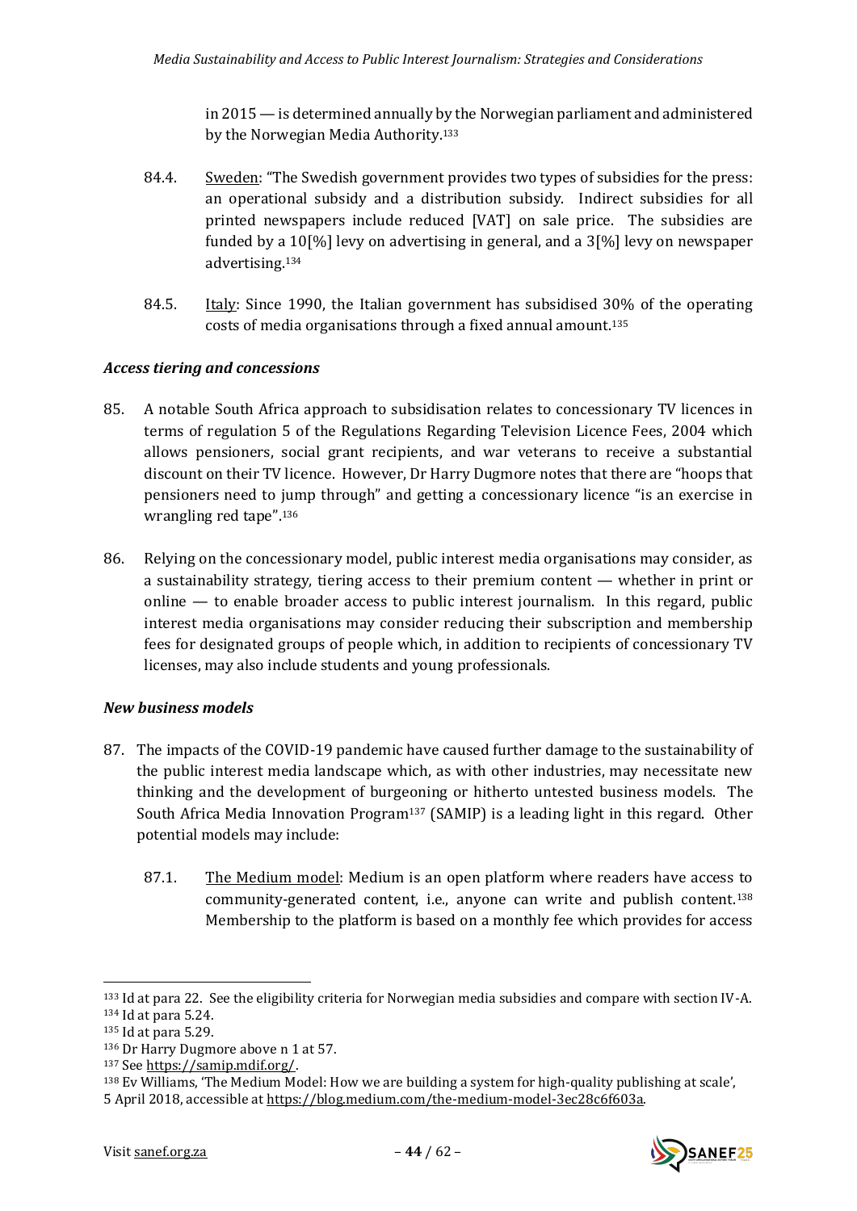in 2015 — is determined annually by the Norwegian parliament and administered by the Norwegian Media Authority.[133]

84.4. Sweden: "The Swedish government provides two types of subsidies for the press: an operational subsidy and a distribution subsidy. Indirect subsidies for all printed newspapers include reduced [VAT] on sale price. The subsidies are funded by a 10[%] levy on advertising in general, and a 3[%] levy on newspaper advertising.[134]

84.5. Italy: Since 1990, the Italian government has subsidised 30% of the operating costs of media organisations through a fixed annual amount.[135]

***Access tiering and concessions***

85. A notable South Africa approach to subsidisation relates to concessionary TV licences in terms of regulation 5 of the Regulations Regarding Television Licence Fees, 2004 which allows pensioners, social grant recipients, and war veterans to receive a substantial discount on their TV licence. However, Dr Harry Dugmore notes that there are "hoops that pensioners need to jump through" and getting a concessionary licence "is an exercise in wrangling red tape".[136]

86. Relying on the concessionary model, public interest media organisations may consider, as a sustainability strategy, tiering access to their premium content — whether in print or online — to enable broader access to public interest journalism. In this regard, public interest media organisations may consider reducing their subscription and membership fees for designated groups of people which, in addition to recipients of concessionary TV licenses, may also include students and young professionals.

***New business models***

87. The impacts of the COVID-19 pandemic have caused further damage to the sustainability of the public interest media landscape which, as with other industries, may necessitate new thinking and the development of burgeoning or hitherto untested business models. The South Africa Media Innovation Program[137] (SAMIP) is a leading light in this regard. Other potential models may include:

87.1. The Medium model: Medium is an open platform where readers have access to community-generated content, i.e., anyone can write and publish content.[138] Membership to the platform is based on a monthly fee which provides for access

---

[133] Id at para 22. See the eligibility criteria for Norwegian media subsidies and compare with section IV-A.

[134] Id at para 5.24.

[135] Id at para 5.29.

[136] Dr Harry Dugmore above n 1 at 57.

[137] See https://samip.mdif.org/.

[138] Ev Williams, 'The Medium Model: How we are building a system for high-quality publishing at scale', 5 April 2018, accessible at https://blog.medium.com/the-medium-model-3ec28c6f603a.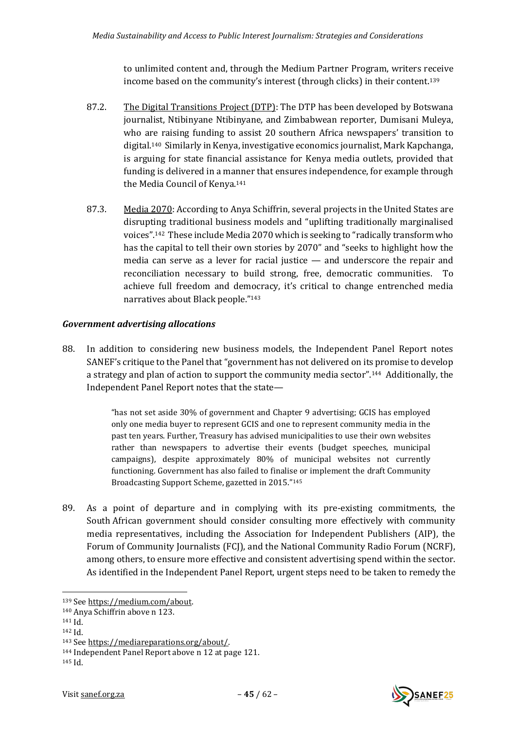to unlimited content and, through the Medium Partner Program, writers receive income based on the community's interest (through clicks) in their content.[139]

87.2. The Digital Transitions Project (DTP): The DTP has been developed by Botswana journalist, Ntibinyane Ntibinyane, and Zimbabwean reporter, Dumisani Muleya, who are raising funding to assist 20 southern Africa newspapers' transition to digital.[140] Similarly in Kenya, investigative economics journalist, Mark Kapchanga, is arguing for state financial assistance for Kenya media outlets, provided that funding is delivered in a manner that ensures independence, for example through the Media Council of Kenya.[141]

87.3. Media 2070: According to Anya Schiffrin, several projects in the United States are disrupting traditional business models and "uplifting traditionally marginalised voices".[142] These include Media 2070 which is seeking to "radically transform who has the capital to tell their own stories by 2070" and "seeks to highlight how the media can serve as a lever for racial justice — and underscore the repair and reconciliation necessary to build strong, free, democratic communities. To achieve full freedom and democracy, it's critical to change entrenched media narratives about Black people."[143]

### *Government advertising allocations*

88. In addition to considering new business models, the Independent Panel Report notes SANEF's critique to the Panel that "government has not delivered on its promise to develop a strategy and plan of action to support the community media sector".[144] Additionally, the Independent Panel Report notes that the state—

> "has not set aside 30% of government and Chapter 9 advertising; GCIS has employed only one media buyer to represent GCIS and one to represent community media in the past ten years. Further, Treasury has advised municipalities to use their own websites rather than newspapers to advertise their events (budget speeches, municipal campaigns), despite approximately 80% of municipal websites not currently functioning. Government has also failed to finalise or implement the draft Community Broadcasting Support Scheme, gazetted in 2015."[145]

89. As a point of departure and in complying with its pre-existing commitments, the South African government should consider consulting more effectively with community media representatives, including the Association for Independent Publishers (AIP), the Forum of Community Journalists (FCJ), and the National Community Radio Forum (NCRF), among others, to ensure more effective and consistent advertising spend within the sector. As identified in the Independent Panel Report, urgent steps need to be taken to remedy the

---

[139] See https://medium.com/about.

[140] Anya Schiffrin above n 123.

[141] Id.

[142] Id.

[143] See https://mediareparations.org/about/.

[144] Independent Panel Report above n 12 at page 121.

[145] Id.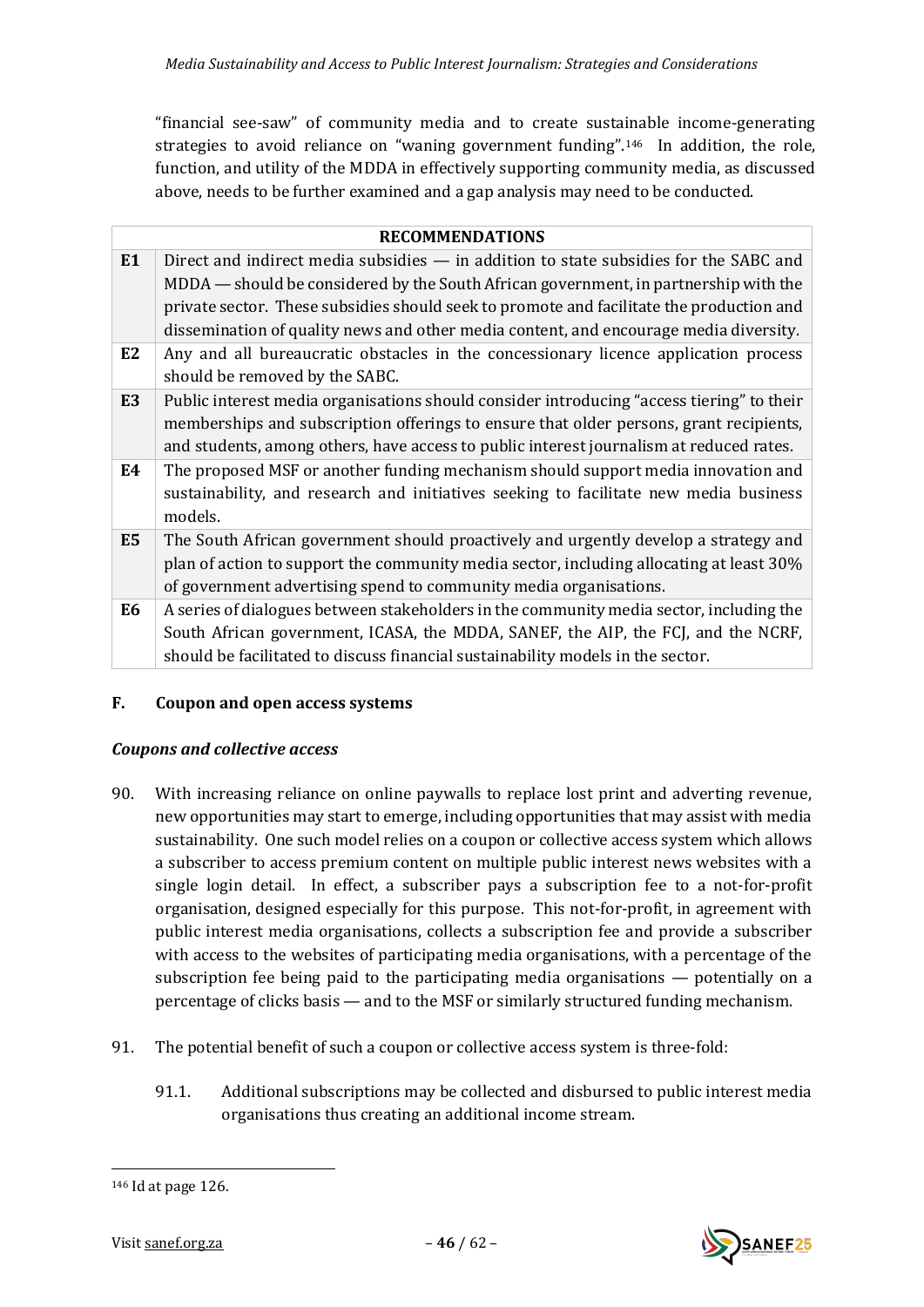"financial see-saw" of community media and to create sustainable income-generating strategies to avoid reliance on "waning government funding".[146] In addition, the role, function, and utility of the MDDA in effectively supporting community media, as discussed above, needs to be further examined and a gap analysis may need to be conducted.

| RECOMMENDATIONS | |
|---|---|
| **E1** | Direct and indirect media subsidies — in addition to state subsidies for the SABC and MDDA — should be considered by the South African government, in partnership with the private sector. These subsidies should seek to promote and facilitate the production and dissemination of quality news and other media content, and encourage media diversity. |
| **E2** | Any and all bureaucratic obstacles in the concessionary licence application process should be removed by the SABC. |
| **E3** | Public interest media organisations should consider introducing "access tiering" to their memberships and subscription offerings to ensure that older persons, grant recipients, and students, among others, have access to public interest journalism at reduced rates. |
| **E4** | The proposed MSF or another funding mechanism should support media innovation and sustainability, and research and initiatives seeking to facilitate new media business models. |
| **E5** | The South African government should proactively and urgently develop a strategy and plan of action to support the community media sector, including allocating at least 30% of government advertising spend to community media organisations. |
| **E6** | A series of dialogues between stakeholders in the community media sector, including the South African government, ICASA, the MDDA, SANEF, the AIP, the FCJ, and the NCRF, should be facilitated to discuss financial sustainability models in the sector. |

## F. Coupon and open access systems

### *Coupons and collective access*

90. With increasing reliance on online paywalls to replace lost print and adverting revenue, new opportunities may start to emerge, including opportunities that may assist with media sustainability. One such model relies on a coupon or collective access system which allows a subscriber to access premium content on multiple public interest news websites with a single login detail. In effect, a subscriber pays a subscription fee to a not-for-profit organisation, designed especially for this purpose. This not-for-profit, in agreement with public interest media organisations, collects a subscription fee and provide a subscriber with access to the websites of participating media organisations, with a percentage of the subscription fee being paid to the participating media organisations — potentially on a percentage of clicks basis — and to the MSF or similarly structured funding mechanism.

91. The potential benefit of such a coupon or collective access system is three-fold:

    91.1. Additional subscriptions may be collected and disbursed to public interest media organisations thus creating an additional income stream.

---

[146] Id at page 126.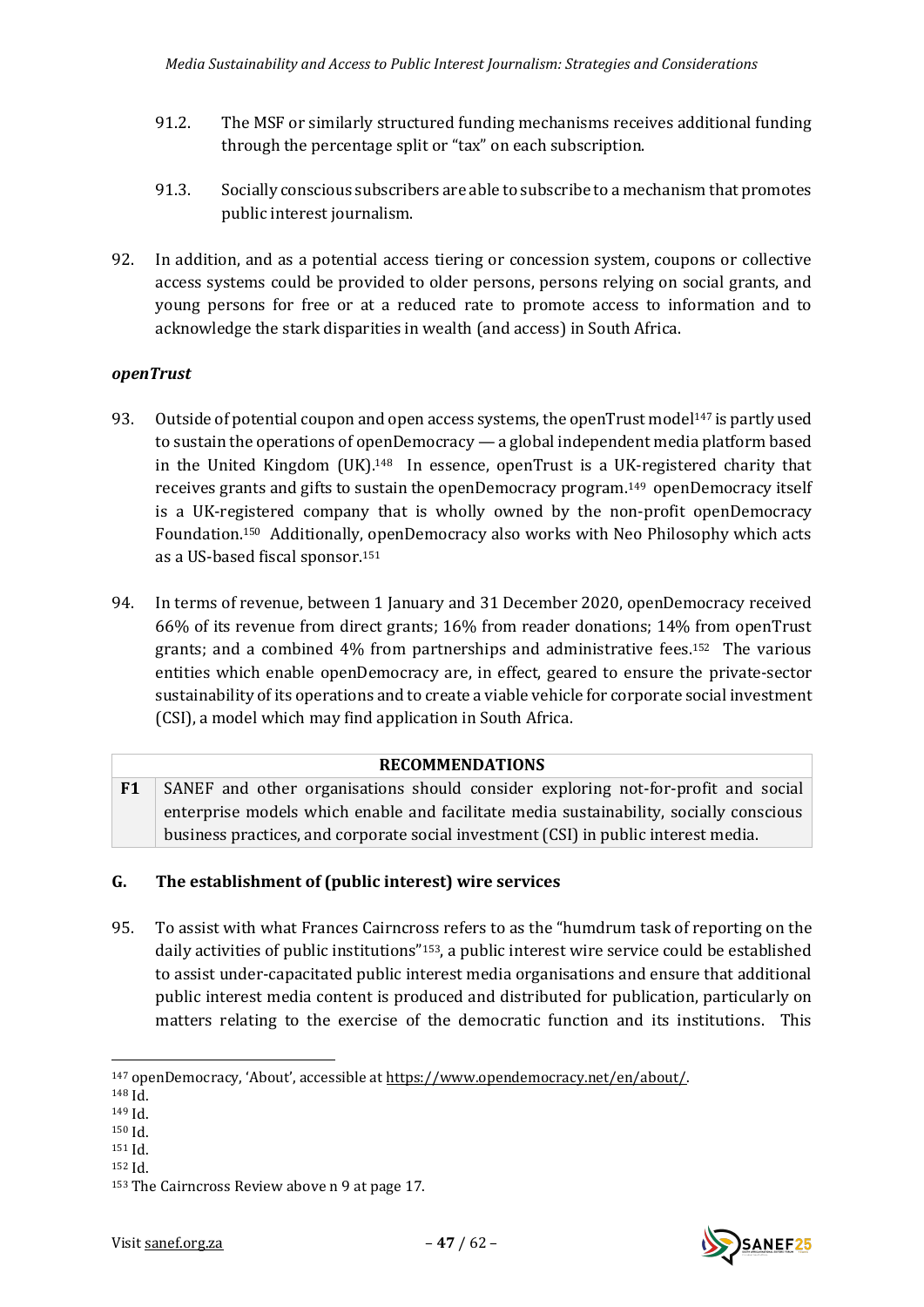91.2. The MSF or similarly structured funding mechanisms receives additional funding through the percentage split or "tax" on each subscription.

91.3. Socially conscious subscribers are able to subscribe to a mechanism that promotes public interest journalism.

92. In addition, and as a potential access tiering or concession system, coupons or collective access systems could be provided to older persons, persons relying on social grants, and young persons for free or at a reduced rate to promote access to information and to acknowledge the stark disparities in wealth (and access) in South Africa.

***openTrust***

93. Outside of potential coupon and open access systems, the openTrust model[147] is partly used to sustain the operations of openDemocracy — a global independent media platform based in the United Kingdom (UK).[148] In essence, openTrust is a UK-registered charity that receives grants and gifts to sustain the openDemocracy program.[149] openDemocracy itself is a UK-registered company that is wholly owned by the non-profit openDemocracy Foundation.[150] Additionally, openDemocracy also works with Neo Philosophy which acts as a US-based fiscal sponsor.[151]

94. In terms of revenue, between 1 January and 31 December 2020, openDemocracy received 66% of its revenue from direct grants; 16% from reader donations; 14% from openTrust grants; and a combined 4% from partnerships and administrative fees.[152] The various entities which enable openDemocracy are, in effect, geared to ensure the private-sector sustainability of its operations and to create a viable vehicle for corporate social investment (CSI), a model which may find application in South Africa.

| RECOMMENDATIONS | |
|---|---|
| **F1** | SANEF and other organisations should consider exploring not-for-profit and social enterprise models which enable and facilitate media sustainability, socially conscious business practices, and corporate social investment (CSI) in public interest media. |

## G. The establishment of (public interest) wire services

95. To assist with what Frances Cairncross refers to as the "humdrum task of reporting on the daily activities of public institutions"[153], a public interest wire service could be established to assist under-capacitated public interest media organisations and ensure that additional public interest media content is produced and distributed for publication, particularly on matters relating to the exercise of the democratic function and its institutions. This

---

[147] openDemocracy, 'About', accessible at https://www.opendemocracy.net/en/about/.
[148] Id.
[149] Id.
[150] Id.
[151] Id.
[152] Id.
[153] The Cairncross Review above n 9 at page 17.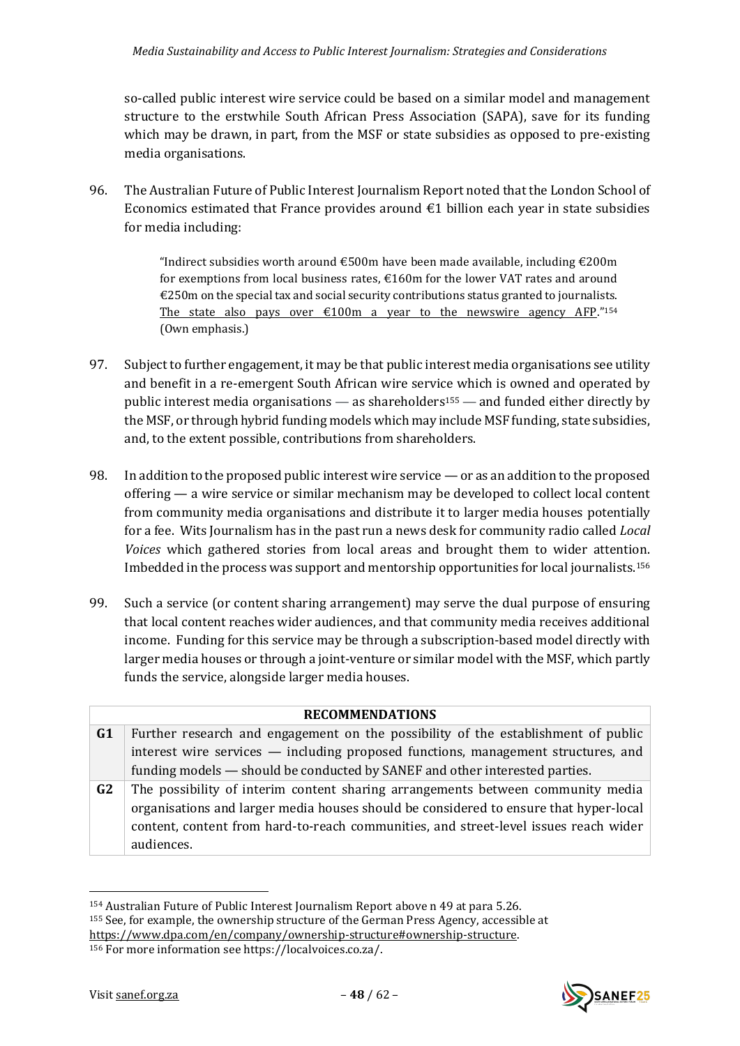so-called public interest wire service could be based on a similar model and management structure to the erstwhile South African Press Association (SAPA), save for its funding which may be drawn, in part, from the MSF or state subsidies as opposed to pre-existing media organisations.

96. The Australian Future of Public Interest Journalism Report noted that the London School of Economics estimated that France provides around €1 billion each year in state subsidies for media including:

> "Indirect subsidies worth around €500m have been made available, including €200m for exemptions from local business rates, €160m for the lower VAT rates and around €250m on the special tax and social security contributions status granted to journalists. <u>The state also pays over €100m a year to the newswire agency AFP</u>."[154] (Own emphasis.)

97. Subject to further engagement, it may be that public interest media organisations see utility and benefit in a re-emergent South African wire service which is owned and operated by public interest media organisations — as shareholders[155] — and funded either directly by the MSF, or through hybrid funding models which may include MSF funding, state subsidies, and, to the extent possible, contributions from shareholders.

98. In addition to the proposed public interest wire service — or as an addition to the proposed offering — a wire service or similar mechanism may be developed to collect local content from community media organisations and distribute it to larger media houses potentially for a fee. Wits Journalism has in the past run a news desk for community radio called *Local Voices* which gathered stories from local areas and brought them to wider attention. Imbedded in the process was support and mentorship opportunities for local journalists.[156]

99. Such a service (or content sharing arrangement) may serve the dual purpose of ensuring that local content reaches wider audiences, and that community media receives additional income. Funding for this service may be through a subscription-based model directly with larger media houses or through a joint-venture or similar model with the MSF, which partly funds the service, alongside larger media houses.

| **RECOMMENDATIONS** | |
|---|---|
| **G1** | Further research and engagement on the possibility of the establishment of public interest wire services — including proposed functions, management structures, and funding models — should be conducted by SANEF and other interested parties. |
| **G2** | The possibility of interim content sharing arrangements between community media organisations and larger media houses should be considered to ensure that hyper-local content, content from hard-to-reach communities, and street-level issues reach wider audiences. |

[154] Australian Future of Public Interest Journalism Report above n 49 at para 5.26.

[155] See, for example, the ownership structure of the German Press Agency, accessible at https://www.dpa.com/en/company/ownership-structure#ownership-structure.

[156] For more information see https://localvoices.co.za/.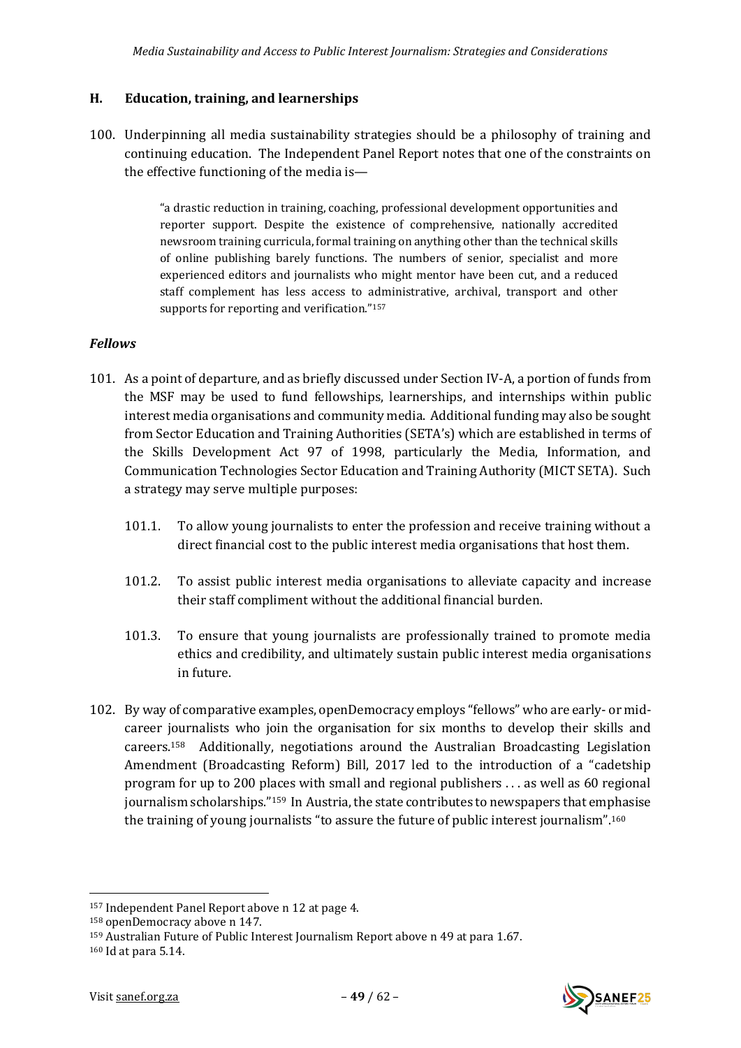## H. Education, training, and learnerships

100. Underpinning all media sustainability strategies should be a philosophy of training and continuing education. The Independent Panel Report notes that one of the constraints on the effective functioning of the media is—

> "a drastic reduction in training, coaching, professional development opportunities and reporter support. Despite the existence of comprehensive, nationally accredited newsroom training curricula, formal training on anything other than the technical skills of online publishing barely functions. The numbers of senior, specialist and more experienced editors and journalists who might mentor have been cut, and a reduced staff complement has less access to administrative, archival, transport and other supports for reporting and verification."[157]

### *Fellows*

101. As a point of departure, and as briefly discussed under Section IV-A, a portion of funds from the MSF may be used to fund fellowships, learnerships, and internships within public interest media organisations and community media. Additional funding may also be sought from Sector Education and Training Authorities (SETA's) which are established in terms of the Skills Development Act 97 of 1998, particularly the Media, Information, and Communication Technologies Sector Education and Training Authority (MICT SETA). Such a strategy may serve multiple purposes:

    101.1. To allow young journalists to enter the profession and receive training without a direct financial cost to the public interest media organisations that host them.

    101.2. To assist public interest media organisations to alleviate capacity and increase their staff compliment without the additional financial burden.

    101.3. To ensure that young journalists are professionally trained to promote media ethics and credibility, and ultimately sustain public interest media organisations in future.

102. By way of comparative examples, openDemocracy employs "fellows" who are early- or mid-career journalists who join the organisation for six months to develop their skills and careers.[158] Additionally, negotiations around the Australian Broadcasting Legislation Amendment (Broadcasting Reform) Bill, 2017 led to the introduction of a "cadetship program for up to 200 places with small and regional publishers . . . as well as 60 regional journalism scholarships."[159] In Austria, the state contributes to newspapers that emphasise the training of young journalists "to assure the future of public interest journalism".[160]

---

[157] Independent Panel Report above n 12 at page 4.

[158] openDemocracy above n 147.

[159] Australian Future of Public Interest Journalism Report above n 49 at para 1.67.

[160] Id at para 5.14.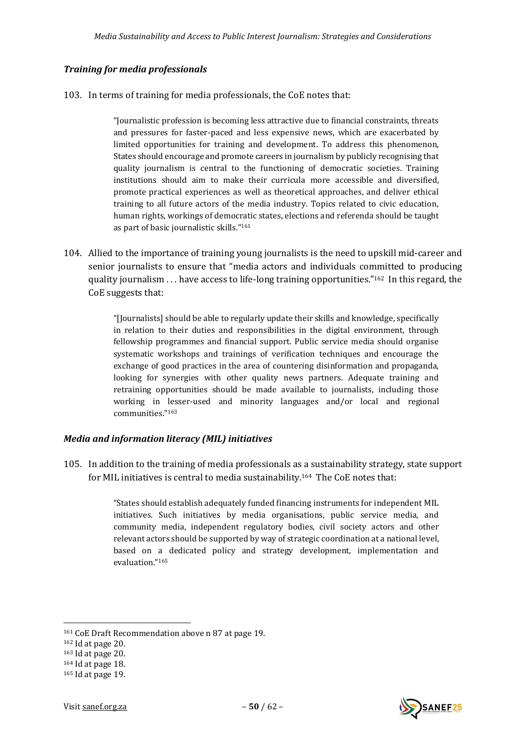### *Training for media professionals*

103. In terms of training for media professionals, the CoE notes that:

> "Journalistic profession is becoming less attractive due to financial constraints, threats and pressures for faster-paced and less expensive news, which are exacerbated by limited opportunities for training and development. To address this phenomenon, States should encourage and promote careers in journalism by publicly recognising that quality journalism is central to the functioning of democratic societies. Training institutions should aim to make their curricula more accessible and diversified, promote practical experiences as well as theoretical approaches, and deliver ethical training to all future actors of the media industry. Topics related to civic education, human rights, workings of democratic states, elections and referenda should be taught as part of basic journalistic skills."[161]

104. Allied to the importance of training young journalists is the need to upskill mid-career and senior journalists to ensure that "media actors and individuals committed to producing quality journalism . . . have access to life-long training opportunities."[162] In this regard, the CoE suggests that:

> "[Journalists] should be able to regularly update their skills and knowledge, specifically in relation to their duties and responsibilities in the digital environment, through fellowship programmes and financial support. Public service media should organise systematic workshops and trainings of verification techniques and encourage the exchange of good practices in the area of countering disinformation and propaganda, looking for synergies with other quality news partners. Adequate training and retraining opportunities should be made available to journalists, including those working in lesser-used and minority languages and/or local and regional communities."[163]

### *Media and information literacy (MIL) initiatives*

105. In addition to the training of media professionals as a sustainability strategy, state support for MIL initiatives is central to media sustainability.[164] The CoE notes that:

> "States should establish adequately funded financing instruments for independent MIL initiatives. Such initiatives by media organisations, public service media, and community media, independent regulatory bodies, civil society actors and other relevant actors should be supported by way of strategic coordination at a national level, based on a dedicated policy and strategy development, implementation and evaluation."[165]

---

[161] CoE Draft Recommendation above n 87 at page 19.

[162] Id at page 20.

[163] Id at page 20.

[164] Id at page 18.

[165] Id at page 19.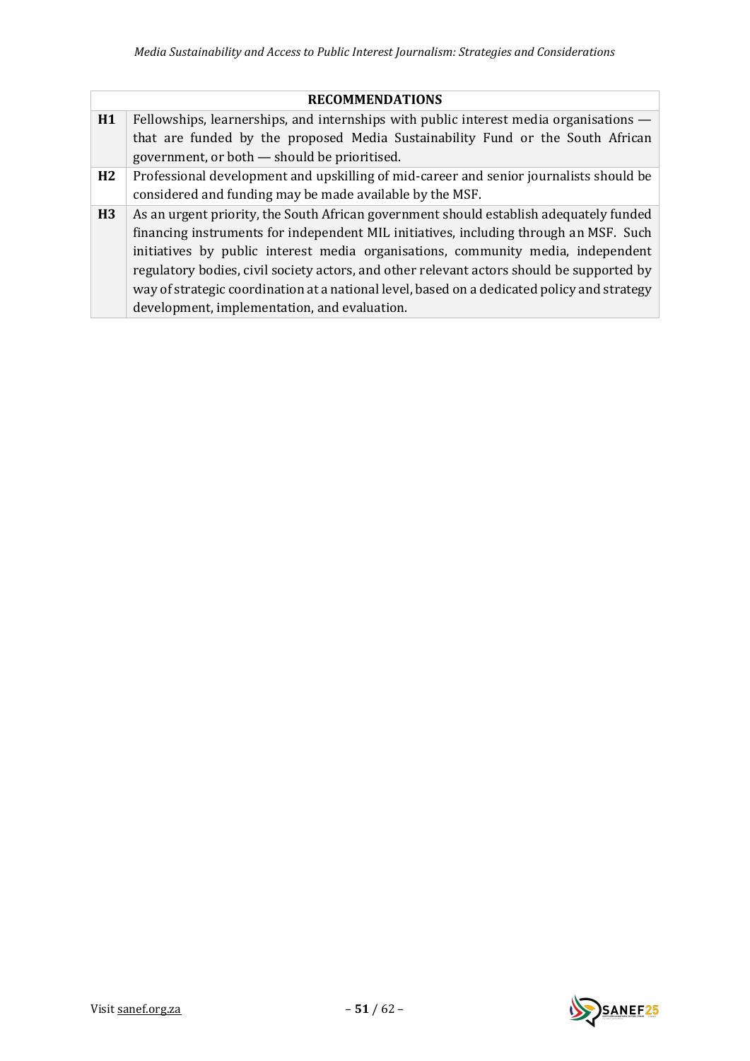| RECOMMENDATIONS | |
|---|---|
| **H1** | Fellowships, learnerships, and internships with public interest media organisations — that are funded by the proposed Media Sustainability Fund or the South African government, or both — should be prioritised. |
| **H2** | Professional development and upskilling of mid-career and senior journalists should be considered and funding may be made available by the MSF. |
| **H3** | As an urgent priority, the South African government should establish adequately funded financing instruments for independent MIL initiatives, including through an MSF. Such initiatives by public interest media organisations, community media, independent regulatory bodies, civil society actors, and other relevant actors should be supported by way of strategic coordination at a national level, based on a dedicated policy and strategy development, implementation, and evaluation. |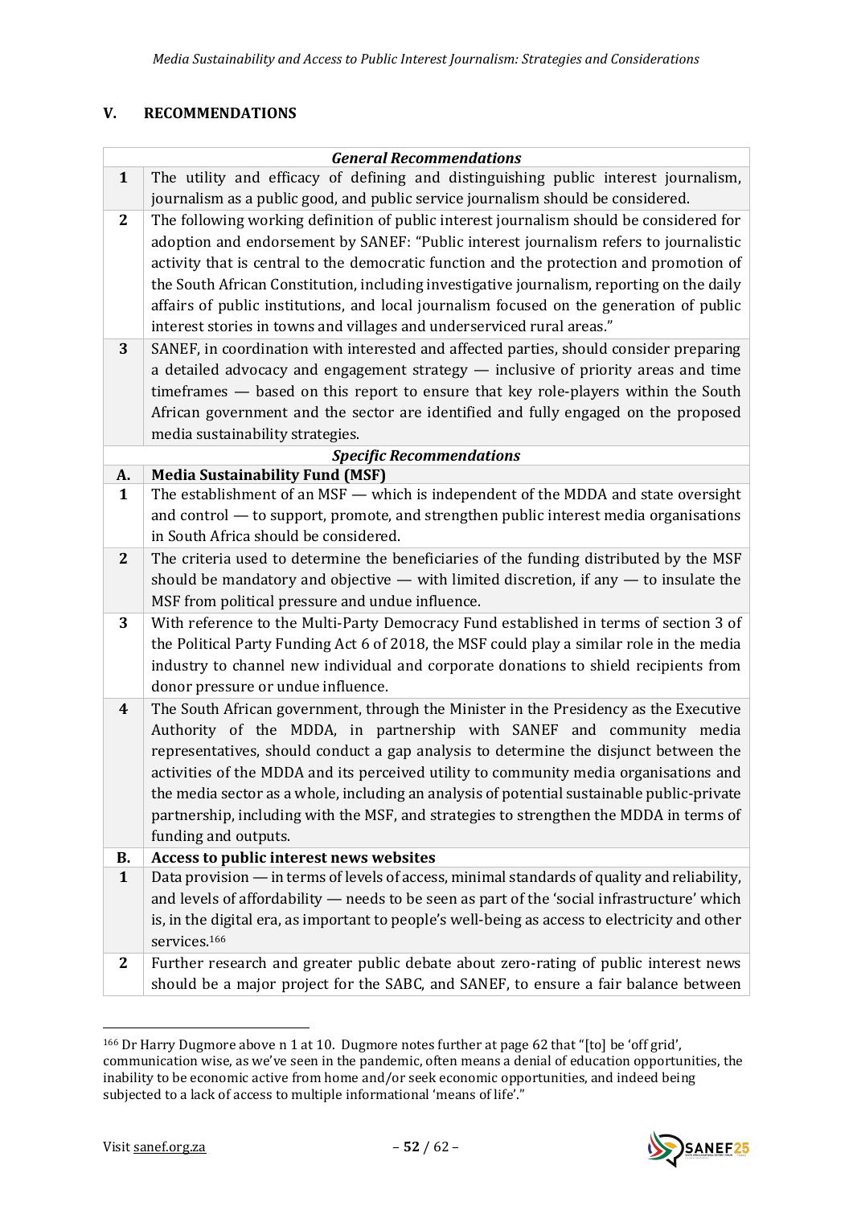## V. RECOMMENDATIONS

| | *General Recommendations* |
|---|---|
| **1** | The utility and efficacy of defining and distinguishing public interest journalism, journalism as a public good, and public service journalism should be considered. |
| **2** | The following working definition of public interest journalism should be considered for adoption and endorsement by SANEF: "Public interest journalism refers to journalistic activity that is central to the democratic function and the protection and promotion of the South African Constitution, including investigative journalism, reporting on the daily affairs of public institutions, and local journalism focused on the generation of public interest stories in towns and villages and underserviced rural areas." |
| **3** | SANEF, in coordination with interested and affected parties, should consider preparing a detailed advocacy and engagement strategy — inclusive of priority areas and time timeframes — based on this report to ensure that key role-players within the South African government and the sector are identified and fully engaged on the proposed media sustainability strategies. |
| | ***Specific Recommendations*** |
| **A.** | **Media Sustainability Fund (MSF)** |
| **1** | The establishment of an MSF — which is independent of the MDDA and state oversight and control — to support, promote, and strengthen public interest media organisations in South Africa should be considered. |
| **2** | The criteria used to determine the beneficiaries of the funding distributed by the MSF should be mandatory and objective — with limited discretion, if any — to insulate the MSF from political pressure and undue influence. |
| **3** | With reference to the Multi-Party Democracy Fund established in terms of section 3 of the Political Party Funding Act 6 of 2018, the MSF could play a similar role in the media industry to channel new individual and corporate donations to shield recipients from donor pressure or undue influence. |
| **4** | The South African government, through the Minister in the Presidency as the Executive Authority of the MDDA, in partnership with SANEF and community media representatives, should conduct a gap analysis to determine the disjunct between the activities of the MDDA and its perceived utility to community media organisations and the media sector as a whole, including an analysis of potential sustainable public-private partnership, including with the MSF, and strategies to strengthen the MDDA in terms of funding and outputs. |
| **B.** | **Access to public interest news websites** |
| **1** | Data provision — in terms of levels of access, minimal standards of quality and reliability, and levels of affordability — needs to be seen as part of the 'social infrastructure' which is, in the digital era, as important to people's well-being as access to electricity and other services.[166] |
| **2** | Further research and greater public debate about zero-rating of public interest news should be a major project for the SABC, and SANEF, to ensure a fair balance between |

[166] Dr Harry Dugmore above n 1 at 10. Dugmore notes further at page 62 that "[to] be 'off grid', communication wise, as we've seen in the pandemic, often means a denial of education opportunities, the inability to be economic active from home and/or seek economic opportunities, and indeed being subjected to a lack of access to multiple informational 'means of life'."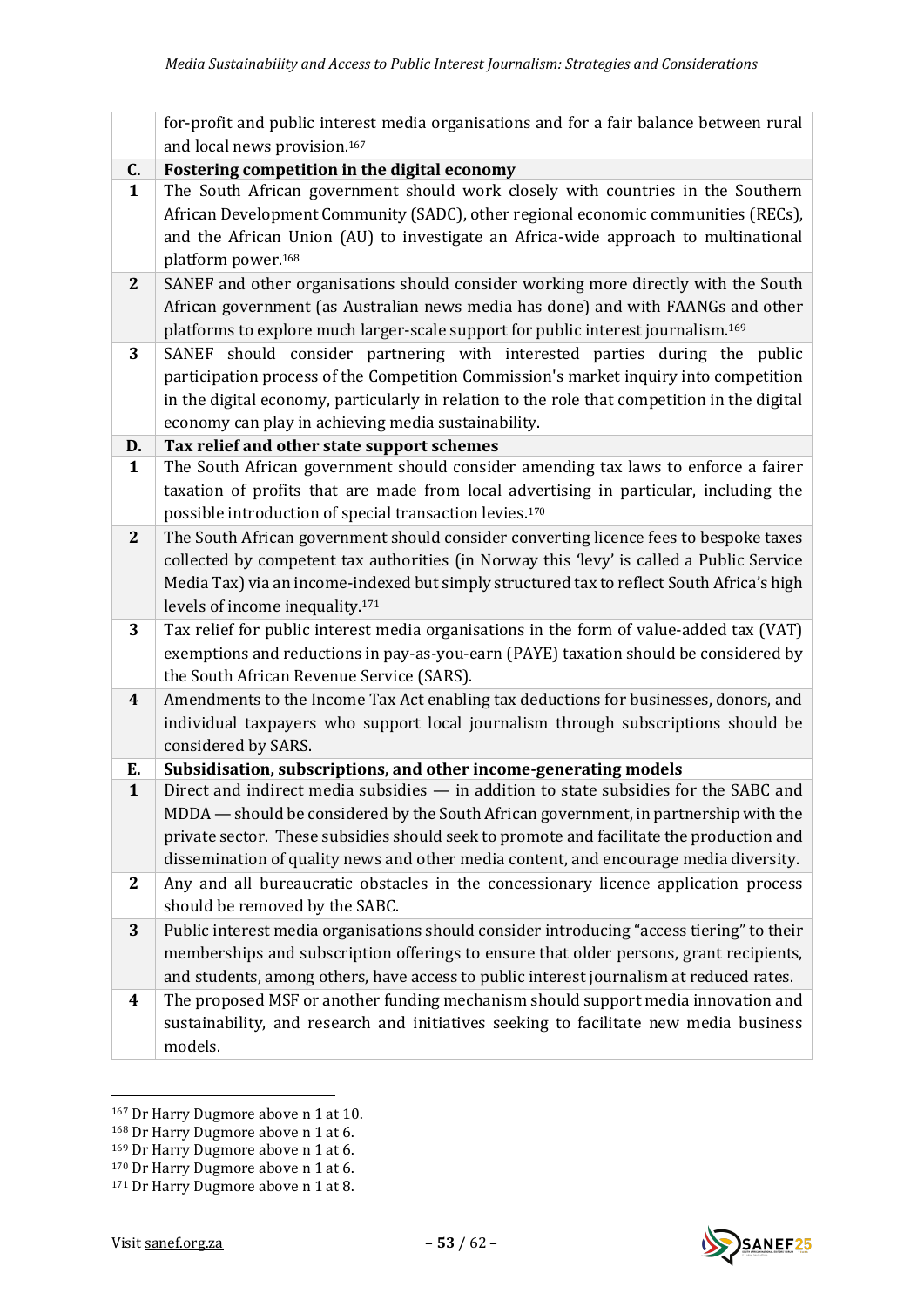|  |  |
| --- | --- |
|  | for-profit and public interest media organisations and for a fair balance between rural and local news provision.[167] |
| **C.** | **Fostering competition in the digital economy** |
| **1** | The South African government should work closely with countries in the Southern African Development Community (SADC), other regional economic communities (RECs), and the African Union (AU) to investigate an Africa-wide approach to multinational platform power.[168] |
| **2** | SANEF and other organisations should consider working more directly with the South African government (as Australian news media has done) and with FAANGs and other platforms to explore much larger-scale support for public interest journalism.[169] |
| **3** | SANEF should consider partnering with interested parties during the public participation process of the Competition Commission's market inquiry into competition in the digital economy, particularly in relation to the role that competition in the digital economy can play in achieving media sustainability. |
| **D.** | **Tax relief and other state support schemes** |
| **1** | The South African government should consider amending tax laws to enforce a fairer taxation of profits that are made from local advertising in particular, including the possible introduction of special transaction levies.[170] |
| **2** | The South African government should consider converting licence fees to bespoke taxes collected by competent tax authorities (in Norway this 'levy' is called a Public Service Media Tax) via an income-indexed but simply structured tax to reflect South Africa's high levels of income inequality.[171] |
| **3** | Tax relief for public interest media organisations in the form of value-added tax (VAT) exemptions and reductions in pay-as-you-earn (PAYE) taxation should be considered by the South African Revenue Service (SARS). |
| **4** | Amendments to the Income Tax Act enabling tax deductions for businesses, donors, and individual taxpayers who support local journalism through subscriptions should be considered by SARS. |
| **E.** | **Subsidisation, subscriptions, and other income-generating models** |
| **1** | Direct and indirect media subsidies — in addition to state subsidies for the SABC and MDDA — should be considered by the South African government, in partnership with the private sector. These subsidies should seek to promote and facilitate the production and dissemination of quality news and other media content, and encourage media diversity. |
| **2** | Any and all bureaucratic obstacles in the concessionary licence application process should be removed by the SABC. |
| **3** | Public interest media organisations should consider introducing "access tiering" to their memberships and subscription offerings to ensure that older persons, grant recipients, and students, among others, have access to public interest journalism at reduced rates. |
| **4** | The proposed MSF or another funding mechanism should support media innovation and sustainability, and research and initiatives seeking to facilitate new media business models. |

[167] Dr Harry Dugmore above n 1 at 10.
[168] Dr Harry Dugmore above n 1 at 6.
[169] Dr Harry Dugmore above n 1 at 6.
[170] Dr Harry Dugmore above n 1 at 6.
[171] Dr Harry Dugmore above n 1 at 8.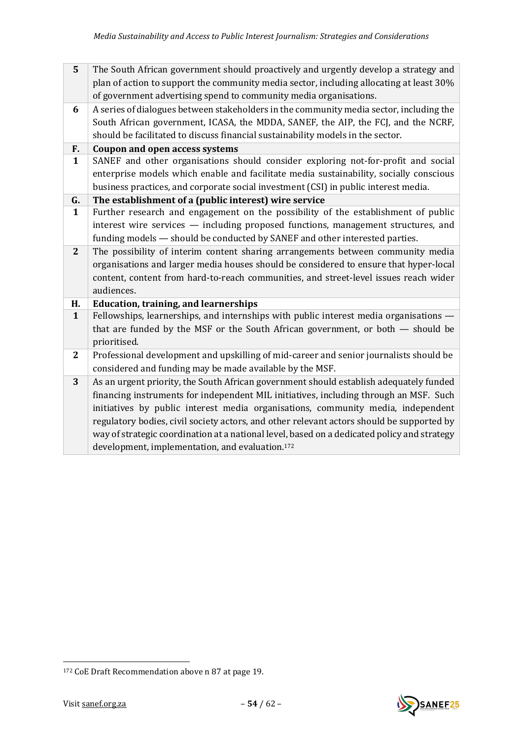| | |
|---|---|
| **5** | The South African government should proactively and urgently develop a strategy and plan of action to support the community media sector, including allocating at least 30% of government advertising spend to community media organisations. |
| **6** | A series of dialogues between stakeholders in the community media sector, including the South African government, ICASA, the MDDA, SANEF, the AIP, the FCJ, and the NCRF, should be facilitated to discuss financial sustainability models in the sector. |
| **F.** | **Coupon and open access systems** |
| **1** | SANEF and other organisations should consider exploring not-for-profit and social enterprise models which enable and facilitate media sustainability, socially conscious business practices, and corporate social investment (CSI) in public interest media. |
| **G.** | **The establishment of a (public interest) wire service** |
| **1** | Further research and engagement on the possibility of the establishment of public interest wire services — including proposed functions, management structures, and funding models — should be conducted by SANEF and other interested parties. |
| **2** | The possibility of interim content sharing arrangements between community media organisations and larger media houses should be considered to ensure that hyper-local content, content from hard-to-reach communities, and street-level issues reach wider audiences. |
| **H.** | **Education, training, and learnerships** |
| **1** | Fellowships, learnerships, and internships with public interest media organisations — that are funded by the MSF or the South African government, or both — should be prioritised. |
| **2** | Professional development and upskilling of mid-career and senior journalists should be considered and funding may be made available by the MSF. |
| **3** | As an urgent priority, the South African government should establish adequately funded financing instruments for independent MIL initiatives, including through an MSF. Such initiatives by public interest media organisations, community media, independent regulatory bodies, civil society actors, and other relevant actors should be supported by way of strategic coordination at a national level, based on a dedicated policy and strategy development, implementation, and evaluation.[172] |

[172] CoE Draft Recommendation above n 87 at page 19.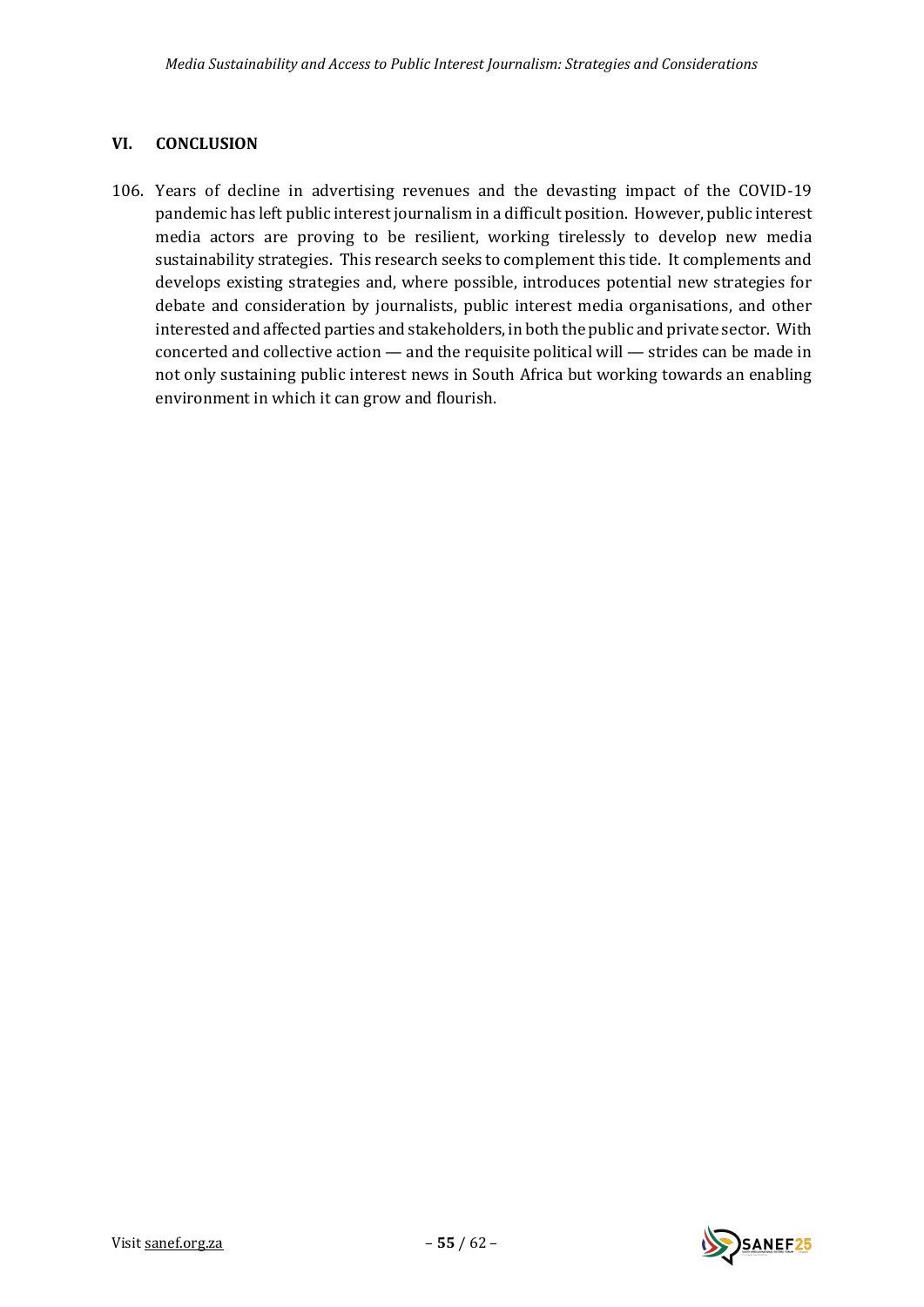## VI. CONCLUSION

106. Years of decline in advertising revenues and the devasting impact of the COVID-19 pandemic has left public interest journalism in a difficult position. However, public interest media actors are proving to be resilient, working tirelessly to develop new media sustainability strategies. This research seeks to complement this tide. It complements and develops existing strategies and, where possible, introduces potential new strategies for debate and consideration by journalists, public interest media organisations, and other interested and affected parties and stakeholders, in both the public and private sector. With concerted and collective action — and the requisite political will — strides can be made in not only sustaining public interest news in South Africa but working towards an enabling environment in which it can grow and flourish.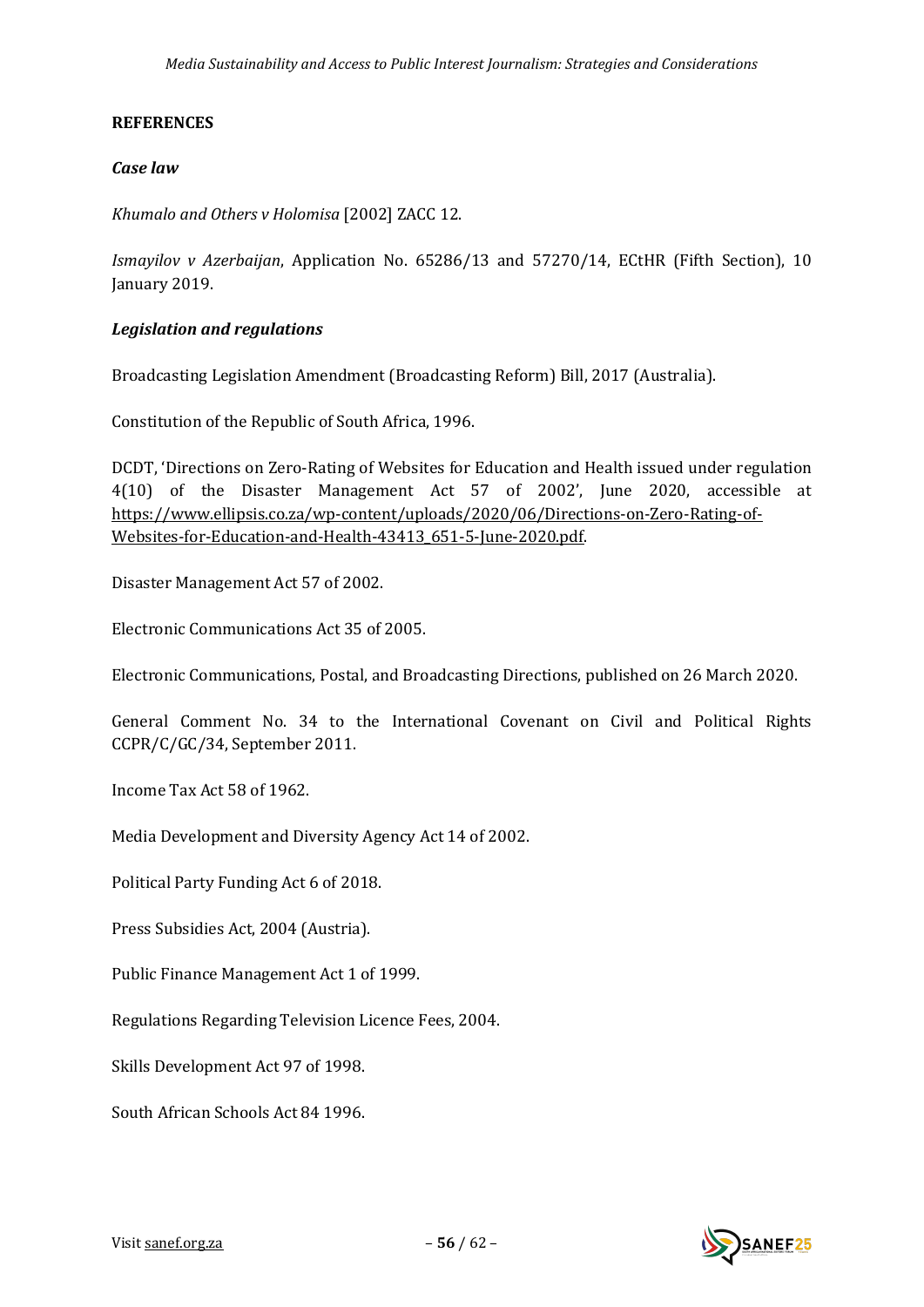## REFERENCES

### *Case law*

*Khumalo and Others v Holomisa* [2002] ZACC 12.

*Ismayilov v Azerbaijan*, Application No. 65286/13 and 57270/14, ECtHR (Fifth Section), 10 January 2019.

### *Legislation and regulations*

Broadcasting Legislation Amendment (Broadcasting Reform) Bill, 2017 (Australia).

Constitution of the Republic of South Africa, 1996.

DCDT, 'Directions on Zero-Rating of Websites for Education and Health issued under regulation 4(10) of the Disaster Management Act 57 of 2002', June 2020, accessible at https://www.ellipsis.co.za/wp-content/uploads/2020/06/Directions-on-Zero-Rating-of-Websites-for-Education-and-Health-43413_651-5-June-2020.pdf.

Disaster Management Act 57 of 2002.

Electronic Communications Act 35 of 2005.

Electronic Communications, Postal, and Broadcasting Directions, published on 26 March 2020.

General Comment No. 34 to the International Covenant on Civil and Political Rights CCPR/C/GC/34, September 2011.

Income Tax Act 58 of 1962.

Media Development and Diversity Agency Act 14 of 2002.

Political Party Funding Act 6 of 2018.

Press Subsidies Act, 2004 (Austria).

Public Finance Management Act 1 of 1999.

Regulations Regarding Television Licence Fees, 2004.

Skills Development Act 97 of 1998.

South African Schools Act 84 1996.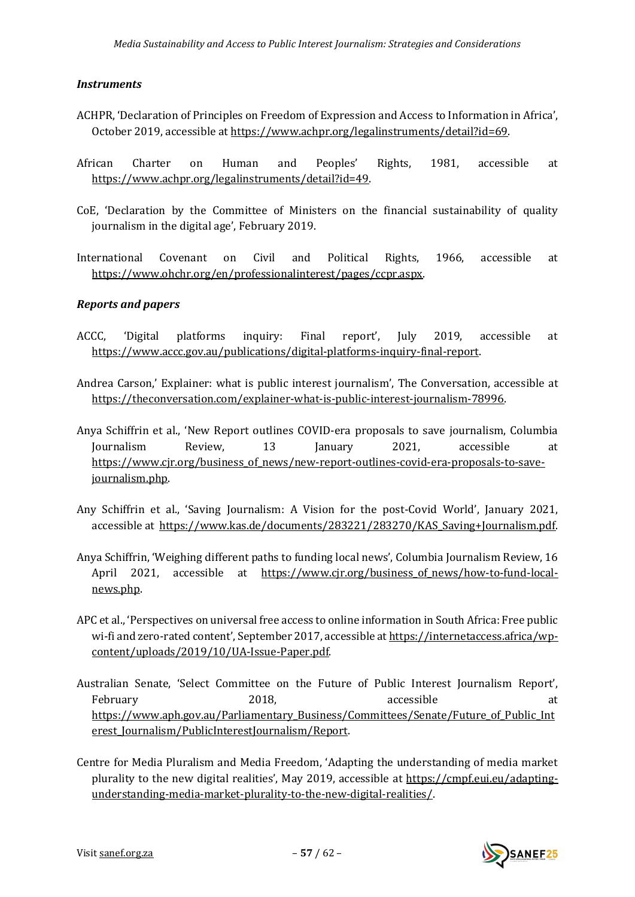### *Instruments*

ACHPR, 'Declaration of Principles on Freedom of Expression and Access to Information in Africa', October 2019, accessible at https://www.achpr.org/legalinstruments/detail?id=69.

African Charter on Human and Peoples' Rights, 1981, accessible at https://www.achpr.org/legalinstruments/detail?id=49.

CoE, 'Declaration by the Committee of Ministers on the financial sustainability of quality journalism in the digital age', February 2019.

International Covenant on Civil and Political Rights, 1966, accessible at https://www.ohchr.org/en/professionalinterest/pages/ccpr.aspx.

### *Reports and papers*

ACCC, 'Digital platforms inquiry: Final report', July 2019, accessible at https://www.accc.gov.au/publications/digital-platforms-inquiry-final-report.

Andrea Carson,' Explainer: what is public interest journalism', The Conversation, accessible at https://theconversation.com/explainer-what-is-public-interest-journalism-78996.

Anya Schiffrin et al., 'New Report outlines COVID-era proposals to save journalism, Columbia Journalism Review, 13 January 2021, accessible at https://www.cjr.org/business_of_news/new-report-outlines-covid-era-proposals-to-save-journalism.php.

Any Schiffrin et al., 'Saving Journalism: A Vision for the post-Covid World', January 2021, accessible at https://www.kas.de/documents/283221/283270/KAS_Saving+Journalism.pdf.

Anya Schiffrin, 'Weighing different paths to funding local news', Columbia Journalism Review, 16 April 2021, accessible at https://www.cjr.org/business_of_news/how-to-fund-local-news.php.

APC et al., 'Perspectives on universal free access to online information in South Africa: Free public wi-fi and zero-rated content', September 2017, accessible at https://internetaccess.africa/wp-content/uploads/2019/10/UA-Issue-Paper.pdf.

Australian Senate, 'Select Committee on the Future of Public Interest Journalism Report', February 2018, accessible at https://www.aph.gov.au/Parliamentary_Business/Committees/Senate/Future_of_Public_Interest_Journalism/PublicInterestJournalism/Report.

Centre for Media Pluralism and Media Freedom, 'Adapting the understanding of media market plurality to the new digital realities', May 2019, accessible at https://cmpf.eui.eu/adapting-understanding-media-market-plurality-to-the-new-digital-realities/.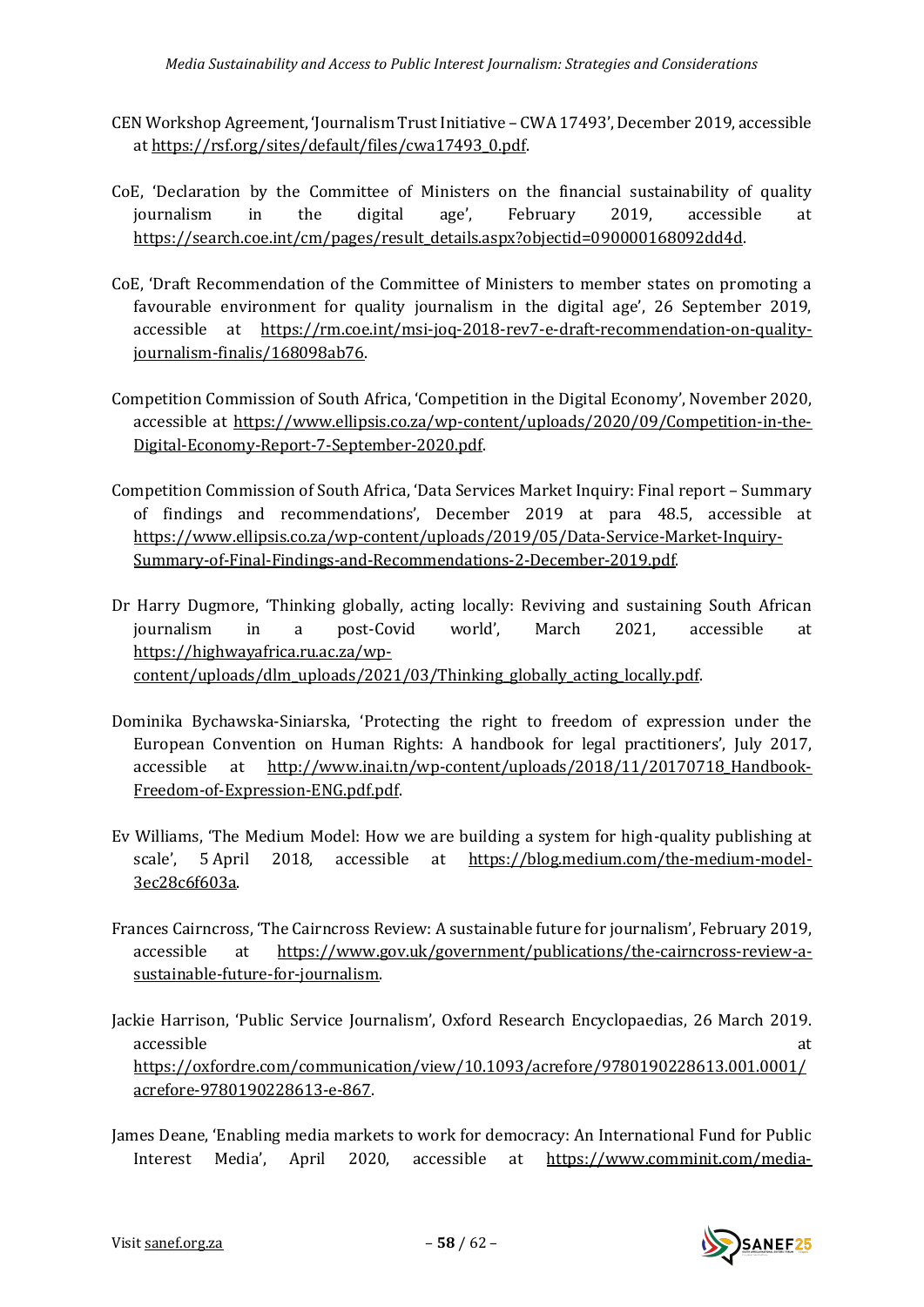CEN Workshop Agreement, 'Journalism Trust Initiative – CWA 17493', December 2019, accessible at https://rsf.org/sites/default/files/cwa17493_0.pdf.

CoE, 'Declaration by the Committee of Ministers on the financial sustainability of quality journalism in the digital age', February 2019, accessible at https://search.coe.int/cm/pages/result_details.aspx?objectid=090000168092dd4d.

CoE, 'Draft Recommendation of the Committee of Ministers to member states on promoting a favourable environment for quality journalism in the digital age', 26 September 2019, accessible at https://rm.coe.int/msi-joq-2018-rev7-e-draft-recommendation-on-quality-journalism-finalis/168098ab76.

Competition Commission of South Africa, 'Competition in the Digital Economy', November 2020, accessible at https://www.ellipsis.co.za/wp-content/uploads/2020/09/Competition-in-the-Digital-Economy-Report-7-September-2020.pdf.

Competition Commission of South Africa, 'Data Services Market Inquiry: Final report – Summary of findings and recommendations', December 2019 at para 48.5, accessible at https://www.ellipsis.co.za/wp-content/uploads/2019/05/Data-Service-Market-Inquiry-Summary-of-Final-Findings-and-Recommendations-2-December-2019.pdf.

Dr Harry Dugmore, 'Thinking globally, acting locally: Reviving and sustaining South African journalism in a post-Covid world', March 2021, accessible at https://highwayafrica.ru.ac.za/wp-content/uploads/dlm_uploads/2021/03/Thinking_globally_acting_locally.pdf.

Dominika Bychawska-Siniarska, 'Protecting the right to freedom of expression under the European Convention on Human Rights: A handbook for legal practitioners', July 2017, accessible at http://www.inai.tn/wp-content/uploads/2018/11/20170718_Handbook-Freedom-of-Expression-ENG.pdf.pdf.

Ev Williams, 'The Medium Model: How we are building a system for high-quality publishing at scale', 5 April 2018, accessible at https://blog.medium.com/the-medium-model-3ec28c6f603a.

Frances Cairncross, 'The Cairncross Review: A sustainable future for journalism', February 2019, accessible at https://www.gov.uk/government/publications/the-cairncross-review-a-sustainable-future-for-journalism.

Jackie Harrison, 'Public Service Journalism', Oxford Research Encyclopaedias, 26 March 2019. accessible at https://oxfordre.com/communication/view/10.1093/acrefore/9780190228613.001.0001/acrefore-9780190228613-e-867.

James Deane, 'Enabling media markets to work for democracy: An International Fund for Public Interest Media', April 2020, accessible at https://www.comminit.com/media-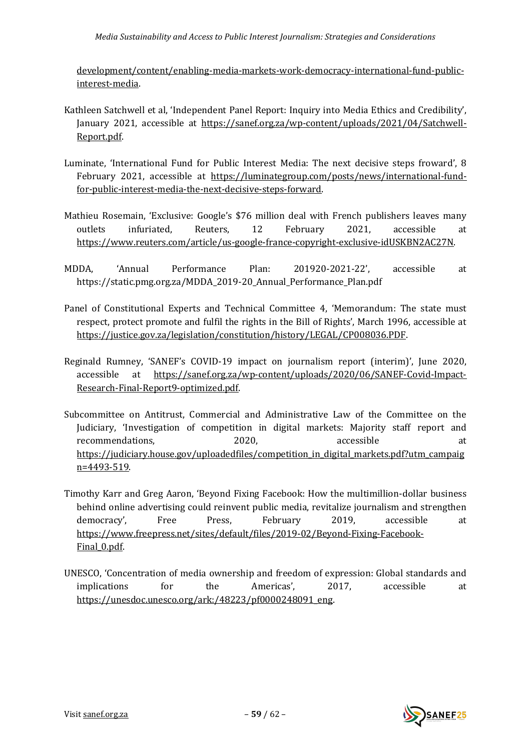development/content/enabling-media-markets-work-democracy-international-fund-public-interest-media.

Kathleen Satchwell et al, 'Independent Panel Report: Inquiry into Media Ethics and Credibility', January 2021, accessible at https://sanef.org.za/wp-content/uploads/2021/04/Satchwell-Report.pdf.

Luminate, 'International Fund for Public Interest Media: The next decisive steps froward', 8 February 2021, accessible at https://luminategroup.com/posts/news/international-fund-for-public-interest-media-the-next-decisive-steps-forward.

Mathieu Rosemain, 'Exclusive: Google's $76 million deal with French publishers leaves many outlets infuriated, Reuters, 12 February 2021, accessible at https://www.reuters.com/article/us-google-france-copyright-exclusive-idUSKBN2AC27N.

MDDA, 'Annual Performance Plan: 201920-2021-22', accessible at https://static.pmg.org.za/MDDA_2019-20_Annual_Performance_Plan.pdf

Panel of Constitutional Experts and Technical Committee 4, 'Memorandum: The state must respect, protect promote and fulfil the rights in the Bill of Rights', March 1996, accessible at https://justice.gov.za/legislation/constitution/history/LEGAL/CP008036.PDF.

Reginald Rumney, 'SANEF's COVID-19 impact on journalism report (interim)', June 2020, accessible at https://sanef.org.za/wp-content/uploads/2020/06/SANEF-Covid-Impact-Research-Final-Report9-optimized.pdf.

Subcommittee on Antitrust, Commercial and Administrative Law of the Committee on the Judiciary, 'Investigation of competition in digital markets: Majority staff report and recommendations, 2020, accessible at https://judiciary.house.gov/uploadedfiles/competition_in_digital_markets.pdf?utm_campaign=4493-519.

Timothy Karr and Greg Aaron, 'Beyond Fixing Facebook: How the multimillion-dollar business behind online advertising could reinvent public media, revitalize journalism and strengthen democracy', Free Press, February 2019, accessible at https://www.freepress.net/sites/default/files/2019-02/Beyond-Fixing-Facebook-Final_0.pdf.

UNESCO, 'Concentration of media ownership and freedom of expression: Global standards and implications for the Americas', 2017, accessible at https://unesdoc.unesco.org/ark:/48223/pf0000248091_eng.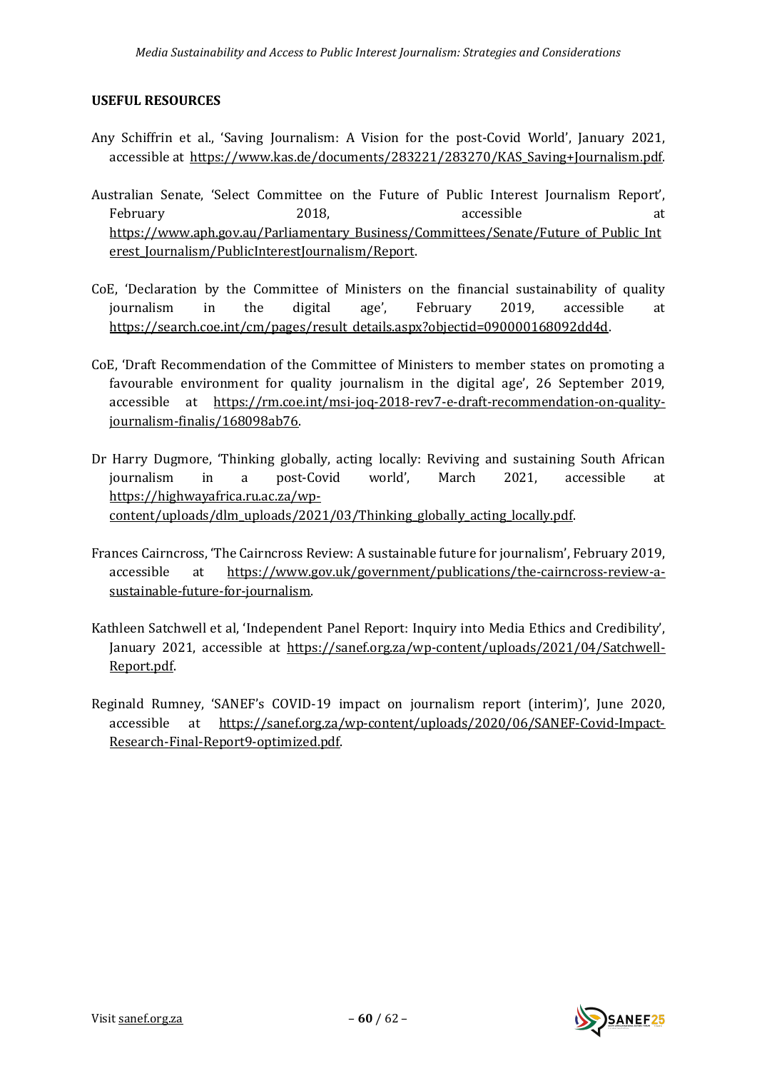**USEFUL RESOURCES**

Any Schiffrin et al., 'Saving Journalism: A Vision for the post-Covid World', January 2021, accessible at https://www.kas.de/documents/283221/283270/KAS_Saving+Journalism.pdf.

Australian Senate, 'Select Committee on the Future of Public Interest Journalism Report', February 2018, accessible at https://www.aph.gov.au/Parliamentary_Business/Committees/Senate/Future_of_Public_Interest_Journalism/PublicInterestJournalism/Report.

CoE, 'Declaration by the Committee of Ministers on the financial sustainability of quality journalism in the digital age', February 2019, accessible at https://search.coe.int/cm/pages/result_details.aspx?objectid=090000168092dd4d.

CoE, 'Draft Recommendation of the Committee of Ministers to member states on promoting a favourable environment for quality journalism in the digital age', 26 September 2019, accessible at https://rm.coe.int/msi-joq-2018-rev7-e-draft-recommendation-on-quality-journalism-finalis/168098ab76.

Dr Harry Dugmore, 'Thinking globally, acting locally: Reviving and sustaining South African journalism in a post-Covid world', March 2021, accessible at https://highwayafrica.ru.ac.za/wp-content/uploads/dlm_uploads/2021/03/Thinking_globally_acting_locally.pdf.

Frances Cairncross, 'The Cairncross Review: A sustainable future for journalism', February 2019, accessible at https://www.gov.uk/government/publications/the-cairncross-review-a-sustainable-future-for-journalism.

Kathleen Satchwell et al, 'Independent Panel Report: Inquiry into Media Ethics and Credibility', January 2021, accessible at https://sanef.org.za/wp-content/uploads/2021/04/Satchwell-Report.pdf.

Reginald Rumney, 'SANEF's COVID-19 impact on journalism report (interim)', June 2020, accessible at https://sanef.org.za/wp-content/uploads/2020/06/SANEF-Covid-Impact-Research-Final-Report9-optimized.pdf.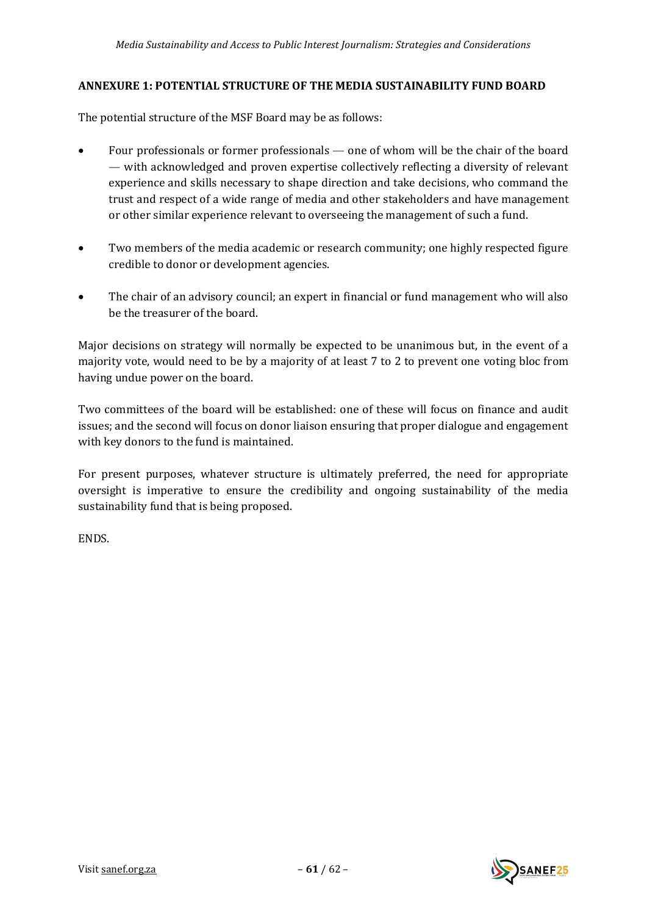**ANNEXURE 1: POTENTIAL STRUCTURE OF THE MEDIA SUSTAINABILITY FUND BOARD**

The potential structure of the MSF Board may be as follows:

- Four professionals or former professionals — one of whom will be the chair of the board — with acknowledged and proven expertise collectively reflecting a diversity of relevant experience and skills necessary to shape direction and take decisions, who command the trust and respect of a wide range of media and other stakeholders and have management or other similar experience relevant to overseeing the management of such a fund.

- Two members of the media academic or research community; one highly respected figure credible to donor or development agencies.

- The chair of an advisory council; an expert in financial or fund management who will also be the treasurer of the board.

Major decisions on strategy will normally be expected to be unanimous but, in the event of a majority vote, would need to be by a majority of at least 7 to 2 to prevent one voting bloc from having undue power on the board.

Two committees of the board will be established: one of these will focus on finance and audit issues; and the second will focus on donor liaison ensuring that proper dialogue and engagement with key donors to the fund is maintained.

For present purposes, whatever structure is ultimately preferred, the need for appropriate oversight is imperative to ensure the credibility and ongoing sustainability of the media sustainability fund that is being proposed.

ENDS.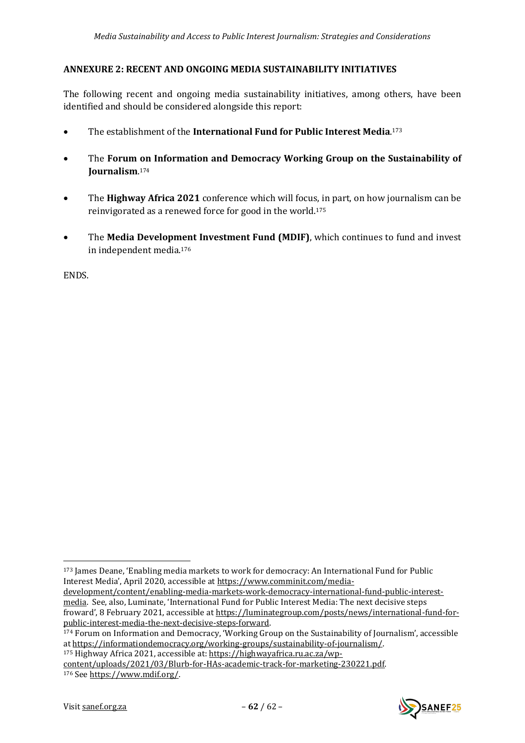## ANNEXURE 2: RECENT AND ONGOING MEDIA SUSTAINABILITY INITIATIVES

The following recent and ongoing media sustainability initiatives, among others, have been identified and should be considered alongside this report:

- The establishment of the **International Fund for Public Interest Media**.[173]
- The **Forum on Information and Democracy Working Group on the Sustainability of Journalism**.[174]
- The **Highway Africa 2021** conference which will focus, in part, on how journalism can be reinvigorated as a renewed force for good in the world.[175]
- The **Media Development Investment Fund (MDIF)**, which continues to fund and invest in independent media.[176]

ENDS.

---

[173] James Deane, 'Enabling media markets to work for democracy: An International Fund for Public Interest Media', April 2020, accessible at https://www.comminit.com/media-development/content/enabling-media-markets-work-democracy-international-fund-public-interest-media. See, also, Luminate, 'International Fund for Public Interest Media: The next decisive steps froward', 8 February 2021, accessible at https://luminategroup.com/posts/news/international-fund-for-public-interest-media-the-next-decisive-steps-forward.

[174] Forum on Information and Democracy, 'Working Group on the Sustainability of Journalism', accessible at https://informationdemocracy.org/working-groups/sustainability-of-journalism/.

[175] Highway Africa 2021, accessible at: https://highwayafrica.ru.ac.za/wp-content/uploads/2021/03/Blurb-for-HAs-academic-track-for-marketing-230221.pdf.

[176] See https://www.mdif.org/.